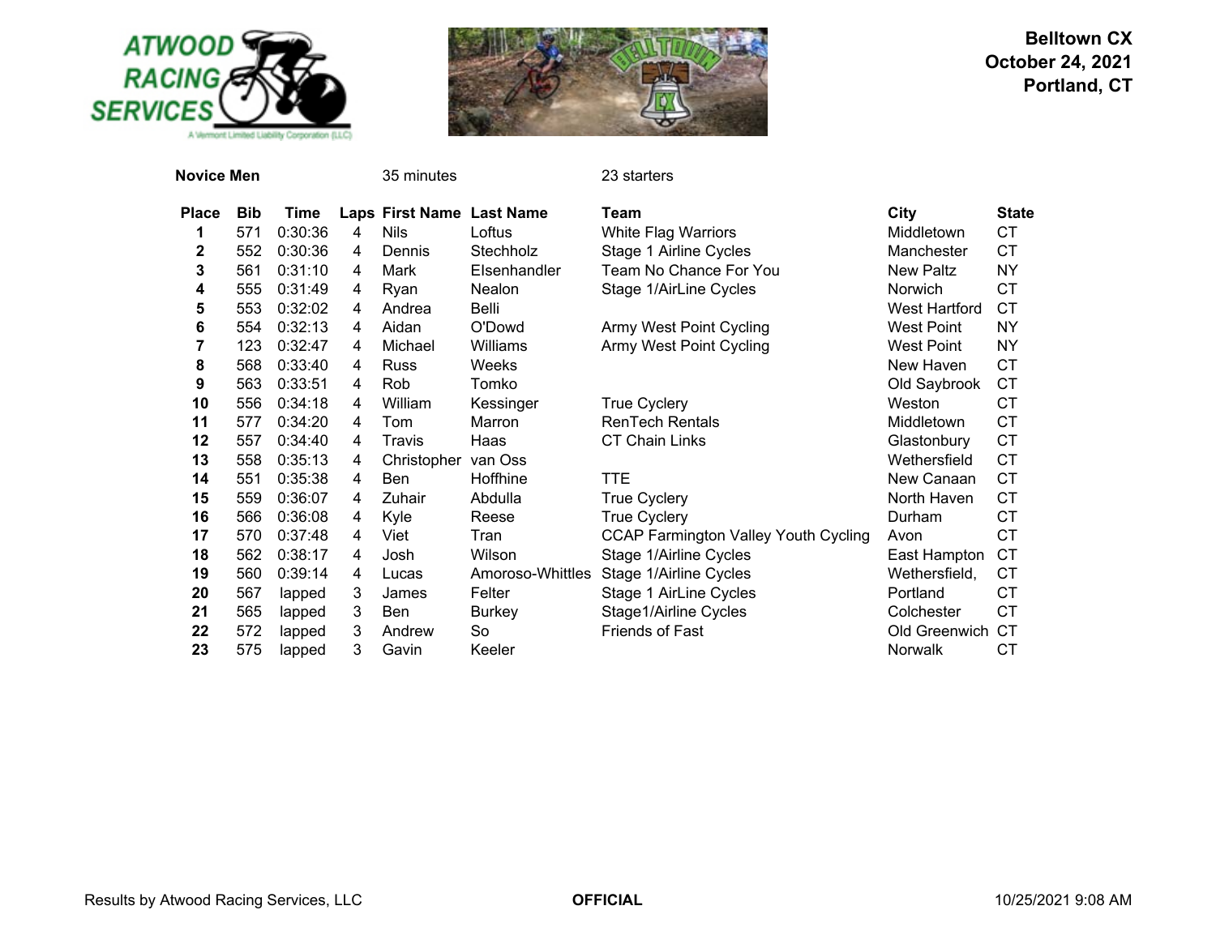**Belltown CX**
**October 24, 2021**
**Portland, CT**

**Novice Men** 35 minutes 23 starters

| Place | Bib | Time | Laps | First Name | Last Name | Team | City | State |
|---|---|---|---|---|---|---|---|---|
| 1 | 571 | 0:30:36 | 4 | Nils | Loftus | White Flag Warriors | Middletown | CT |
| 2 | 552 | 0:30:36 | 4 | Dennis | Stechholz | Stage 1 Airline Cycles | Manchester | CT |
| 3 | 561 | 0:31:10 | 4 | Mark | Elsenhandler | Team No Chance For You | New Paltz | NY |
| 4 | 555 | 0:31:49 | 4 | Ryan | Nealon | Stage 1/AirLine Cycles | Norwich | CT |
| 5 | 553 | 0:32:02 | 4 | Andrea | Belli | | West Hartford | CT |
| 6 | 554 | 0:32:13 | 4 | Aidan | O'Dowd | Army West Point Cycling | West Point | NY |
| 7 | 123 | 0:32:47 | 4 | Michael | Williams | Army West Point Cycling | West Point | NY |
| 8 | 568 | 0:33:40 | 4 | Russ | Weeks | | New Haven | CT |
| 9 | 563 | 0:33:51 | 4 | Rob | Tomko | | Old Saybrook | CT |
| 10 | 556 | 0:34:18 | 4 | William | Kessinger | True Cyclery | Weston | CT |
| 11 | 577 | 0:34:20 | 4 | Tom | Marron | RenTech Rentals | Middletown | CT |
| 12 | 557 | 0:34:40 | 4 | Travis | Haas | CT Chain Links | Glastonbury | CT |
| 13 | 558 | 0:35:13 | 4 | Christopher | van Oss | | Wethersfield | CT |
| 14 | 551 | 0:35:38 | 4 | Ben | Hoffhine | TTE | New Canaan | CT |
| 15 | 559 | 0:36:07 | 4 | Zuhair | Abdulla | True Cyclery | North Haven | CT |
| 16 | 566 | 0:36:08 | 4 | Kyle | Reese | True Cyclery | Durham | CT |
| 17 | 570 | 0:37:48 | 4 | Viet | Tran | CCAP Farmington Valley Youth Cycling | Avon | CT |
| 18 | 562 | 0:38:17 | 4 | Josh | Wilson | Stage 1/Airline Cycles | East Hampton | CT |
| 19 | 560 | 0:39:14 | 4 | Lucas | Amoroso-Whittles | Stage 1/Airline Cycles | Wethersfield, | CT |
| 20 | 567 | lapped | 3 | James | Felter | Stage 1 AirLine Cycles | Portland | CT |
| 21 | 565 | lapped | 3 | Ben | Burkey | Stage1/Airline Cycles | Colchester | CT |
| 22 | 572 | lapped | 3 | Andrew | So | Friends of Fast | Old Greenwich | CT |
| 23 | 575 | lapped | 3 | Gavin | Keeler | | Norwalk | CT |

Results by Atwood Racing Services, LLC **OFFICIAL** 10/25/2021 9:08 AM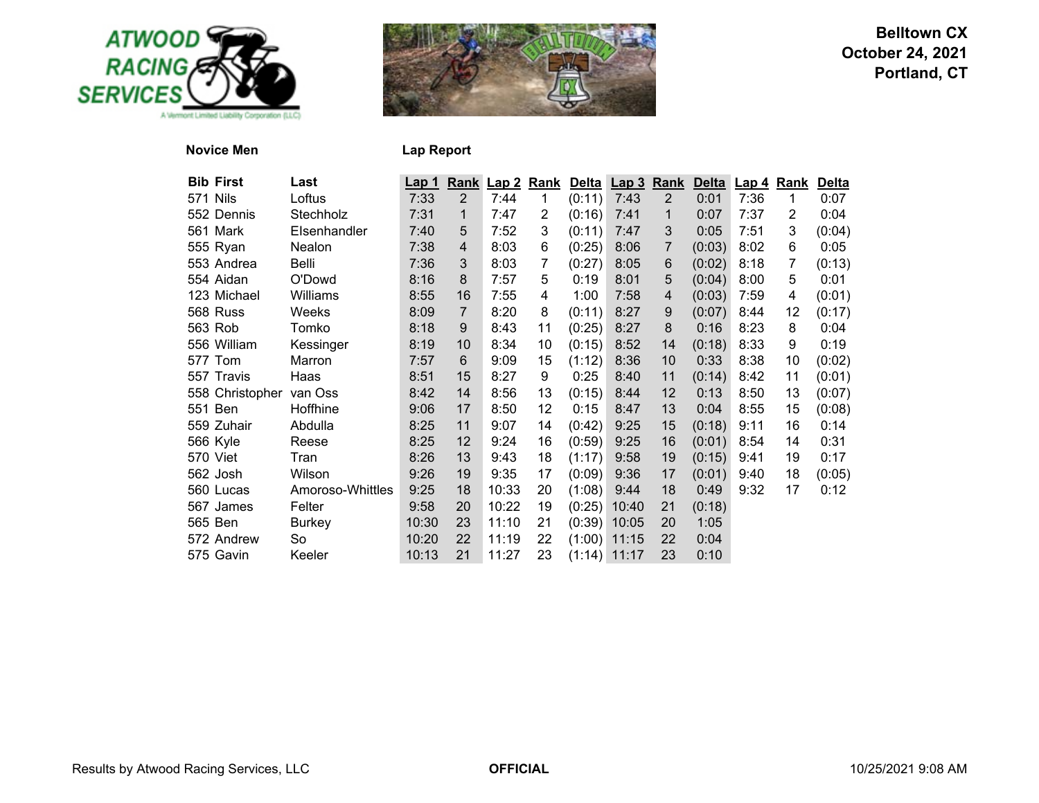**Belltown CX**
**October 24, 2021**
**Portland, CT**

**Novice Men** **Lap Report**

| Bib | First | Last | Lap 1 | Rank | Lap 2 | Rank | Delta | Lap 3 | Rank | Delta | Lap 4 | Rank | Delta |
|---|---|---|---|---|---|---|---|---|---|---|---|---|---|
| 571 | Nils | Loftus | 7:33 | 2 | 7:44 | 1 | (0:11) | 7:43 | 2 | 0:01 | 7:36 | 1 | 0:07 |
| 552 | Dennis | Stechholz | 7:31 | 1 | 7:47 | 2 | (0:16) | 7:41 | 1 | 0:07 | 7:37 | 2 | 0:04 |
| 561 | Mark | Elsenhandler | 7:40 | 5 | 7:52 | 3 | (0:11) | 7:47 | 3 | 0:05 | 7:51 | 3 | (0:04) |
| 555 | Ryan | Nealon | 7:38 | 4 | 8:03 | 6 | (0:25) | 8:06 | 7 | (0:03) | 8:02 | 6 | 0:05 |
| 553 | Andrea | Belli | 7:36 | 3 | 8:03 | 7 | (0:27) | 8:05 | 6 | (0:02) | 8:18 | 7 | (0:13) |
| 554 | Aidan | O'Dowd | 8:16 | 8 | 7:57 | 5 | 0:19 | 8:01 | 5 | (0:04) | 8:00 | 5 | 0:01 |
| 123 | Michael | Williams | 8:55 | 16 | 7:55 | 4 | 1:00 | 7:58 | 4 | (0:03) | 7:59 | 4 | (0:01) |
| 568 | Russ | Weeks | 8:09 | 7 | 8:20 | 8 | (0:11) | 8:27 | 9 | (0:07) | 8:44 | 12 | (0:17) |
| 563 | Rob | Tomko | 8:18 | 9 | 8:43 | 11 | (0:25) | 8:27 | 8 | 0:16 | 8:23 | 8 | 0:04 |
| 556 | William | Kessinger | 8:19 | 10 | 8:34 | 10 | (0:15) | 8:52 | 14 | (0:18) | 8:33 | 9 | 0:19 |
| 577 | Tom | Marron | 7:57 | 6 | 9:09 | 15 | (1:12) | 8:36 | 10 | 0:33 | 8:38 | 10 | (0:02) |
| 557 | Travis | Haas | 8:51 | 15 | 8:27 | 9 | 0:25 | 8:40 | 11 | (0:14) | 8:42 | 11 | (0:01) |
| 558 | Christopher | van Oss | 8:42 | 14 | 8:56 | 13 | (0:15) | 8:44 | 12 | 0:13 | 8:50 | 13 | (0:07) |
| 551 | Ben | Hoffhine | 9:06 | 17 | 8:50 | 12 | 0:15 | 8:47 | 13 | 0:04 | 8:55 | 15 | (0:08) |
| 559 | Zuhair | Abdulla | 8:25 | 11 | 9:07 | 14 | (0:42) | 9:25 | 15 | (0:18) | 9:11 | 16 | 0:14 |
| 566 | Kyle | Reese | 8:25 | 12 | 9:24 | 16 | (0:59) | 9:25 | 16 | (0:01) | 8:54 | 14 | 0:31 |
| 570 | Viet | Tran | 8:26 | 13 | 9:43 | 18 | (1:17) | 9:58 | 19 | (0:15) | 9:41 | 19 | 0:17 |
| 562 | Josh | Wilson | 9:26 | 19 | 9:35 | 17 | (0:09) | 9:36 | 17 | (0:01) | 9:40 | 18 | (0:05) |
| 560 | Lucas | Amoroso-Whittles | 9:25 | 18 | 10:33 | 20 | (1:08) | 9:44 | 18 | 0:49 | 9:32 | 17 | 0:12 |
| 567 | James | Felter | 9:58 | 20 | 10:22 | 19 | (0:25) | 10:40 | 21 | (0:18) | | | |
| 565 | Ben | Burkey | 10:30 | 23 | 11:10 | 21 | (0:39) | 10:05 | 20 | 1:05 | | | |
| 572 | Andrew | So | 10:20 | 22 | 11:19 | 22 | (1:00) | 11:15 | 22 | 0:04 | | | |
| 575 | Gavin | Keeler | 10:13 | 21 | 11:27 | 23 | (1:14) | 11:17 | 23 | 0:10 | | | |

Results by Atwood Racing Services, LLC **OFFICIAL** 10/25/2021 9:08 AM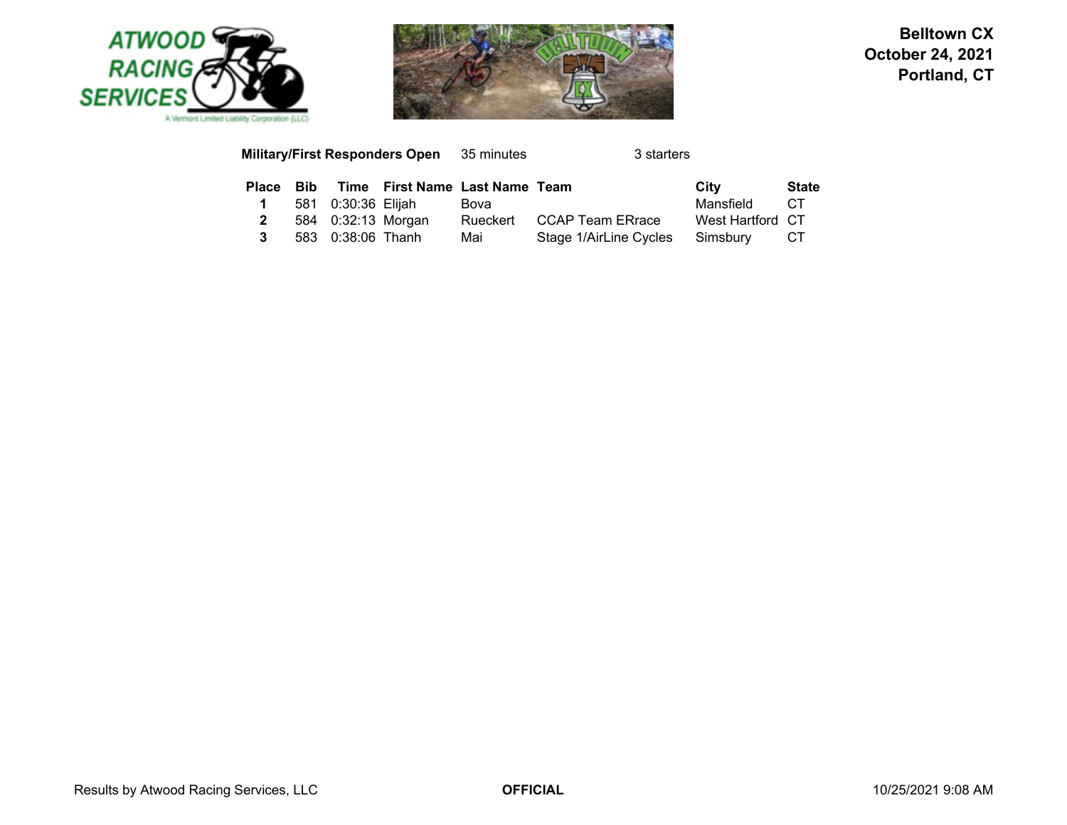**Belltown CX**
**October 24, 2021**
**Portland, CT**

**Military/First Responders Open** 35 minutes 3 starters

| Place | Bib | Time | First Name | Last Name | Team | City | State |
|---|---|---|---|---|---|---|---|
| **1** | 581 | 0:30:36 | Elijah | Bova | | Mansfield | CT |
| **2** | 584 | 0:32:13 | Morgan | Rueckert | CCAP Team ERrace | West Hartford | CT |
| **3** | 583 | 0:38:06 | Thanh | Mai | Stage 1/AirLine Cycles | Simsbury | CT |

Results by Atwood Racing Services, LLC **OFFICIAL** 10/25/2021 9:08 AM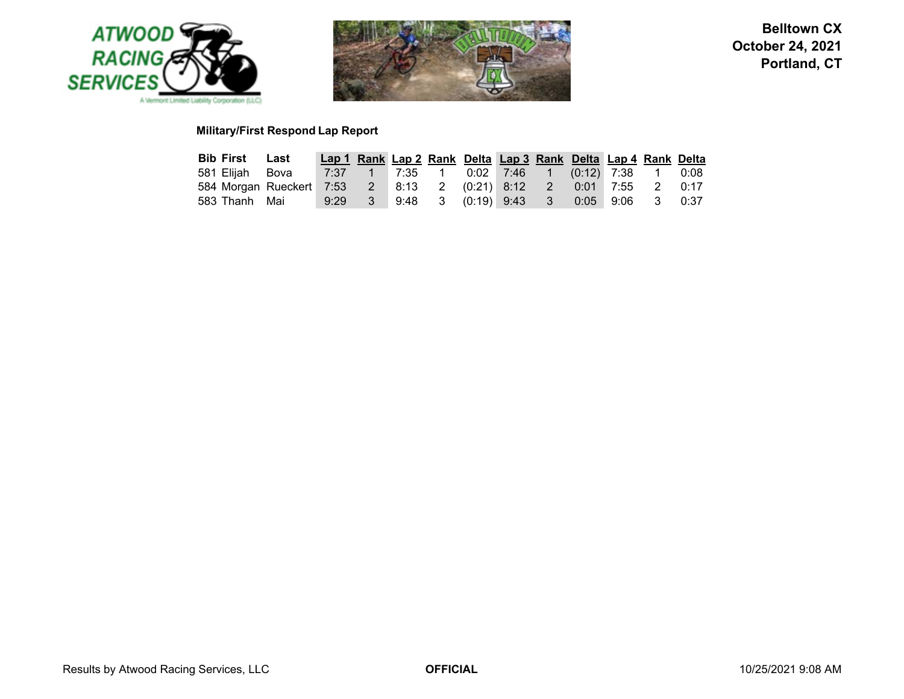**Belltown CX**
**October 24, 2021**
**Portland, CT**

### Military/First Respond Lap Report

| Bib | First | Last | Lap 1 | Rank | Lap 2 | Rank | Delta | Lap 3 | Rank | Delta | Lap 4 | Rank | Delta |
|---|---|---|---|---|---|---|---|---|---|---|---|---|---|
| 581 | Elijah | Bova | 7:37 | 1 | 7:35 | 1 | 0:02 | 7:46 | 1 | (0:12) | 7:38 | 1 | 0:08 |
| 584 | Morgan | Rueckert | 7:53 | 2 | 8:13 | 2 | (0:21) | 8:12 | 2 | 0:01 | 7:55 | 2 | 0:17 |
| 583 | Thanh | Mai | 9:29 | 3 | 9:48 | 3 | (0:19) | 9:43 | 3 | 0:05 | 9:06 | 3 | 0:37 |

Results by Atwood Racing Services, LLC **OFFICIAL** 10/25/2021 9:08 AM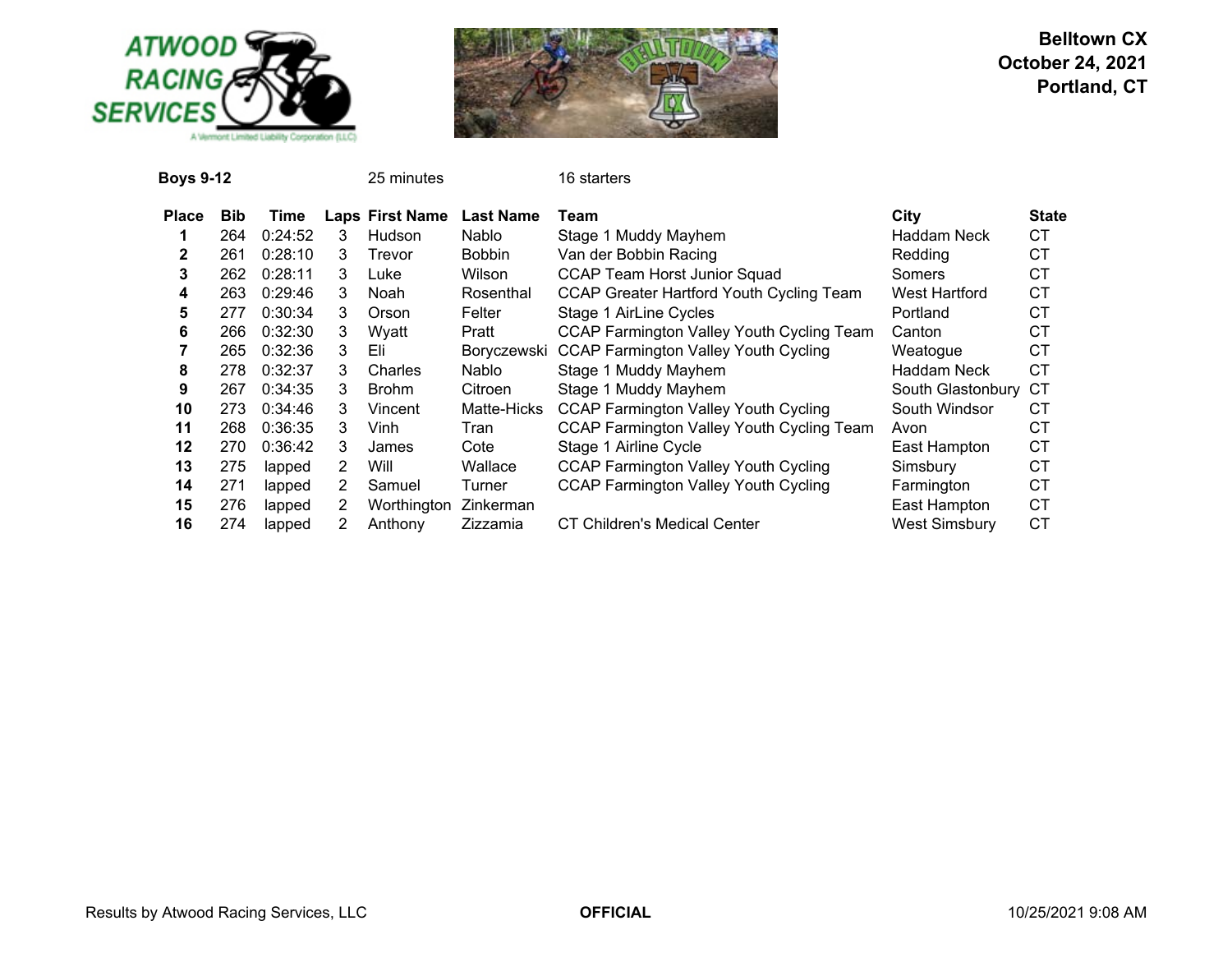**Belltown CX**
**October 24, 2021**
**Portland, CT**

**Boys 9-12** 25 minutes 16 starters

| Place | Bib | Time | Laps | First Name | Last Name | Team | City | State |
|---|---|---|---|---|---|---|---|---|
| **1** | 264 | 0:24:52 | 3 | Hudson | Nablo | Stage 1 Muddy Mayhem | Haddam Neck | CT |
| **2** | 261 | 0:28:10 | 3 | Trevor | Bobbin | Van der Bobbin Racing | Redding | CT |
| **3** | 262 | 0:28:11 | 3 | Luke | Wilson | CCAP Team Horst Junior Squad | Somers | CT |
| **4** | 263 | 0:29:46 | 3 | Noah | Rosenthal | CCAP Greater Hartford Youth Cycling Team | West Hartford | CT |
| **5** | 277 | 0:30:34 | 3 | Orson | Felter | Stage 1 AirLine Cycles | Portland | CT |
| **6** | 266 | 0:32:30 | 3 | Wyatt | Pratt | CCAP Farmington Valley Youth Cycling Team | Canton | CT |
| **7** | 265 | 0:32:36 | 3 | Eli | Boryczewski | CCAP Farmington Valley Youth Cycling | Weatogue | CT |
| **8** | 278 | 0:32:37 | 3 | Charles | Nablo | Stage 1 Muddy Mayhem | Haddam Neck | CT |
| **9** | 267 | 0:34:35 | 3 | Brohm | Citroen | Stage 1 Muddy Mayhem | South Glastonbury | CT |
| **10** | 273 | 0:34:46 | 3 | Vincent | Matte-Hicks | CCAP Farmington Valley Youth Cycling | South Windsor | CT |
| **11** | 268 | 0:36:35 | 3 | Vinh | Tran | CCAP Farmington Valley Youth Cycling Team | Avon | CT |
| **12** | 270 | 0:36:42 | 3 | James | Cote | Stage 1 Airline Cycle | East Hampton | CT |
| **13** | 275 | lapped | 2 | Will | Wallace | CCAP Farmington Valley Youth Cycling | Simsbury | CT |
| **14** | 271 | lapped | 2 | Samuel | Turner | CCAP Farmington Valley Youth Cycling | Farmington | CT |
| **15** | 276 | lapped | 2 | Worthington | Zinkerman | | East Hampton | CT |
| **16** | 274 | lapped | 2 | Anthony | Zizzamia | CT Children's Medical Center | West Simsbury | CT |

Results by Atwood Racing Services, LLC **OFFICIAL** 10/25/2021 9:08 AM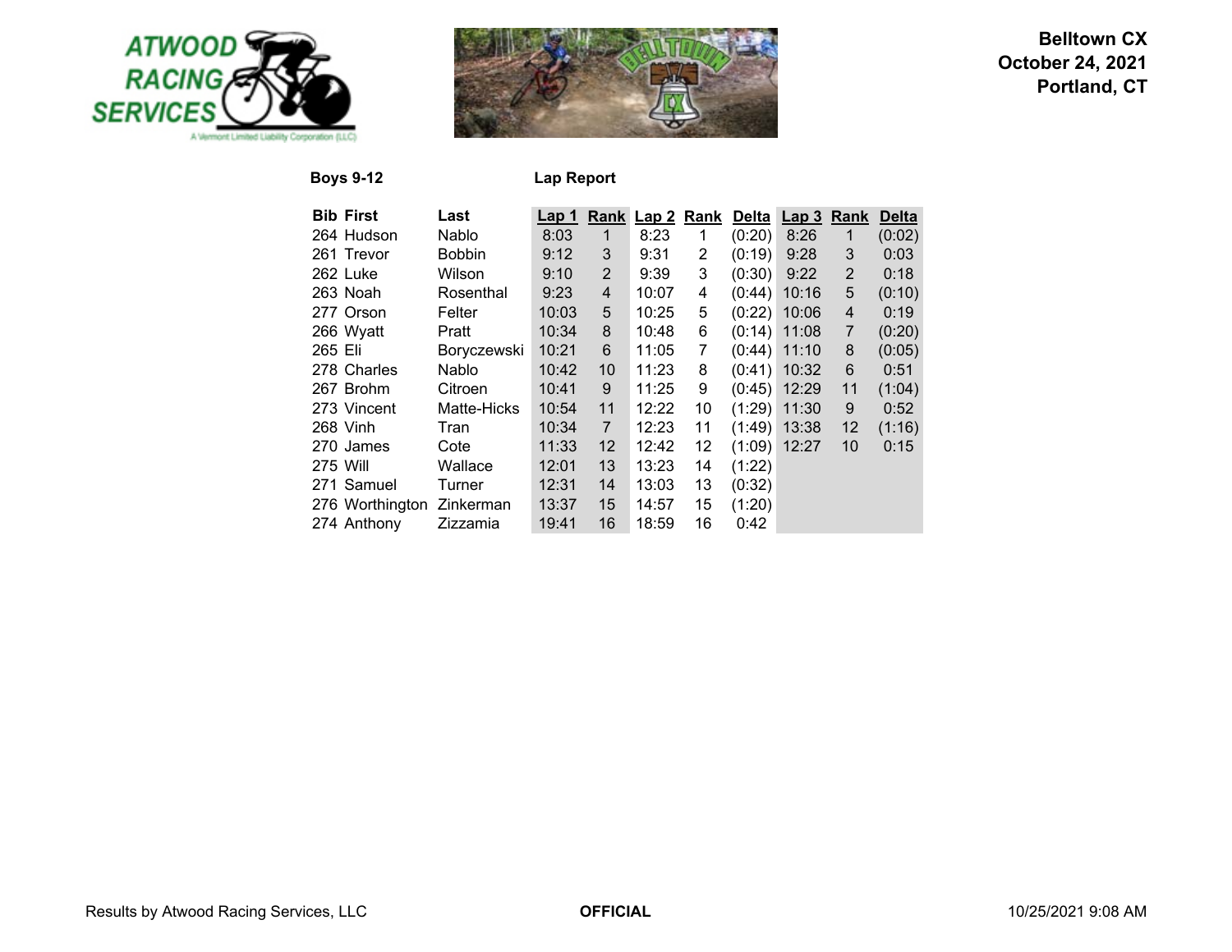**Belltown CX**
**October 24, 2021**
**Portland, CT**

**Boys 9-12** **Lap Report**

| Bib | First | Last | Lap 1 | Rank | Lap 2 | Rank | Delta | Lap 3 | Rank | Delta |
|---|---|---|---|---|---|---|---|---|---|---|
| 264 | Hudson | Nablo | 8:03 | 1 | 8:23 | 1 | (0:20) | 8:26 | 1 | (0:02) |
| 261 | Trevor | Bobbin | 9:12 | 3 | 9:31 | 2 | (0:19) | 9:28 | 3 | 0:03 |
| 262 | Luke | Wilson | 9:10 | 2 | 9:39 | 3 | (0:30) | 9:22 | 2 | 0:18 |
| 263 | Noah | Rosenthal | 9:23 | 4 | 10:07 | 4 | (0:44) | 10:16 | 5 | (0:10) |
| 277 | Orson | Felter | 10:03 | 5 | 10:25 | 5 | (0:22) | 10:06 | 4 | 0:19 |
| 266 | Wyatt | Pratt | 10:34 | 8 | 10:48 | 6 | (0:14) | 11:08 | 7 | (0:20) |
| 265 | Eli | Boryczewski | 10:21 | 6 | 11:05 | 7 | (0:44) | 11:10 | 8 | (0:05) |
| 278 | Charles | Nablo | 10:42 | 10 | 11:23 | 8 | (0:41) | 10:32 | 6 | 0:51 |
| 267 | Brohm | Citroen | 10:41 | 9 | 11:25 | 9 | (0:45) | 12:29 | 11 | (1:04) |
| 273 | Vincent | Matte-Hicks | 10:54 | 11 | 12:22 | 10 | (1:29) | 11:30 | 9 | 0:52 |
| 268 | Vinh | Tran | 10:34 | 7 | 12:23 | 11 | (1:49) | 13:38 | 12 | (1:16) |
| 270 | James | Cote | 11:33 | 12 | 12:42 | 12 | (1:09) | 12:27 | 10 | 0:15 |
| 275 | Will | Wallace | 12:01 | 13 | 13:23 | 14 | (1:22) | | | |
| 271 | Samuel | Turner | 12:31 | 14 | 13:03 | 13 | (0:32) | | | |
| 276 | Worthington | Zinkerman | 13:37 | 15 | 14:57 | 15 | (1:20) | | | |
| 274 | Anthony | Zizzamia | 19:41 | 16 | 18:59 | 16 | 0:42 | | | |

Results by Atwood Racing Services, LLC **OFFICIAL** 10/25/2021 9:08 AM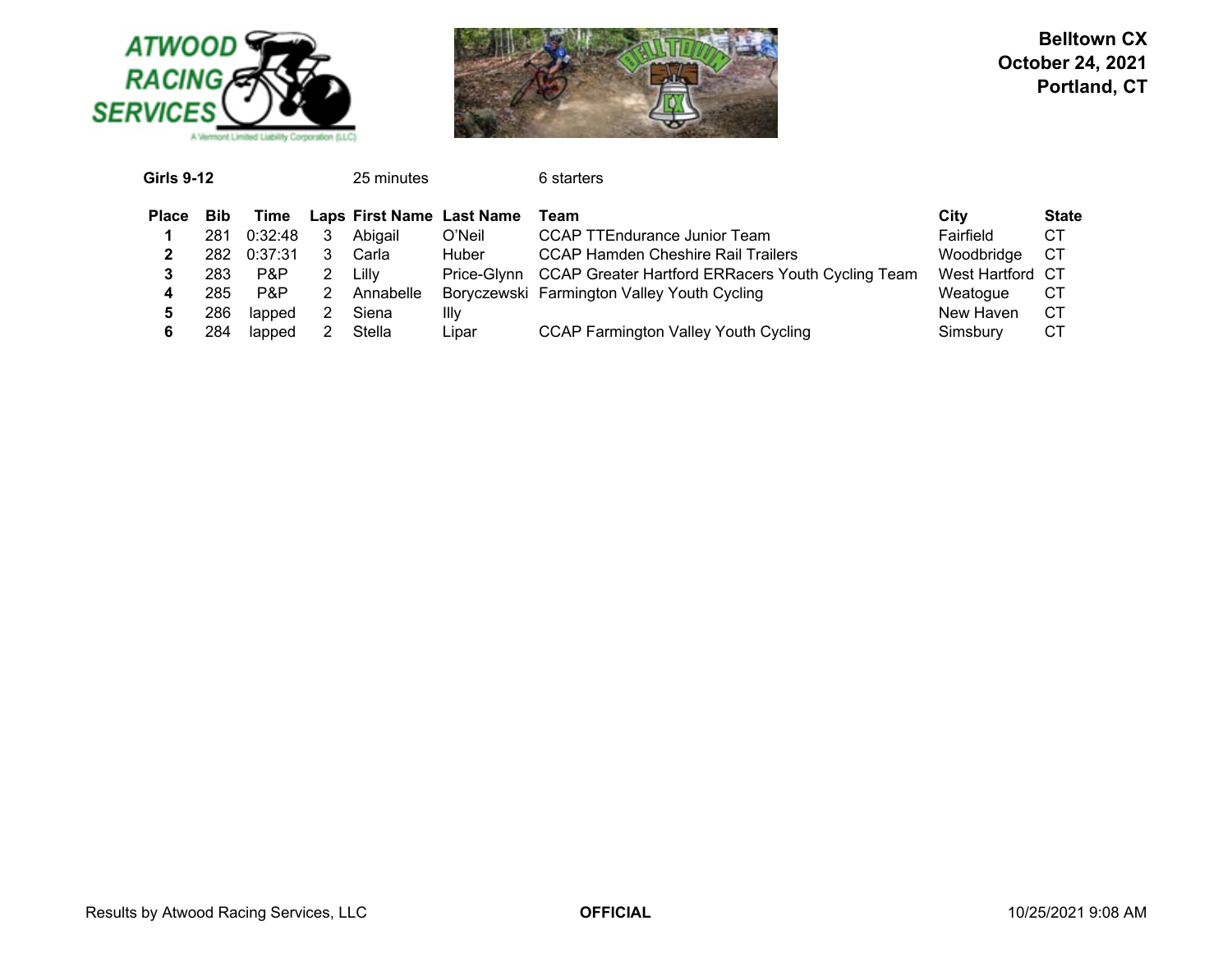**Belltown CX**
**October 24, 2021**
**Portland, CT**

**Girls 9-12** 25 minutes 6 starters

| Place | Bib | Time | Laps | First Name | Last Name | Team | City | State |
|---|---|---|---|---|---|---|---|---|
| **1** | 281 | 0:32:48 | 3 | Abigail | O'Neil | CCAP TTEndurance Junior Team | Fairfield | CT |
| **2** | 282 | 0:37:31 | 3 | Carla | Huber | CCAP Hamden Cheshire Rail Trailers | Woodbridge | CT |
| **3** | 283 | P&P | 2 | Lilly | Price-Glynn | CCAP Greater Hartford ERRacers Youth Cycling Team | West Hartford | CT |
| **4** | 285 | P&P | 2 | Annabelle | Boryczewski | Farmington Valley Youth Cycling | Weatogue | CT |
| **5** | 286 | lapped | 2 | Siena | Illy | | New Haven | CT |
| **6** | 284 | lapped | 2 | Stella | Lipar | CCAP Farmington Valley Youth Cycling | Simsbury | CT |

Results by Atwood Racing Services, LLC **OFFICIAL** 10/25/2021 9:08 AM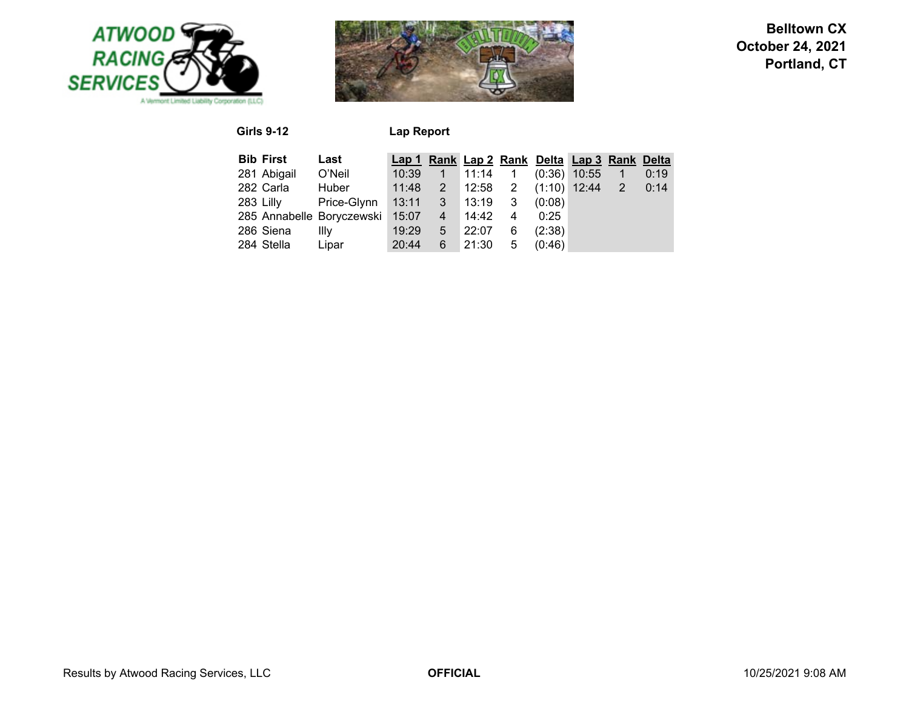**Belltown CX**
**October 24, 2021**
**Portland, CT**

**Girls 9-12** **Lap Report**

| Bib | First | Last | Lap 1 | Rank | Lap 2 | Rank | Delta | Lap 3 | Rank | Delta |
|---|---|---|---|---|---|---|---|---|---|---|
| 281 | Abigail | O'Neil | 10:39 | 1 | 11:14 | 1 | (0:36) | 10:55 | 1 | 0:19 |
| 282 | Carla | Huber | 11:48 | 2 | 12:58 | 2 | (1:10) | 12:44 | 2 | 0:14 |
| 283 | Lilly | Price-Glynn | 13:11 | 3 | 13:19 | 3 | (0:08) | | | |
| 285 | Annabelle | Boryczewski | 15:07 | 4 | 14:42 | 4 | 0:25 | | | |
| 286 | Siena | Illy | 19:29 | 5 | 22:07 | 6 | (2:38) | | | |
| 284 | Stella | Lipar | 20:44 | 6 | 21:30 | 5 | (0:46) | | | |

Results by Atwood Racing Services, LLC **OFFICIAL** 10/25/2021 9:08 AM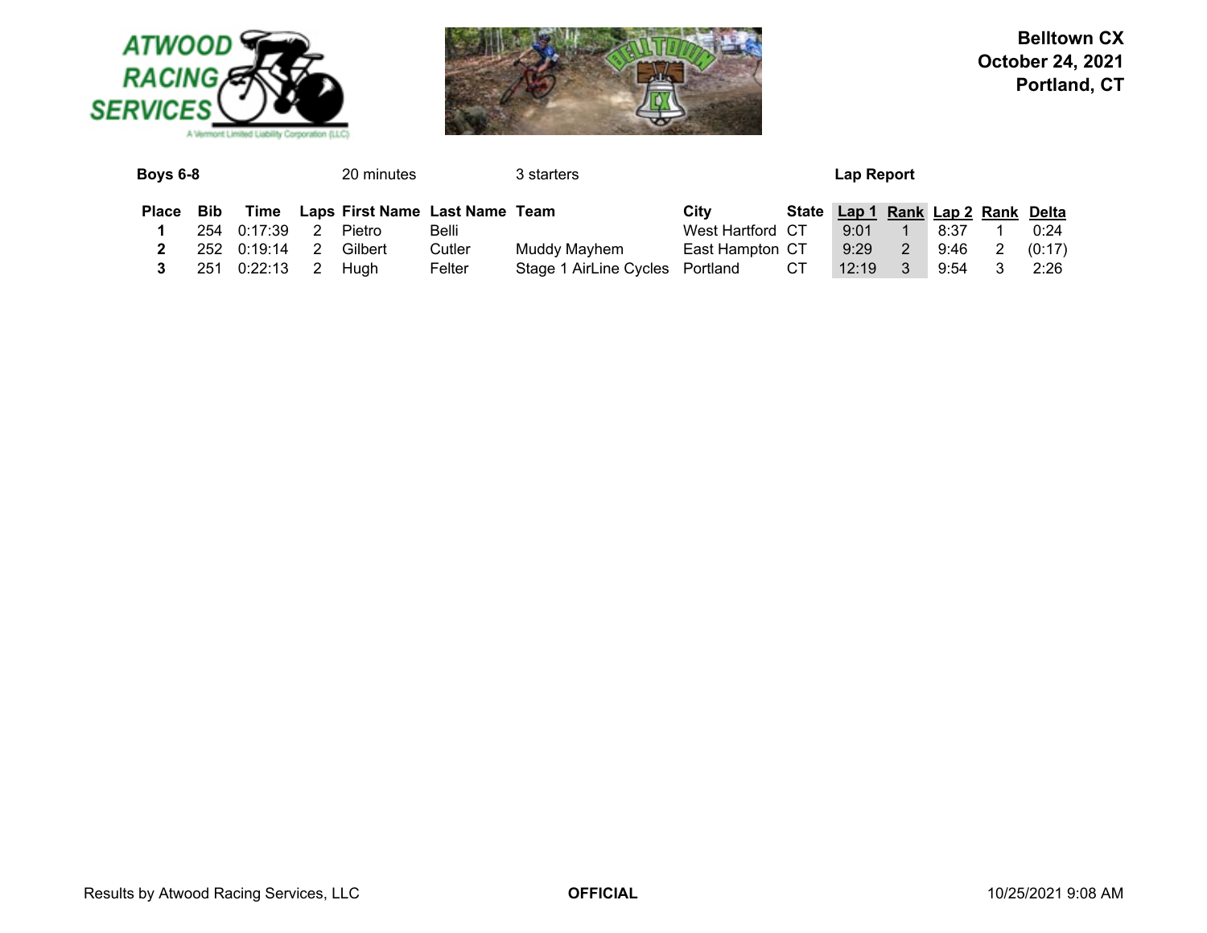**Belltown CX**
**October 24, 2021**
**Portland, CT**

**Boys 6-8** 20 minutes 3 starters **Lap Report**

| Place | Bib | Time | Laps | First Name | Last Name | Team | City | State | Lap 1 | Rank | Lap 2 | Rank | Delta |
|---|---|---|---|---|---|---|---|---|---|---|---|---|---|
| **1** | 254 | 0:17:39 | 2 | Pietro | Belli | | West Hartford | CT | 9:01 | 1 | 8:37 | 1 | 0:24 |
| **2** | 252 | 0:19:14 | 2 | Gilbert | Cutler | Muddy Mayhem | East Hampton | CT | 9:29 | 2 | 9:46 | 2 | (0:17) |
| **3** | 251 | 0:22:13 | 2 | Hugh | Felter | Stage 1 AirLine Cycles | Portland | CT | 12:19 | 3 | 9:54 | 3 | 2:26 |

Results by Atwood Racing Services, LLC **OFFICIAL** 10/25/2021 9:08 AM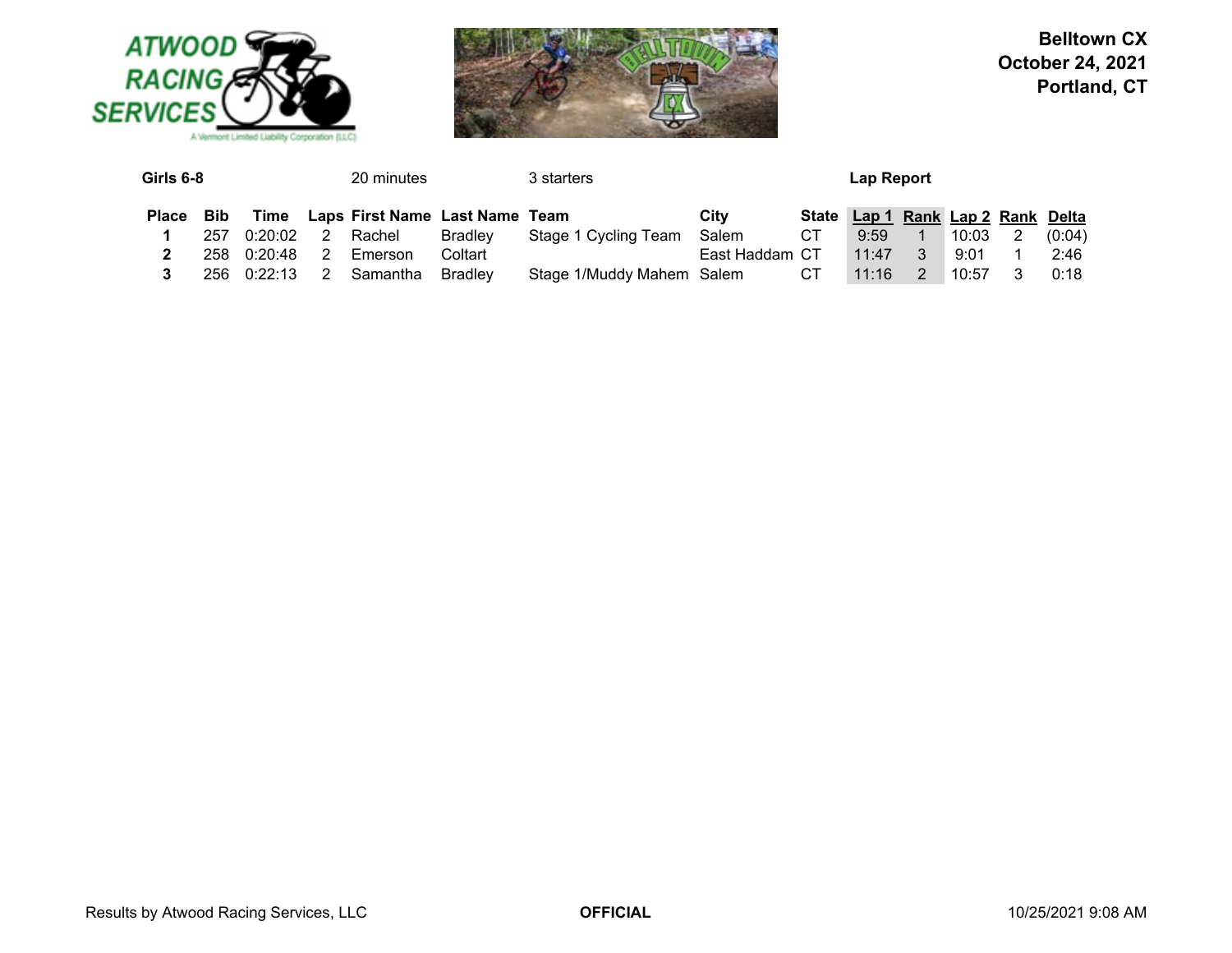**Belltown CX**
**October 24, 2021**
**Portland, CT**

**Girls 6-8** 20 minutes 3 starters **Lap Report**

| Place | Bib | Time | Laps | First Name | Last Name | Team | City | State | Lap 1 | Rank | Lap 2 | Rank | Delta |
|---|---|---|---|---|---|---|---|---|---|---|---|---|---|
| **1** | 257 | 0:20:02 | 2 | Rachel | Bradley | Stage 1 Cycling Team | Salem | CT | 9:59 | 1 | 10:03 | 2 | (0:04) |
| **2** | 258 | 0:20:48 | 2 | Emerson | Coltart | | East Haddam | CT | 11:47 | 3 | 9:01 | 1 | 2:46 |
| **3** | 256 | 0:22:13 | 2 | Samantha | Bradley | Stage 1/Muddy Mahem | Salem | CT | 11:16 | 2 | 10:57 | 3 | 0:18 |

Results by Atwood Racing Services, LLC **OFFICIAL** 10/25/2021 9:08 AM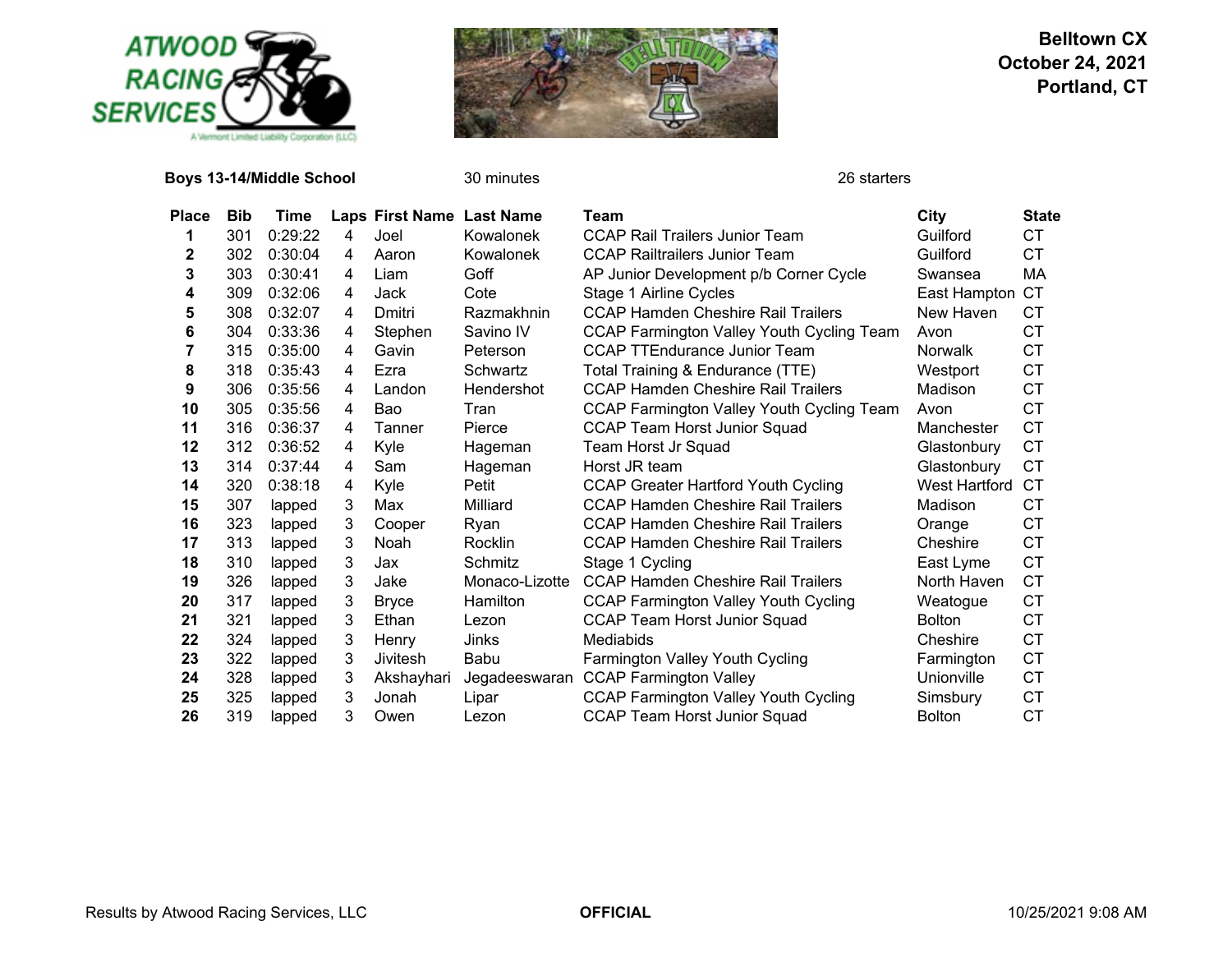**Belltown CX**
**October 24, 2021**
**Portland, CT**

**Boys 13-14/Middle School** 30 minutes 26 starters

| Place | Bib | Time | Laps | First Name | Last Name | Team | City | State |
|---|---|---|---|---|---|---|---|---|
| 1 | 301 | 0:29:22 | 4 | Joel | Kowalonek | CCAP Rail Trailers Junior Team | Guilford | CT |
| 2 | 302 | 0:30:04 | 4 | Aaron | Kowalonek | CCAP Railtrailers Junior Team | Guilford | CT |
| 3 | 303 | 0:30:41 | 4 | Liam | Goff | AP Junior Development p/b Corner Cycle | Swansea | MA |
| 4 | 309 | 0:32:06 | 4 | Jack | Cote | Stage 1 Airline Cycles | East Hampton | CT |
| 5 | 308 | 0:32:07 | 4 | Dmitri | Razmakhnin | CCAP Hamden Cheshire Rail Trailers | New Haven | CT |
| 6 | 304 | 0:33:36 | 4 | Stephen | Savino IV | CCAP Farmington Valley Youth Cycling Team | Avon | CT |
| 7 | 315 | 0:35:00 | 4 | Gavin | Peterson | CCAP TTEndurance Junior Team | Norwalk | CT |
| 8 | 318 | 0:35:43 | 4 | Ezra | Schwartz | Total Training & Endurance (TTE) | Westport | CT |
| 9 | 306 | 0:35:56 | 4 | Landon | Hendershot | CCAP Hamden Cheshire Rail Trailers | Madison | CT |
| 10 | 305 | 0:35:56 | 4 | Bao | Tran | CCAP Farmington Valley Youth Cycling Team | Avon | CT |
| 11 | 316 | 0:36:37 | 4 | Tanner | Pierce | CCAP Team Horst Junior Squad | Manchester | CT |
| 12 | 312 | 0:36:52 | 4 | Kyle | Hageman | Team Horst Jr Squad | Glastonbury | CT |
| 13 | 314 | 0:37:44 | 4 | Sam | Hageman | Horst JR team | Glastonbury | CT |
| 14 | 320 | 0:38:18 | 4 | Kyle | Petit | CCAP Greater Hartford Youth Cycling | West Hartford | CT |
| 15 | 307 | lapped | 3 | Max | Milliard | CCAP Hamden Cheshire Rail Trailers | Madison | CT |
| 16 | 323 | lapped | 3 | Cooper | Ryan | CCAP Hamden Cheshire Rail Trailers | Orange | CT |
| 17 | 313 | lapped | 3 | Noah | Rocklin | CCAP Hamden Cheshire Rail Trailers | Cheshire | CT |
| 18 | 310 | lapped | 3 | Jax | Schmitz | Stage 1 Cycling | East Lyme | CT |
| 19 | 326 | lapped | 3 | Jake | Monaco-Lizotte | CCAP Hamden Cheshire Rail Trailers | North Haven | CT |
| 20 | 317 | lapped | 3 | Bryce | Hamilton | CCAP Farmington Valley Youth Cycling | Weatogue | CT |
| 21 | 321 | lapped | 3 | Ethan | Lezon | CCAP Team Horst Junior Squad | Bolton | CT |
| 22 | 324 | lapped | 3 | Henry | Jinks | Mediabids | Cheshire | CT |
| 23 | 322 | lapped | 3 | Jivitesh | Babu | Farmington Valley Youth Cycling | Farmington | CT |
| 24 | 328 | lapped | 3 | Akshayhari | Jegadeeswaran | CCAP Farmington Valley | Unionville | CT |
| 25 | 325 | lapped | 3 | Jonah | Lipar | CCAP Farmington Valley Youth Cycling | Simsbury | CT |
| 26 | 319 | lapped | 3 | Owen | Lezon | CCAP Team Horst Junior Squad | Bolton | CT |

Results by Atwood Racing Services, LLC **OFFICIAL** 10/25/2021 9:08 AM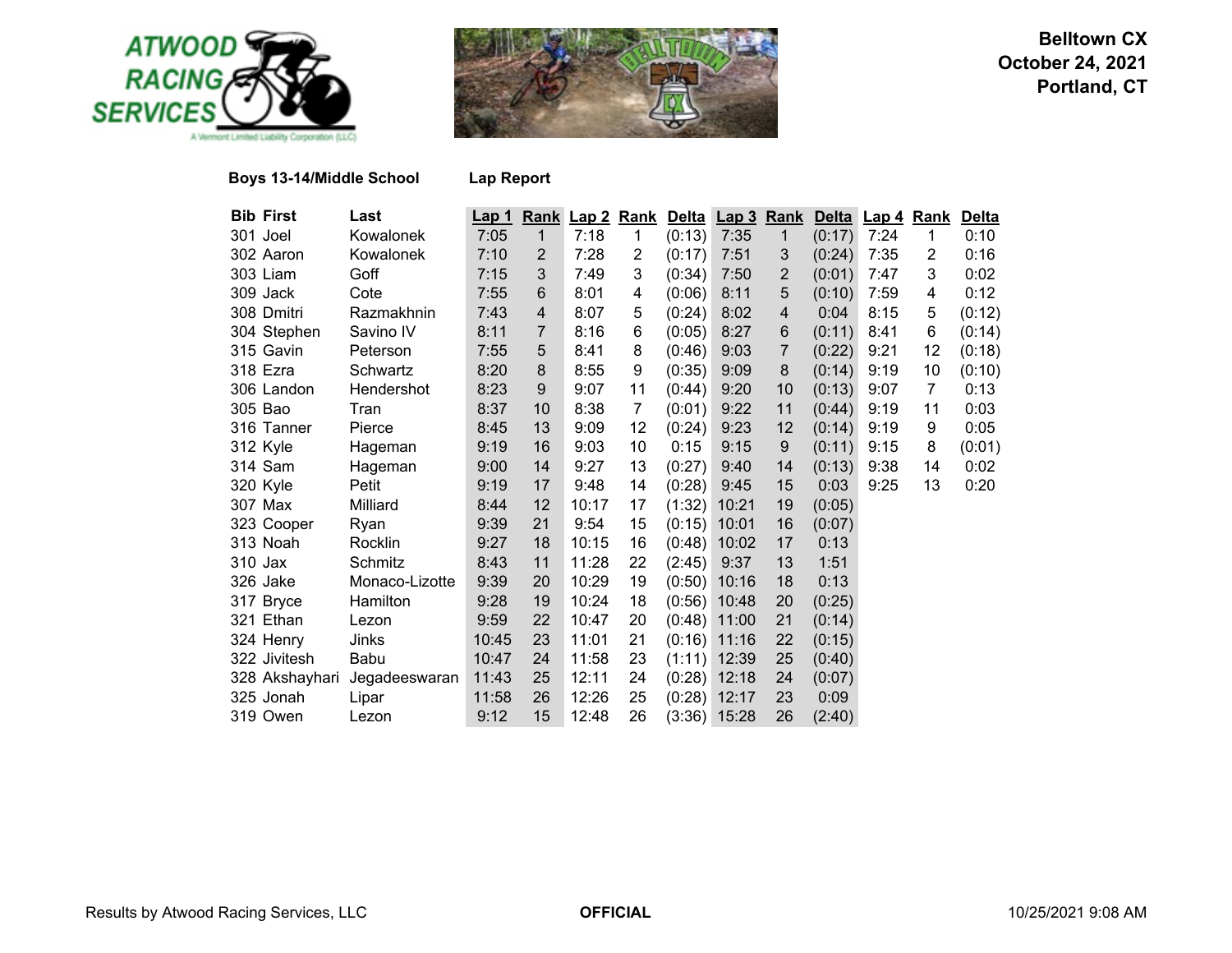**Belltown CX**
**October 24, 2021**
**Portland, CT**

**Boys 13-14/Middle School** **Lap Report**

| Bib | First | Last | Lap 1 | Rank | Lap 2 | Rank | Delta | Lap 3 | Rank | Delta | Lap 4 | Rank | Delta |
|---|---|---|---|---|---|---|---|---|---|---|---|---|---|
| 301 | Joel | Kowalonek | 7:05 | 1 | 7:18 | 1 | (0:13) | 7:35 | 1 | (0:17) | 7:24 | 1 | 0:10 |
| 302 | Aaron | Kowalonek | 7:10 | 2 | 7:28 | 2 | (0:17) | 7:51 | 3 | (0:24) | 7:35 | 2 | 0:16 |
| 303 | Liam | Goff | 7:15 | 3 | 7:49 | 3 | (0:34) | 7:50 | 2 | (0:01) | 7:47 | 3 | 0:02 |
| 309 | Jack | Cote | 7:55 | 6 | 8:01 | 4 | (0:06) | 8:11 | 5 | (0:10) | 7:59 | 4 | 0:12 |
| 308 | Dmitri | Razmakhnin | 7:43 | 4 | 8:07 | 5 | (0:24) | 8:02 | 4 | 0:04 | 8:15 | 5 | (0:12) |
| 304 | Stephen | Savino IV | 8:11 | 7 | 8:16 | 6 | (0:05) | 8:27 | 6 | (0:11) | 8:41 | 6 | (0:14) |
| 315 | Gavin | Peterson | 7:55 | 5 | 8:41 | 8 | (0:46) | 9:03 | 7 | (0:22) | 9:21 | 12 | (0:18) |
| 318 | Ezra | Schwartz | 8:20 | 8 | 8:55 | 9 | (0:35) | 9:09 | 8 | (0:14) | 9:19 | 10 | (0:10) |
| 306 | Landon | Hendershot | 8:23 | 9 | 9:07 | 11 | (0:44) | 9:20 | 10 | (0:13) | 9:07 | 7 | 0:13 |
| 305 | Bao | Tran | 8:37 | 10 | 8:38 | 7 | (0:01) | 9:22 | 11 | (0:44) | 9:19 | 11 | 0:03 |
| 316 | Tanner | Pierce | 8:45 | 13 | 9:09 | 12 | (0:24) | 9:23 | 12 | (0:14) | 9:19 | 9 | 0:05 |
| 312 | Kyle | Hageman | 9:19 | 16 | 9:03 | 10 | 0:15 | 9:15 | 9 | (0:11) | 9:15 | 8 | (0:01) |
| 314 | Sam | Hageman | 9:00 | 14 | 9:27 | 13 | (0:27) | 9:40 | 14 | (0:13) | 9:38 | 14 | 0:02 |
| 320 | Kyle | Petit | 9:19 | 17 | 9:48 | 14 | (0:28) | 9:45 | 15 | 0:03 | 9:25 | 13 | 0:20 |
| 307 | Max | Milliard | 8:44 | 12 | 10:17 | 17 | (1:32) | 10:21 | 19 | (0:05) | | | |
| 323 | Cooper | Ryan | 9:39 | 21 | 9:54 | 15 | (0:15) | 10:01 | 16 | (0:07) | | | |
| 313 | Noah | Rocklin | 9:27 | 18 | 10:15 | 16 | (0:48) | 10:02 | 17 | 0:13 | | | |
| 310 | Jax | Schmitz | 8:43 | 11 | 11:28 | 22 | (2:45) | 9:37 | 13 | 1:51 | | | |
| 326 | Jake | Monaco-Lizotte | 9:39 | 20 | 10:29 | 19 | (0:50) | 10:16 | 18 | 0:13 | | | |
| 317 | Bryce | Hamilton | 9:28 | 19 | 10:24 | 18 | (0:56) | 10:48 | 20 | (0:25) | | | |
| 321 | Ethan | Lezon | 9:59 | 22 | 10:47 | 20 | (0:48) | 11:00 | 21 | (0:14) | | | |
| 324 | Henry | Jinks | 10:45 | 23 | 11:01 | 21 | (0:16) | 11:16 | 22 | (0:15) | | | |
| 322 | Jivitesh | Babu | 10:47 | 24 | 11:58 | 23 | (1:11) | 12:39 | 25 | (0:40) | | | |
| 328 | Akshayhari | Jegadeeswaran | 11:43 | 25 | 12:11 | 24 | (0:28) | 12:18 | 24 | (0:07) | | | |
| 325 | Jonah | Lipar | 11:58 | 26 | 12:26 | 25 | (0:28) | 12:17 | 23 | 0:09 | | | |
| 319 | Owen | Lezon | 9:12 | 15 | 12:48 | 26 | (3:36) | 15:28 | 26 | (2:40) | | | |

Results by Atwood Racing Services, LLC **OFFICIAL** 10/25/2021 9:08 AM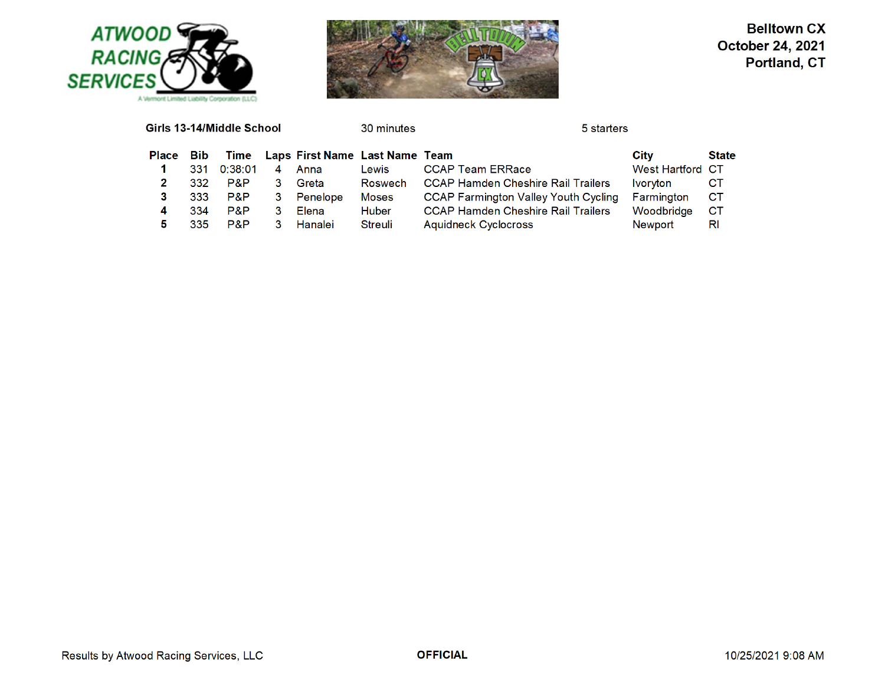Belltown CX
October 24, 2021
Portland, CT

**Girls 13-14/Middle School** 30 minutes 5 starters

| Place | Bib | Time | Laps | First Name | Last Name | Team | City | State |
|---|---|---|---|---|---|---|---|---|
| **1** | 331 | 0:38:01 | 4 | Anna | Lewis | CCAP Team ERRace | West Hartford | CT |
| **2** | 332 | P&P | 3 | Greta | Roswech | CCAP Hamden Cheshire Rail Trailers | Ivoryton | CT |
| **3** | 333 | P&P | 3 | Penelope | Moses | CCAP Farmington Valley Youth Cycling | Farmington | CT |
| **4** | 334 | P&P | 3 | Elena | Huber | CCAP Hamden Cheshire Rail Trailers | Woodbridge | CT |
| **5** | 335 | P&P | 3 | Hanalei | Streuli | Aquidneck Cyclocross | Newport | RI |

Results by Atwood Racing Services, LLC **OFFICIAL** 10/25/2021 9:08 AM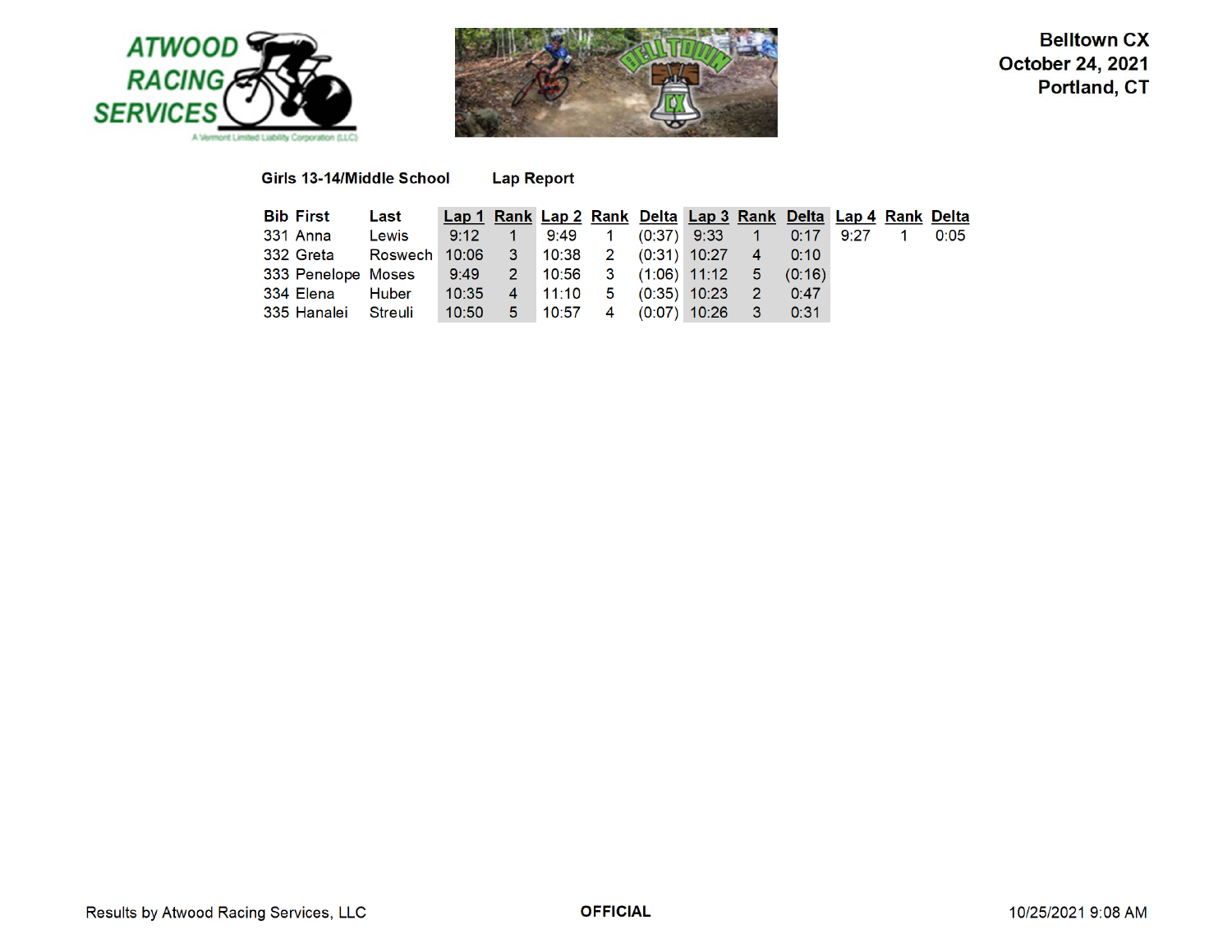Belltown CX
October 24, 2021
Portland, CT

**Girls 13-14/Middle School** **Lap Report**

| Bib | First | Last | Lap 1 | Rank | Lap 2 | Rank | Delta | Lap 3 | Rank | Delta | Lap 4 | Rank | Delta |
|---|---|---|---|---|---|---|---|---|---|---|---|---|---|
| 331 | Anna | Lewis | 9:12 | 1 | 9:49 | 1 | (0:37) | 9:33 | 1 | 0:17 | 9:27 | 1 | 0:05 |
| 332 | Greta | Roswech | 10:06 | 3 | 10:38 | 2 | (0:31) | 10:27 | 4 | 0:10 | | | |
| 333 | Penelope | Moses | 9:49 | 2 | 10:56 | 3 | (1:06) | 11:12 | 5 | (0:16) | | | |
| 334 | Elena | Huber | 10:35 | 4 | 11:10 | 5 | (0:35) | 10:23 | 2 | 0:47 | | | |
| 335 | Hanalei | Streuli | 10:50 | 5 | 10:57 | 4 | (0:07) | 10:26 | 3 | 0:31 | | | |

Results by Atwood Racing Services, LLC **OFFICIAL** 10/25/2021 9:08 AM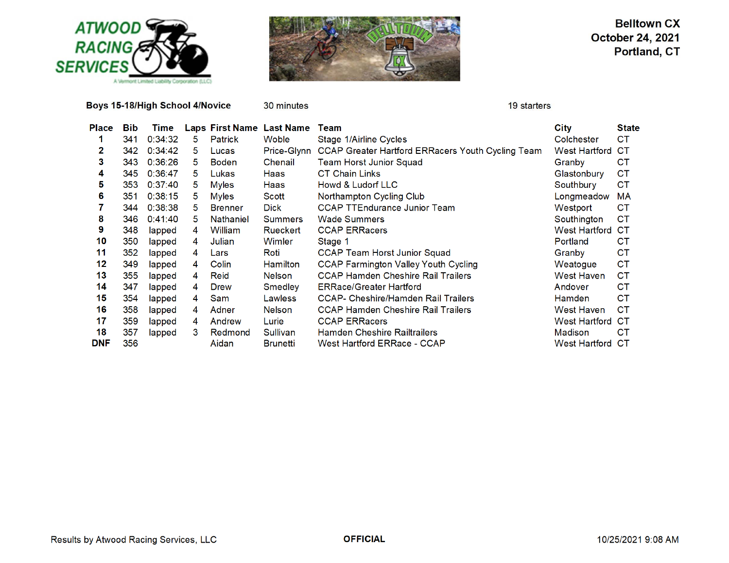**Belltown CX**
**October 24, 2021**
**Portland, CT**

**Boys 15-18/High School 4/Novice** 30 minutes 19 starters

| Place | Bib | Time | Laps | First Name | Last Name | Team | City | State |
|---|---|---|---|---|---|---|---|---|
| 1 | 341 | 0:34:32 | 5 | Patrick | Woble | Stage 1/Airline Cycles | Colchester | CT |
| 2 | 342 | 0:34:42 | 5 | Lucas | Price-Glynn | CCAP Greater Hartford ERRacers Youth Cycling Team | West Hartford | CT |
| 3 | 343 | 0:36:26 | 5 | Boden | Chenail | Team Horst Junior Squad | Granby | CT |
| 4 | 345 | 0:36:47 | 5 | Lukas | Haas | CT Chain Links | Glastonbury | CT |
| 5 | 353 | 0:37:40 | 5 | Myles | Haas | Howd & Ludorf LLC | Southbury | CT |
| 6 | 351 | 0:38:15 | 5 | Myles | Scott | Northampton Cycling Club | Longmeadow | MA |
| 7 | 344 | 0:38:38 | 5 | Brenner | Dick | CCAP TTEndurance Junior Team | Westport | CT |
| 8 | 346 | 0:41:40 | 5 | Nathaniel | Summers | Wade Summers | Southington | CT |
| 9 | 348 | lapped | 4 | William | Rueckert | CCAP ERRacers | West Hartford | CT |
| 10 | 350 | lapped | 4 | Julian | Wimler | Stage 1 | Portland | CT |
| 11 | 352 | lapped | 4 | Lars | Roti | CCAP Team Horst Junior Squad | Granby | CT |
| 12 | 349 | lapped | 4 | Colin | Hamilton | CCAP Farmington Valley Youth Cycling | Weatogue | CT |
| 13 | 355 | lapped | 4 | Reid | Nelson | CCAP Hamden Cheshire Rail Trailers | West Haven | CT |
| 14 | 347 | lapped | 4 | Drew | Smedley | ERRace/Greater Hartford | Andover | CT |
| 15 | 354 | lapped | 4 | Sam | Lawless | CCAP- Cheshire/Hamden Rail Trailers | Hamden | CT |
| 16 | 358 | lapped | 4 | Adner | Nelson | CCAP Hamden Cheshire Rail Trailers | West Haven | CT |
| 17 | 359 | lapped | 4 | Andrew | Lurie | CCAP ERRacers | West Hartford | CT |
| 18 | 357 | lapped | 3 | Redmond | Sullivan | Hamden Cheshire Railtrailers | Madison | CT |
| DNF | 356 | | | Aidan | Brunetti | West Hartford ERRace - CCAP | West Hartford | CT |

Results by Atwood Racing Services, LLC **OFFICIAL** 10/25/2021 9:08 AM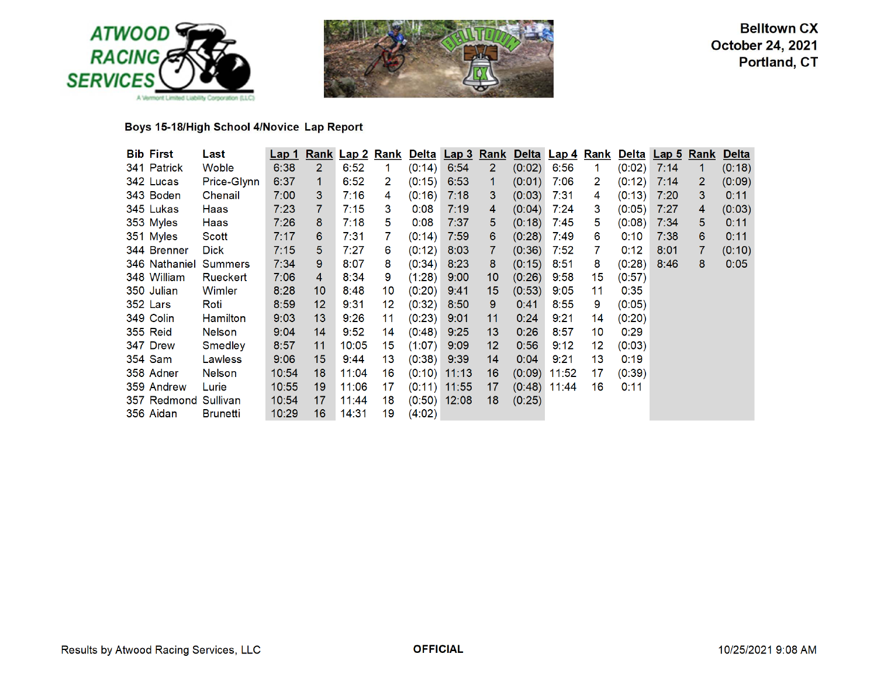Belltown CX
October 24, 2021
Portland, CT

## Boys 15-18/High School 4/Novice Lap Report

| Bib | First | Last | Lap 1 | Rank | Lap 2 | Rank | Delta | Lap 3 | Rank | Delta | Lap 4 | Rank | Delta | Lap 5 | Rank | Delta |
|---|---|---|---|---|---|---|---|---|---|---|---|---|---|---|---|---|
| 341 | Patrick | Woble | 6:38 | 2 | 6:52 | 1 | (0:14) | 6:54 | 2 | (0:02) | 6:56 | 1 | (0:02) | 7:14 | 1 | (0:18) |
| 342 | Lucas | Price-Glynn | 6:37 | 1 | 6:52 | 2 | (0:15) | 6:53 | 1 | (0:01) | 7:06 | 2 | (0:12) | 7:14 | 2 | (0:09) |
| 343 | Boden | Chenail | 7:00 | 3 | 7:16 | 4 | (0:16) | 7:18 | 3 | (0:03) | 7:31 | 4 | (0:13) | 7:20 | 3 | 0:11 |
| 345 | Lukas | Haas | 7:23 | 7 | 7:15 | 3 | 0:08 | 7:19 | 4 | (0:04) | 7:24 | 3 | (0:05) | 7:27 | 4 | (0:03) |
| 353 | Myles | Haas | 7:26 | 8 | 7:18 | 5 | 0:08 | 7:37 | 5 | (0:18) | 7:45 | 5 | (0:08) | 7:34 | 5 | 0:11 |
| 351 | Myles | Scott | 7:17 | 6 | 7:31 | 7 | (0:14) | 7:59 | 6 | (0:28) | 7:49 | 6 | 0:10 | 7:38 | 6 | 0:11 |
| 344 | Brenner | Dick | 7:15 | 5 | 7:27 | 6 | (0:12) | 8:03 | 7 | (0:36) | 7:52 | 7 | 0:12 | 8:01 | 7 | (0:10) |
| 346 | Nathaniel | Summers | 7:34 | 9 | 8:07 | 8 | (0:34) | 8:23 | 8 | (0:15) | 8:51 | 8 | (0:28) | 8:46 | 8 | 0:05 |
| 348 | William | Rueckert | 7:06 | 4 | 8:34 | 9 | (1:28) | 9:00 | 10 | (0:26) | 9:58 | 15 | (0:57) | | | |
| 350 | Julian | Wimler | 8:28 | 10 | 8:48 | 10 | (0:20) | 9:41 | 15 | (0:53) | 9:05 | 11 | 0:35 | | | |
| 352 | Lars | Roti | 8:59 | 12 | 9:31 | 12 | (0:32) | 8:50 | 9 | 0:41 | 8:55 | 9 | (0:05) | | | |
| 349 | Colin | Hamilton | 9:03 | 13 | 9:26 | 11 | (0:23) | 9:01 | 11 | 0:24 | 9:21 | 14 | (0:20) | | | |
| 355 | Reid | Nelson | 9:04 | 14 | 9:52 | 14 | (0:48) | 9:25 | 13 | 0:26 | 8:57 | 10 | 0:29 | | | |
| 347 | Drew | Smedley | 8:57 | 11 | 10:05 | 15 | (1:07) | 9:09 | 12 | 0:56 | 9:12 | 12 | (0:03) | | | |
| 354 | Sam | Lawless | 9:06 | 15 | 9:44 | 13 | (0:38) | 9:39 | 14 | 0:04 | 9:21 | 13 | 0:19 | | | |
| 358 | Adner | Nelson | 10:54 | 18 | 11:04 | 16 | (0:10) | 11:13 | 16 | (0:09) | 11:52 | 17 | (0:39) | | | |
| 359 | Andrew | Lurie | 10:55 | 19 | 11:06 | 17 | (0:11) | 11:55 | 17 | (0:48) | 11:44 | 16 | 0:11 | | | |
| 357 | Redmond | Sullivan | 10:54 | 17 | 11:44 | 18 | (0:50) | 12:08 | 18 | (0:25) | | | | | | |
| 356 | Aidan | Brunetti | 10:29 | 16 | 14:31 | 19 | (4:02) | | | | | | | | | |

Results by Atwood Racing Services, LLC

**OFFICIAL**

10/25/2021 9:08 AM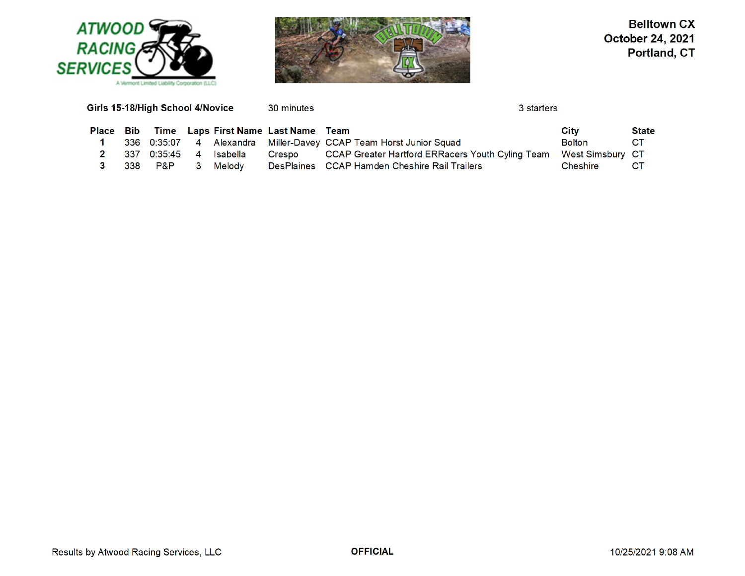**Belltown CX**
**October 24, 2021**
**Portland, CT**

**Girls 15-18/High School 4/Novice** 30 minutes 3 starters

| Place | Bib | Time | Laps | First Name | Last Name | Team | City | State |
|---|---|---|---|---|---|---|---|---|
| **1** | 336 | 0:35:07 | 4 | Alexandra | Miller-Davey | CCAP Team Horst Junior Squad | Bolton | CT |
| **2** | 337 | 0:35:45 | 4 | Isabella | Crespo | CCAP Greater Hartford ERRacers Youth Cyling Team | West Simsbury | CT |
| **3** | 338 | P&P | 3 | Melody | DesPlaines | CCAP Hamden Cheshire Rail Trailers | Cheshire | CT |

Results by Atwood Racing Services, LLC **OFFICIAL** 10/25/2021 9:08 AM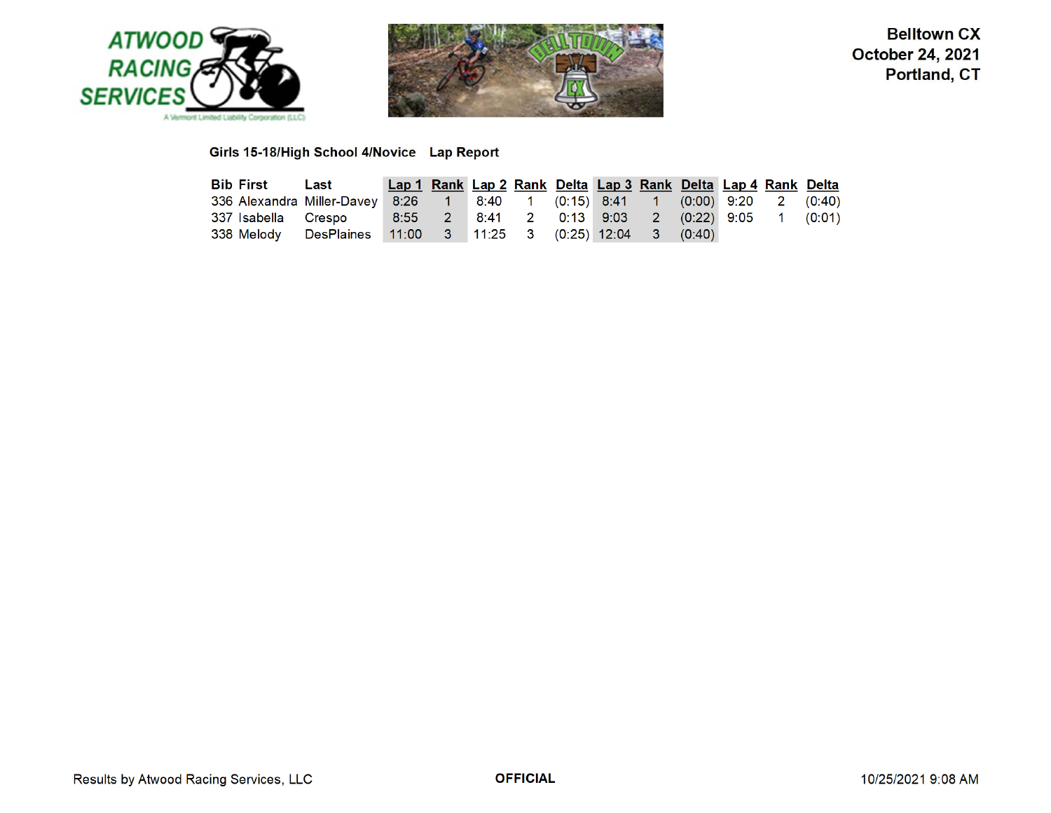Belltown CX
October 24, 2021
Portland, CT

**Girls 15-18/High School 4/Novice    Lap Report**

| Bib | First | Last | Lap 1 | Rank | Lap 2 | Rank | Delta | Lap 3 | Rank | Delta | Lap 4 | Rank | Delta |
|---|---|---|---|---|---|---|---|---|---|---|---|---|---|
| 336 | Alexandra | Miller-Davey | 8:26 | 1 | 8:40 | 1 | (0:15) | 8:41 | 1 | (0:00) | 9:20 | 2 | (0:40) |
| 337 | Isabella | Crespo | 8:55 | 2 | 8:41 | 2 | 0:13 | 9:03 | 2 | (0:22) | 9:05 | 1 | (0:01) |
| 338 | Melody | DesPlaines | 11:00 | 3 | 11:25 | 3 | (0:25) | 12:04 | 3 | (0:40) | | | |

Results by Atwood Racing Services, LLC    **OFFICIAL**    10/25/2021 9:08 AM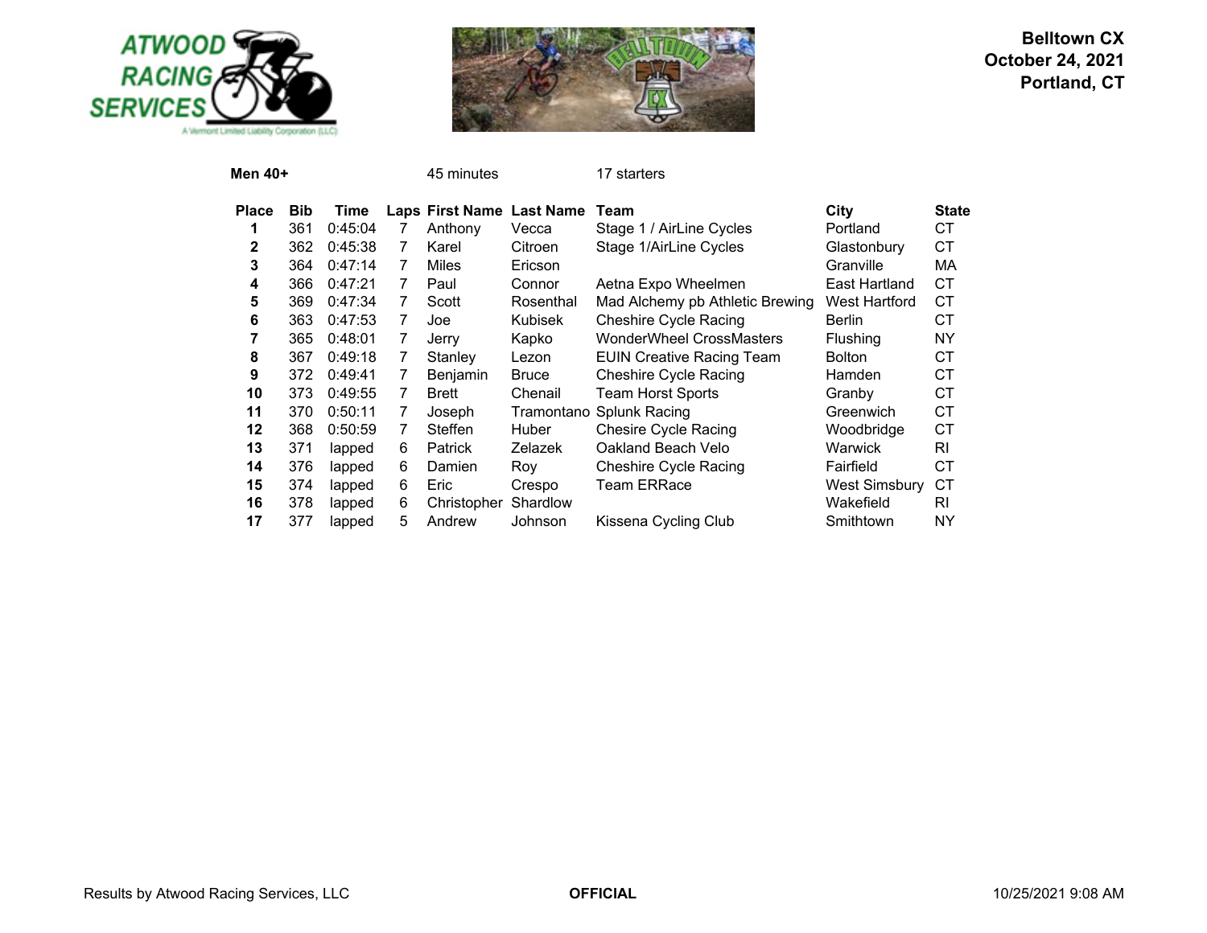**Belltown CX**
**October 24, 2021**
**Portland, CT**

**Men 40+** 45 minutes 17 starters

| Place | Bib | Time | Laps | First Name | Last Name | Team | City | State |
|---|---|---|---|---|---|---|---|---|
| 1 | 361 | 0:45:04 | 7 | Anthony | Vecca | Stage 1 / AirLine Cycles | Portland | CT |
| 2 | 362 | 0:45:38 | 7 | Karel | Citroen | Stage 1/AirLine Cycles | Glastonbury | CT |
| 3 | 364 | 0:47:14 | 7 | Miles | Ericson | | Granville | MA |
| 4 | 366 | 0:47:21 | 7 | Paul | Connor | Aetna Expo Wheelmen | East Hartland | CT |
| 5 | 369 | 0:47:34 | 7 | Scott | Rosenthal | Mad Alchemy pb Athletic Brewing | West Hartford | CT |
| 6 | 363 | 0:47:53 | 7 | Joe | Kubisek | Cheshire Cycle Racing | Berlin | CT |
| 7 | 365 | 0:48:01 | 7 | Jerry | Kapko | WonderWheel CrossMasters | Flushing | NY |
| 8 | 367 | 0:49:18 | 7 | Stanley | Lezon | EUIN Creative Racing Team | Bolton | CT |
| 9 | 372 | 0:49:41 | 7 | Benjamin | Bruce | Cheshire Cycle Racing | Hamden | CT |
| 10 | 373 | 0:49:55 | 7 | Brett | Chenail | Team Horst Sports | Granby | CT |
| 11 | 370 | 0:50:11 | 7 | Joseph | Tramontano | Splunk Racing | Greenwich | CT |
| 12 | 368 | 0:50:59 | 7 | Steffen | Huber | Chesire Cycle Racing | Woodbridge | CT |
| 13 | 371 | lapped | 6 | Patrick | Zelazek | Oakland Beach Velo | Warwick | RI |
| 14 | 376 | lapped | 6 | Damien | Roy | Cheshire Cycle Racing | Fairfield | CT |
| 15 | 374 | lapped | 6 | Eric | Crespo | Team ERRace | West Simsbury | CT |
| 16 | 378 | lapped | 6 | Christopher | Shardlow | | Wakefield | RI |
| 17 | 377 | lapped | 5 | Andrew | Johnson | Kissena Cycling Club | Smithtown | NY |

Results by Atwood Racing Services, LLC **OFFICIAL** 10/25/2021 9:08 AM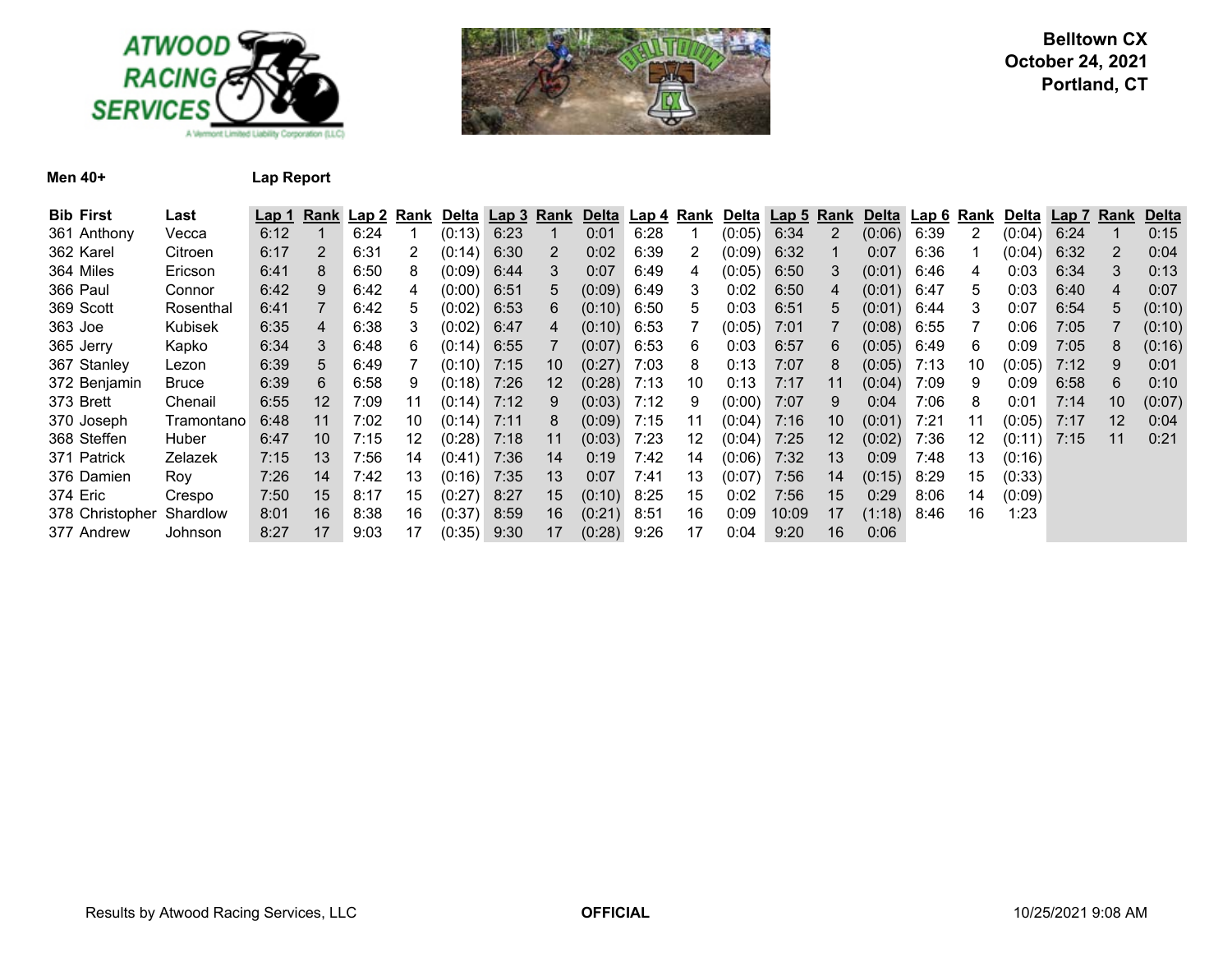**Belltown CX**
**October 24, 2021**
**Portland, CT**

**Men 40+** **Lap Report**

| Bib | First | Last | Lap 1 | Rank | Lap 2 | Rank | Delta | Lap 3 | Rank | Delta | Lap 4 | Rank | Delta | Lap 5 | Rank | Delta | Lap 6 | Rank | Delta | Lap 7 | Rank | Delta |
|---|---|---|---|---|---|---|---|---|---|---|---|---|---|---|---|---|---|---|---|---|---|---|
| 361 | Anthony | Vecca | 6:12 | 1 | 6:24 | 1 | (0:13) | 6:23 | 1 | 0:01 | 6:28 | 1 | (0:05) | 6:34 | 2 | (0:06) | 6:39 | 2 | (0:04) | 6:24 | 1 | 0:15 |
| 362 | Karel | Citroen | 6:17 | 2 | 6:31 | 2 | (0:14) | 6:30 | 2 | 0:02 | 6:39 | 2 | (0:09) | 6:32 | 1 | 0:07 | 6:36 | 1 | (0:04) | 6:32 | 2 | 0:04 |
| 364 | Miles | Ericson | 6:41 | 8 | 6:50 | 8 | (0:09) | 6:44 | 3 | 0:07 | 6:49 | 4 | (0:05) | 6:50 | 3 | (0:01) | 6:46 | 4 | 0:03 | 6:34 | 3 | 0:13 |
| 366 | Paul | Connor | 6:42 | 9 | 6:42 | 4 | (0:00) | 6:51 | 5 | (0:09) | 6:49 | 3 | 0:02 | 6:50 | 4 | (0:01) | 6:47 | 5 | 0:03 | 6:40 | 4 | 0:07 |
| 369 | Scott | Rosenthal | 6:41 | 7 | 6:42 | 5 | (0:02) | 6:53 | 6 | (0:10) | 6:50 | 5 | 0:03 | 6:51 | 5 | (0:01) | 6:44 | 3 | 0:07 | 6:54 | 5 | (0:10) |
| 363 | Joe | Kubisek | 6:35 | 4 | 6:38 | 3 | (0:02) | 6:47 | 4 | (0:10) | 6:53 | 7 | (0:05) | 7:01 | 7 | (0:08) | 6:55 | 7 | 0:06 | 7:05 | 7 | (0:10) |
| 365 | Jerry | Kapko | 6:34 | 3 | 6:48 | 6 | (0:14) | 6:55 | 7 | (0:07) | 6:53 | 6 | 0:03 | 6:57 | 6 | (0:05) | 6:49 | 6 | 0:09 | 7:05 | 8 | (0:16) |
| 367 | Stanley | Lezon | 6:39 | 5 | 6:49 | 7 | (0:10) | 7:15 | 10 | (0:27) | 7:03 | 8 | 0:13 | 7:07 | 8 | (0:05) | 7:13 | 10 | (0:05) | 7:12 | 9 | 0:01 |
| 372 | Benjamin | Bruce | 6:39 | 6 | 6:58 | 9 | (0:18) | 7:26 | 12 | (0:28) | 7:13 | 10 | 0:13 | 7:17 | 11 | (0:04) | 7:09 | 9 | 0:09 | 6:58 | 6 | 0:10 |
| 373 | Brett | Chenail | 6:55 | 12 | 7:09 | 11 | (0:14) | 7:12 | 9 | (0:03) | 7:12 | 9 | (0:00) | 7:07 | 9 | 0:04 | 7:06 | 8 | 0:01 | 7:14 | 10 | (0:07) |
| 370 | Joseph | Tramontano | 6:48 | 11 | 7:02 | 10 | (0:14) | 7:11 | 8 | (0:09) | 7:15 | 11 | (0:04) | 7:16 | 10 | (0:01) | 7:21 | 11 | (0:05) | 7:17 | 12 | 0:04 |
| 368 | Steffen | Huber | 6:47 | 10 | 7:15 | 12 | (0:28) | 7:18 | 11 | (0:03) | 7:23 | 12 | (0:04) | 7:25 | 12 | (0:02) | 7:36 | 12 | (0:11) | 7:15 | 11 | 0:21 |
| 371 | Patrick | Zelazek | 7:15 | 13 | 7:56 | 14 | (0:41) | 7:36 | 14 | 0:19 | 7:42 | 14 | (0:06) | 7:32 | 13 | 0:09 | 7:48 | 13 | (0:16) | | | |
| 376 | Damien | Roy | 7:26 | 14 | 7:42 | 13 | (0:16) | 7:35 | 13 | 0:07 | 7:41 | 13 | (0:07) | 7:56 | 14 | (0:15) | 8:29 | 15 | (0:33) | | | |
| 374 | Eric | Crespo | 7:50 | 15 | 8:17 | 15 | (0:27) | 8:27 | 15 | (0:10) | 8:25 | 15 | 0:02 | 7:56 | 15 | 0:29 | 8:06 | 14 | (0:09) | | | |
| 378 | Christopher | Shardlow | 8:01 | 16 | 8:38 | 16 | (0:37) | 8:59 | 16 | (0:21) | 8:51 | 16 | 0:09 | 10:09 | 17 | (1:18) | 8:46 | 16 | 1:23 | | | |
| 377 | Andrew | Johnson | 8:27 | 17 | 9:03 | 17 | (0:35) | 9:30 | 17 | (0:28) | 9:26 | 17 | 0:04 | 9:20 | 16 | 0:06 | | | | | | |

Results by Atwood Racing Services, LLC **OFFICIAL** 10/25/2021 9:08 AM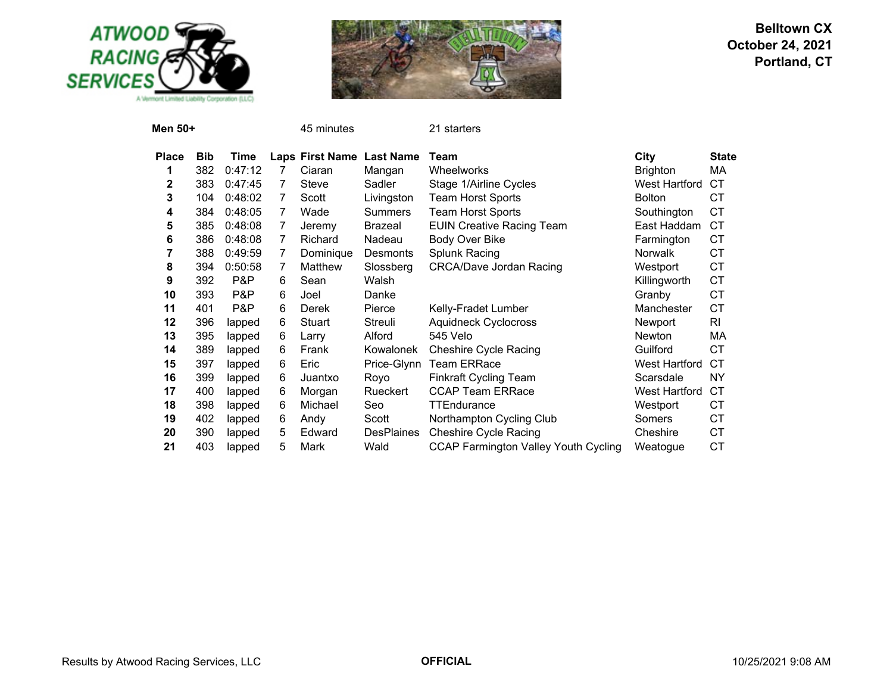**Belltown CX**
**October 24, 2021**
**Portland, CT**

**Men 50+** 45 minutes 21 starters

| Place | Bib | Time | Laps | First Name | Last Name | Team | City | State |
|---|---|---|---|---|---|---|---|---|
| **1** | 382 | 0:47:12 | 7 | Ciaran | Mangan | Wheelworks | Brighton | MA |
| **2** | 383 | 0:47:45 | 7 | Steve | Sadler | Stage 1/Airline Cycles | West Hartford | CT |
| **3** | 104 | 0:48:02 | 7 | Scott | Livingston | Team Horst Sports | Bolton | CT |
| **4** | 384 | 0:48:05 | 7 | Wade | Summers | Team Horst Sports | Southington | CT |
| **5** | 385 | 0:48:08 | 7 | Jeremy | Brazeal | EUIN Creative Racing Team | East Haddam | CT |
| **6** | 386 | 0:48:08 | 7 | Richard | Nadeau | Body Over Bike | Farmington | CT |
| **7** | 388 | 0:49:59 | 7 | Dominique | Desmonts | Splunk Racing | Norwalk | CT |
| **8** | 394 | 0:50:58 | 7 | Matthew | Slossberg | CRCA/Dave Jordan Racing | Westport | CT |
| **9** | 392 | P&P | 6 | Sean | Walsh | | Killingworth | CT |
| **10** | 393 | P&P | 6 | Joel | Danke | | Granby | CT |
| **11** | 401 | P&P | 6 | Derek | Pierce | Kelly-Fradet Lumber | Manchester | CT |
| **12** | 396 | lapped | 6 | Stuart | Streuli | Aquidneck Cyclocross | Newport | RI |
| **13** | 395 | lapped | 6 | Larry | Alford | 545 Velo | Newton | MA |
| **14** | 389 | lapped | 6 | Frank | Kowalonek | Cheshire Cycle Racing | Guilford | CT |
| **15** | 397 | lapped | 6 | Eric | Price-Glynn | Team ERRace | West Hartford | CT |
| **16** | 399 | lapped | 6 | Juantxo | Royo | Finkraft Cycling Team | Scarsdale | NY |
| **17** | 400 | lapped | 6 | Morgan | Rueckert | CCAP Team ERRace | West Hartford | CT |
| **18** | 398 | lapped | 6 | Michael | Seo | TTEndurance | Westport | CT |
| **19** | 402 | lapped | 6 | Andy | Scott | Northampton Cycling Club | Somers | CT |
| **20** | 390 | lapped | 5 | Edward | DesPlaines | Cheshire Cycle Racing | Cheshire | CT |
| **21** | 403 | lapped | 5 | Mark | Wald | CCAP Farmington Valley Youth Cycling | Weatogue | CT |

Results by Atwood Racing Services, LLC **OFFICIAL** 10/25/2021 9:08 AM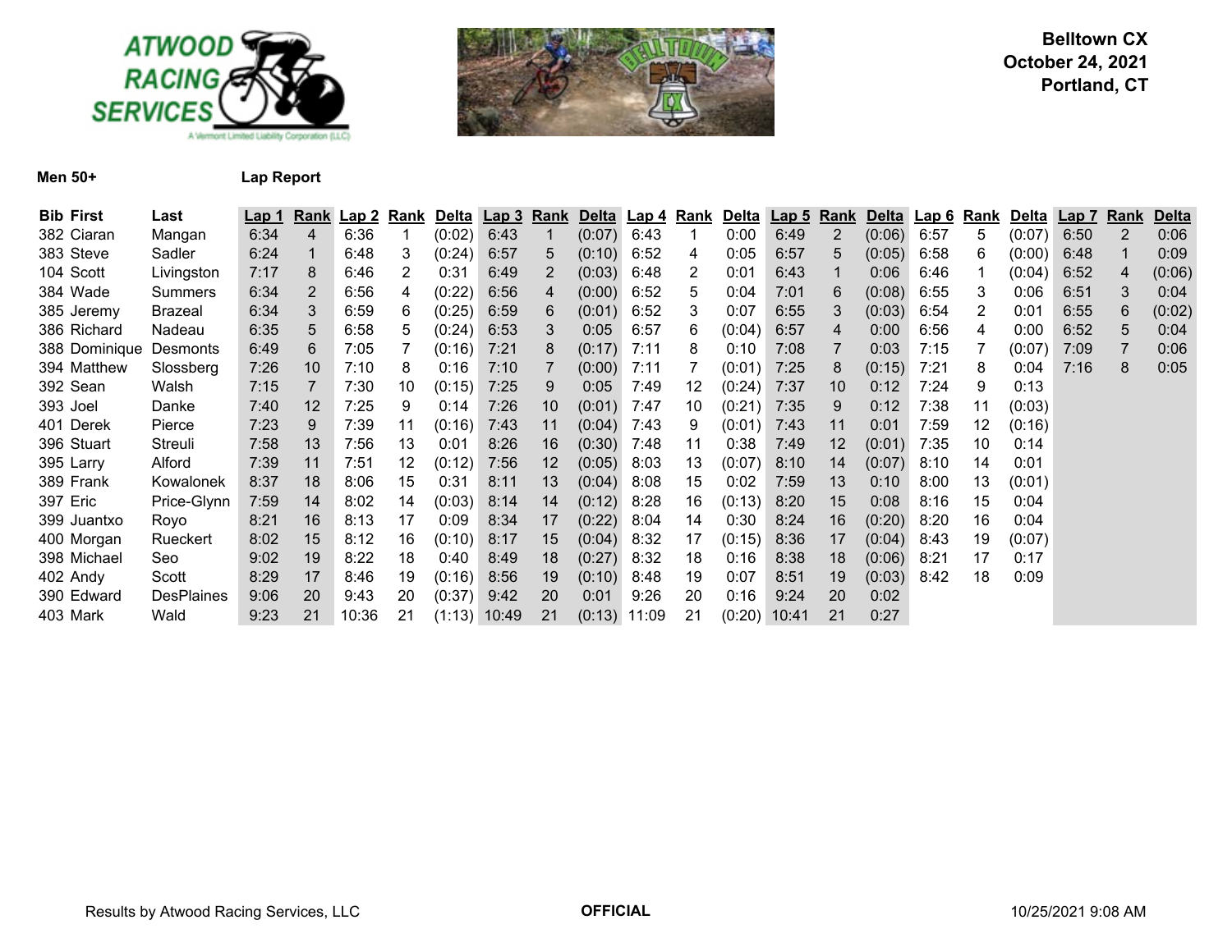**Belltown CX**
**October 24, 2021**
**Portland, CT**

**Men 50+** **Lap Report**

| Bib | First | Last | Lap 1 | Rank | Lap 2 | Rank | Delta | Lap 3 | Rank | Delta | Lap 4 | Rank | Delta | Lap 5 | Rank | Delta | Lap 6 | Rank | Delta | Lap 7 | Rank | Delta |
|---|---|---|---|---|---|---|---|---|---|---|---|---|---|---|---|---|---|---|---|---|---|---|
| 382 | Ciaran | Mangan | 6:34 | 4 | 6:36 | 1 | (0:02) | 6:43 | 1 | (0:07) | 6:43 | 1 | 0:00 | 6:49 | 2 | (0:06) | 6:57 | 5 | (0:07) | 6:50 | 2 | 0:06 |
| 383 | Steve | Sadler | 6:24 | 1 | 6:48 | 3 | (0:24) | 6:57 | 5 | (0:10) | 6:52 | 4 | 0:05 | 6:57 | 5 | (0:05) | 6:58 | 6 | (0:00) | 6:48 | 1 | 0:09 |
| 104 | Scott | Livingston | 7:17 | 8 | 6:46 | 2 | 0:31 | 6:49 | 2 | (0:03) | 6:48 | 2 | 0:01 | 6:43 | 1 | 0:06 | 6:46 | 1 | (0:04) | 6:52 | 4 | (0:06) |
| 384 | Wade | Summers | 6:34 | 2 | 6:56 | 4 | (0:22) | 6:56 | 4 | (0:00) | 6:52 | 5 | 0:04 | 7:01 | 6 | (0:08) | 6:55 | 3 | 0:06 | 6:51 | 3 | 0:04 |
| 385 | Jeremy | Brazeal | 6:34 | 3 | 6:59 | 6 | (0:25) | 6:59 | 6 | (0:01) | 6:52 | 3 | 0:07 | 6:55 | 3 | (0:03) | 6:54 | 2 | 0:01 | 6:55 | 6 | (0:02) |
| 386 | Richard | Nadeau | 6:35 | 5 | 6:58 | 5 | (0:24) | 6:53 | 3 | 0:05 | 6:57 | 6 | (0:04) | 6:57 | 4 | 0:00 | 6:56 | 4 | 0:00 | 6:52 | 5 | 0:04 |
| 388 | Dominique | Desmonts | 6:49 | 6 | 7:05 | 7 | (0:16) | 7:21 | 8 | (0:17) | 7:11 | 8 | 0:10 | 7:08 | 7 | 0:03 | 7:15 | 7 | (0:07) | 7:09 | 7 | 0:06 |
| 394 | Matthew | Slossberg | 7:26 | 10 | 7:10 | 8 | 0:16 | 7:10 | 7 | (0:00) | 7:11 | 7 | (0:01) | 7:25 | 8 | (0:15) | 7:21 | 8 | 0:04 | 7:16 | 8 | 0:05 |
| 392 | Sean | Walsh | 7:15 | 7 | 7:30 | 10 | (0:15) | 7:25 | 9 | 0:05 | 7:49 | 12 | (0:24) | 7:37 | 10 | 0:12 | 7:24 | 9 | 0:13 | | | |
| 393 | Joel | Danke | 7:40 | 12 | 7:25 | 9 | 0:14 | 7:26 | 10 | (0:01) | 7:47 | 10 | (0:21) | 7:35 | 9 | 0:12 | 7:38 | 11 | (0:03) | | | |
| 401 | Derek | Pierce | 7:23 | 9 | 7:39 | 11 | (0:16) | 7:43 | 11 | (0:04) | 7:43 | 9 | (0:01) | 7:43 | 11 | 0:01 | 7:59 | 12 | (0:16) | | | |
| 396 | Stuart | Streuli | 7:58 | 13 | 7:56 | 13 | 0:01 | 8:26 | 16 | (0:30) | 7:48 | 11 | 0:38 | 7:49 | 12 | (0:01) | 7:35 | 10 | 0:14 | | | |
| 395 | Larry | Alford | 7:39 | 11 | 7:51 | 12 | (0:12) | 7:56 | 12 | (0:05) | 8:03 | 13 | (0:07) | 8:10 | 14 | (0:07) | 8:10 | 14 | 0:01 | | | |
| 389 | Frank | Kowalonek | 8:37 | 18 | 8:06 | 15 | 0:31 | 8:11 | 13 | (0:04) | 8:08 | 15 | 0:02 | 7:59 | 13 | 0:10 | 8:00 | 13 | (0:01) | | | |
| 397 | Eric | Price-Glynn | 7:59 | 14 | 8:02 | 14 | (0:03) | 8:14 | 14 | (0:12) | 8:28 | 16 | (0:13) | 8:20 | 15 | 0:08 | 8:16 | 15 | 0:04 | | | |
| 399 | Juantxo | Royo | 8:21 | 16 | 8:13 | 17 | 0:09 | 8:34 | 17 | (0:22) | 8:04 | 14 | 0:30 | 8:24 | 16 | (0:20) | 8:20 | 16 | 0:04 | | | |
| 400 | Morgan | Rueckert | 8:02 | 15 | 8:12 | 16 | (0:10) | 8:17 | 15 | (0:04) | 8:32 | 17 | (0:15) | 8:36 | 17 | (0:04) | 8:43 | 19 | (0:07) | | | |
| 398 | Michael | Seo | 9:02 | 19 | 8:22 | 18 | 0:40 | 8:49 | 18 | (0:27) | 8:32 | 18 | 0:16 | 8:38 | 18 | (0:06) | 8:21 | 17 | 0:17 | | | |
| 402 | Andy | Scott | 8:29 | 17 | 8:46 | 19 | (0:16) | 8:56 | 19 | (0:10) | 8:48 | 19 | 0:07 | 8:51 | 19 | (0:03) | 8:42 | 18 | 0:09 | | | |
| 390 | Edward | DesPlaines | 9:06 | 20 | 9:43 | 20 | (0:37) | 9:42 | 20 | 0:01 | 9:26 | 20 | 0:16 | 9:24 | 20 | 0:02 | | | | | | |
| 403 | Mark | Wald | 9:23 | 21 | 10:36 | 21 | (1:13) | 10:49 | 21 | (0:13) | 11:09 | 21 | (0:20) | 10:41 | 21 | 0:27 | | | | | | |

Results by Atwood Racing Services, LLC **OFFICIAL** 10/25/2021 9:08 AM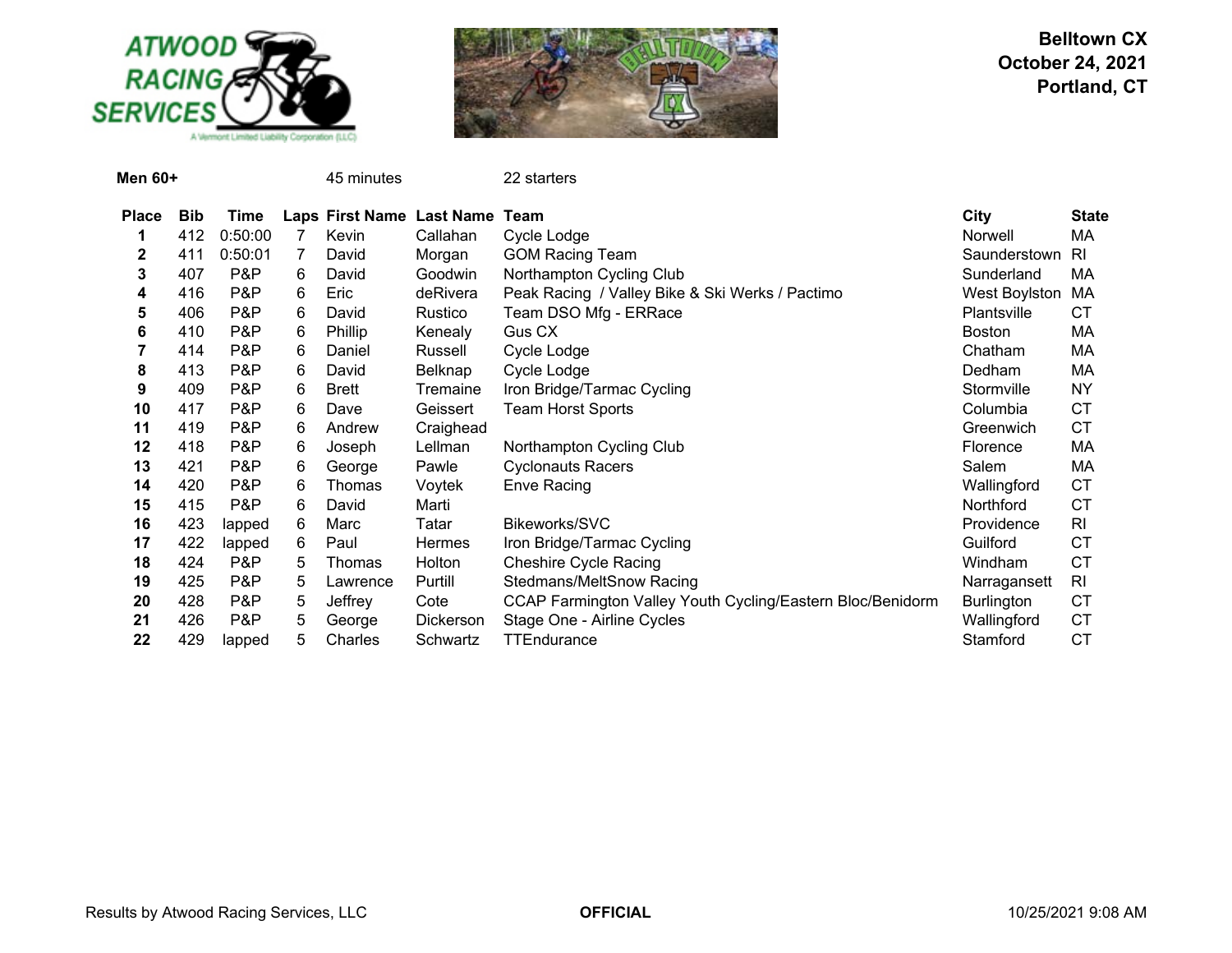**Belltown CX**
**October 24, 2021**
**Portland, CT**

**Men 60+** 45 minutes 22 starters

| Place | Bib | Time | Laps | First Name | Last Name | Team | City | State |
|---|---|---|---|---|---|---|---|---|
| 1 | 412 | 0:50:00 | 7 | Kevin | Callahan | Cycle Lodge | Norwell | MA |
| 2 | 411 | 0:50:01 | 7 | David | Morgan | GOM Racing Team | Saunderstown | RI |
| 3 | 407 | P&P | 6 | David | Goodwin | Northampton Cycling Club | Sunderland | MA |
| 4 | 416 | P&P | 6 | Eric | deRivera | Peak Racing / Valley Bike & Ski Werks / Pactimo | West Boylston | MA |
| 5 | 406 | P&P | 6 | David | Rustico | Team DSO Mfg - ERRace | Plantsville | CT |
| 6 | 410 | P&P | 6 | Phillip | Kenealy | Gus CX | Boston | MA |
| 7 | 414 | P&P | 6 | Daniel | Russell | Cycle Lodge | Chatham | MA |
| 8 | 413 | P&P | 6 | David | Belknap | Cycle Lodge | Dedham | MA |
| 9 | 409 | P&P | 6 | Brett | Tremaine | Iron Bridge/Tarmac Cycling | Stormville | NY |
| 10 | 417 | P&P | 6 | Dave | Geissert | Team Horst Sports | Columbia | CT |
| 11 | 419 | P&P | 6 | Andrew | Craighead | | Greenwich | CT |
| 12 | 418 | P&P | 6 | Joseph | Lellman | Northampton Cycling Club | Florence | MA |
| 13 | 421 | P&P | 6 | George | Pawle | Cyclonauts Racers | Salem | MA |
| 14 | 420 | P&P | 6 | Thomas | Voytek | Enve Racing | Wallingford | CT |
| 15 | 415 | P&P | 6 | David | Marti | | Northford | CT |
| 16 | 423 | lapped | 6 | Marc | Tatar | Bikeworks/SVC | Providence | RI |
| 17 | 422 | lapped | 6 | Paul | Hermes | Iron Bridge/Tarmac Cycling | Guilford | CT |
| 18 | 424 | P&P | 5 | Thomas | Holton | Cheshire Cycle Racing | Windham | CT |
| 19 | 425 | P&P | 5 | Lawrence | Purtill | Stedmans/MeltSnow Racing | Narragansett | RI |
| 20 | 428 | P&P | 5 | Jeffrey | Cote | CCAP Farmington Valley Youth Cycling/Eastern Bloc/Benidorm | Burlington | CT |
| 21 | 426 | P&P | 5 | George | Dickerson | Stage One - Airline Cycles | Wallingford | CT |
| 22 | 429 | lapped | 5 | Charles | Schwartz | TTEndurance | Stamford | CT |

Results by Atwood Racing Services, LLC **OFFICIAL** 10/25/2021 9:08 AM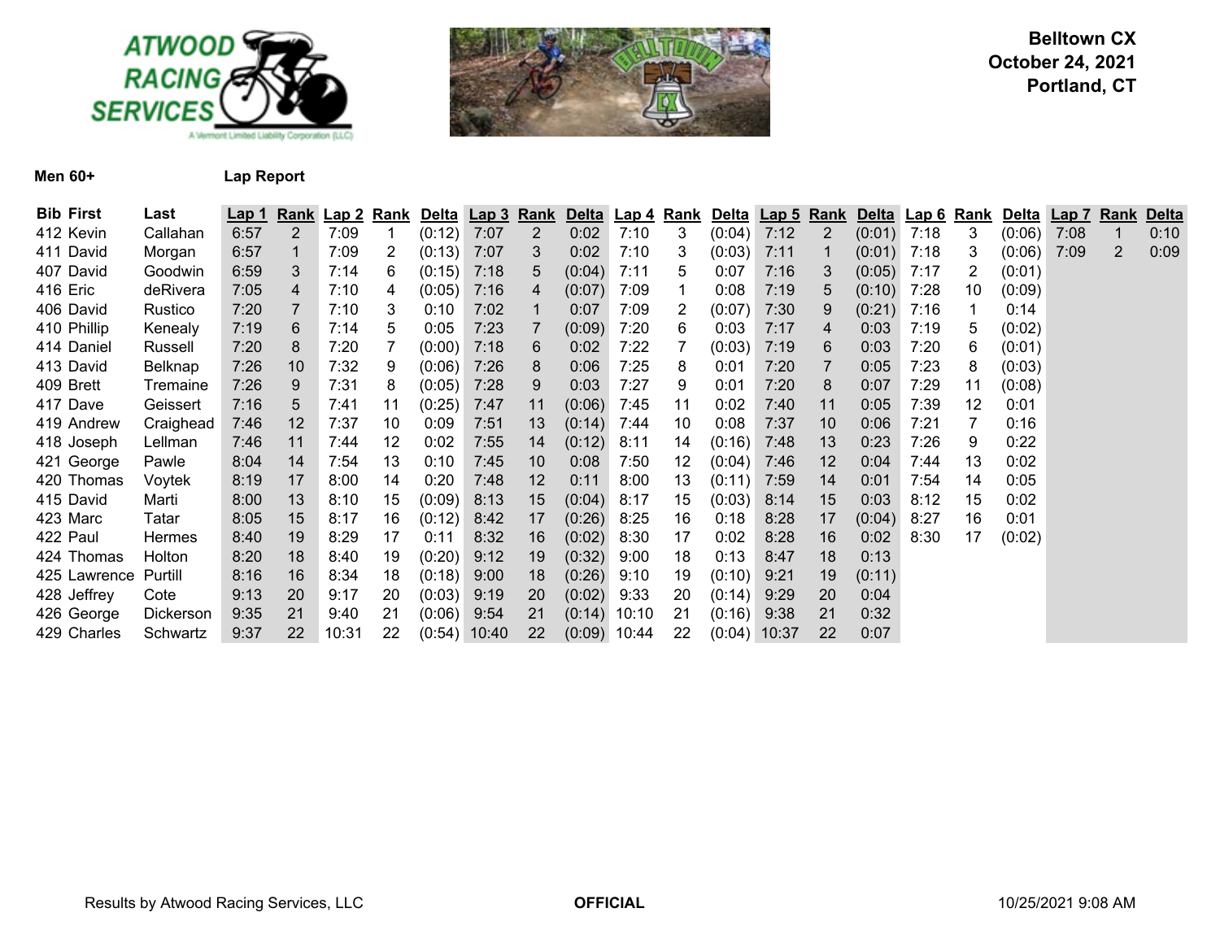**Belltown CX**
**October 24, 2021**
**Portland, CT**

**Men 60+** **Lap Report**

| Bib | First | Last | Lap 1 | Rank | Lap 2 | Rank | Delta | Lap 3 | Rank | Delta | Lap 4 | Rank | Delta | Lap 5 | Rank | Delta | Lap 6 | Rank | Delta | Lap 7 | Rank | Delta |
|---|---|---|---|---|---|---|---|---|---|---|---|---|---|---|---|---|---|---|---|---|---|---|
| 412 | Kevin | Callahan | 6:57 | 2 | 7:09 | 1 | (0:12) | 7:07 | 2 | 0:02 | 7:10 | 3 | (0:04) | 7:12 | 2 | (0:01) | 7:18 | 3 | (0:06) | 7:08 | 1 | 0:10 |
| 411 | David | Morgan | 6:57 | 1 | 7:09 | 2 | (0:13) | 7:07 | 3 | 0:02 | 7:10 | 3 | (0:03) | 7:11 | 1 | (0:01) | 7:18 | 3 | (0:06) | 7:09 | 2 | 0:09 |
| 407 | David | Goodwin | 6:59 | 3 | 7:14 | 6 | (0:15) | 7:18 | 5 | (0:04) | 7:11 | 5 | 0:07 | 7:16 | 3 | (0:05) | 7:17 | 2 | (0:01) | | | |
| 416 | Eric | deRivera | 7:05 | 4 | 7:10 | 4 | (0:05) | 7:16 | 4 | (0:07) | 7:09 | 1 | 0:08 | 7:19 | 5 | (0:10) | 7:28 | 10 | (0:09) | | | |
| 406 | David | Rustico | 7:20 | 7 | 7:10 | 3 | 0:10 | 7:02 | 1 | 0:07 | 7:09 | 2 | (0:07) | 7:30 | 9 | (0:21) | 7:16 | 1 | 0:14 | | | |
| 410 | Phillip | Kenealy | 7:19 | 6 | 7:14 | 5 | 0:05 | 7:23 | 7 | (0:09) | 7:20 | 6 | 0:03 | 7:17 | 4 | 0:03 | 7:19 | 5 | (0:02) | | | |
| 414 | Daniel | Russell | 7:20 | 8 | 7:20 | 7 | (0:00) | 7:18 | 6 | 0:02 | 7:22 | 7 | (0:03) | 7:19 | 6 | 0:03 | 7:20 | 6 | (0:01) | | | |
| 413 | David | Belknap | 7:26 | 10 | 7:32 | 9 | (0:06) | 7:26 | 8 | 0:06 | 7:25 | 8 | 0:01 | 7:20 | 7 | 0:05 | 7:23 | 8 | (0:03) | | | |
| 409 | Brett | Tremaine | 7:26 | 9 | 7:31 | 8 | (0:05) | 7:28 | 9 | 0:03 | 7:27 | 9 | 0:01 | 7:20 | 8 | 0:07 | 7:29 | 11 | (0:08) | | | |
| 417 | Dave | Geissert | 7:16 | 5 | 7:41 | 11 | (0:25) | 7:47 | 11 | (0:06) | 7:45 | 11 | 0:02 | 7:40 | 11 | 0:05 | 7:39 | 12 | 0:01 | | | |
| 419 | Andrew | Craighead | 7:46 | 12 | 7:37 | 10 | 0:09 | 7:51 | 13 | (0:14) | 7:44 | 10 | 0:08 | 7:37 | 10 | 0:06 | 7:21 | 7 | 0:16 | | | |
| 418 | Joseph | Lellman | 7:46 | 11 | 7:44 | 12 | 0:02 | 7:55 | 14 | (0:12) | 8:11 | 14 | (0:16) | 7:48 | 13 | 0:23 | 7:26 | 9 | 0:22 | | | |
| 421 | George | Pawle | 8:04 | 14 | 7:54 | 13 | 0:10 | 7:45 | 10 | 0:08 | 7:50 | 12 | (0:04) | 7:46 | 12 | 0:04 | 7:44 | 13 | 0:02 | | | |
| 420 | Thomas | Voytek | 8:19 | 17 | 8:00 | 14 | 0:20 | 7:48 | 12 | 0:11 | 8:00 | 13 | (0:11) | 7:59 | 14 | 0:01 | 7:54 | 14 | 0:05 | | | |
| 415 | David | Marti | 8:00 | 13 | 8:10 | 15 | (0:09) | 8:13 | 15 | (0:04) | 8:17 | 15 | (0:03) | 8:14 | 15 | 0:03 | 8:12 | 15 | 0:02 | | | |
| 423 | Marc | Tatar | 8:05 | 15 | 8:17 | 16 | (0:12) | 8:42 | 17 | (0:26) | 8:25 | 16 | 0:18 | 8:28 | 17 | (0:04) | 8:27 | 16 | 0:01 | | | |
| 422 | Paul | Hermes | 8:40 | 19 | 8:29 | 17 | 0:11 | 8:32 | 16 | (0:02) | 8:30 | 17 | 0:02 | 8:28 | 16 | 0:02 | 8:30 | 17 | (0:02) | | | |
| 424 | Thomas | Holton | 8:20 | 18 | 8:40 | 19 | (0:20) | 9:12 | 19 | (0:32) | 9:00 | 18 | 0:13 | 8:47 | 18 | 0:13 | | | | | | |
| 425 | Lawrence | Purtill | 8:16 | 16 | 8:34 | 18 | (0:18) | 9:00 | 18 | (0:26) | 9:10 | 19 | (0:10) | 9:21 | 19 | (0:11) | | | | | | |
| 428 | Jeffrey | Cote | 9:13 | 20 | 9:17 | 20 | (0:03) | 9:19 | 20 | (0:02) | 9:33 | 20 | (0:14) | 9:29 | 20 | 0:04 | | | | | | |
| 426 | George | Dickerson | 9:35 | 21 | 9:40 | 21 | (0:06) | 9:54 | 21 | (0:14) | 10:10 | 21 | (0:16) | 9:38 | 21 | 0:32 | | | | | | |
| 429 | Charles | Schwartz | 9:37 | 22 | 10:31 | 22 | (0:54) | 10:40 | 22 | (0:09) | 10:44 | 22 | (0:04) | 10:37 | 22 | 0:07 | | | | | | |

Results by Atwood Racing Services, LLC **OFFICIAL** 10/25/2021 9:08 AM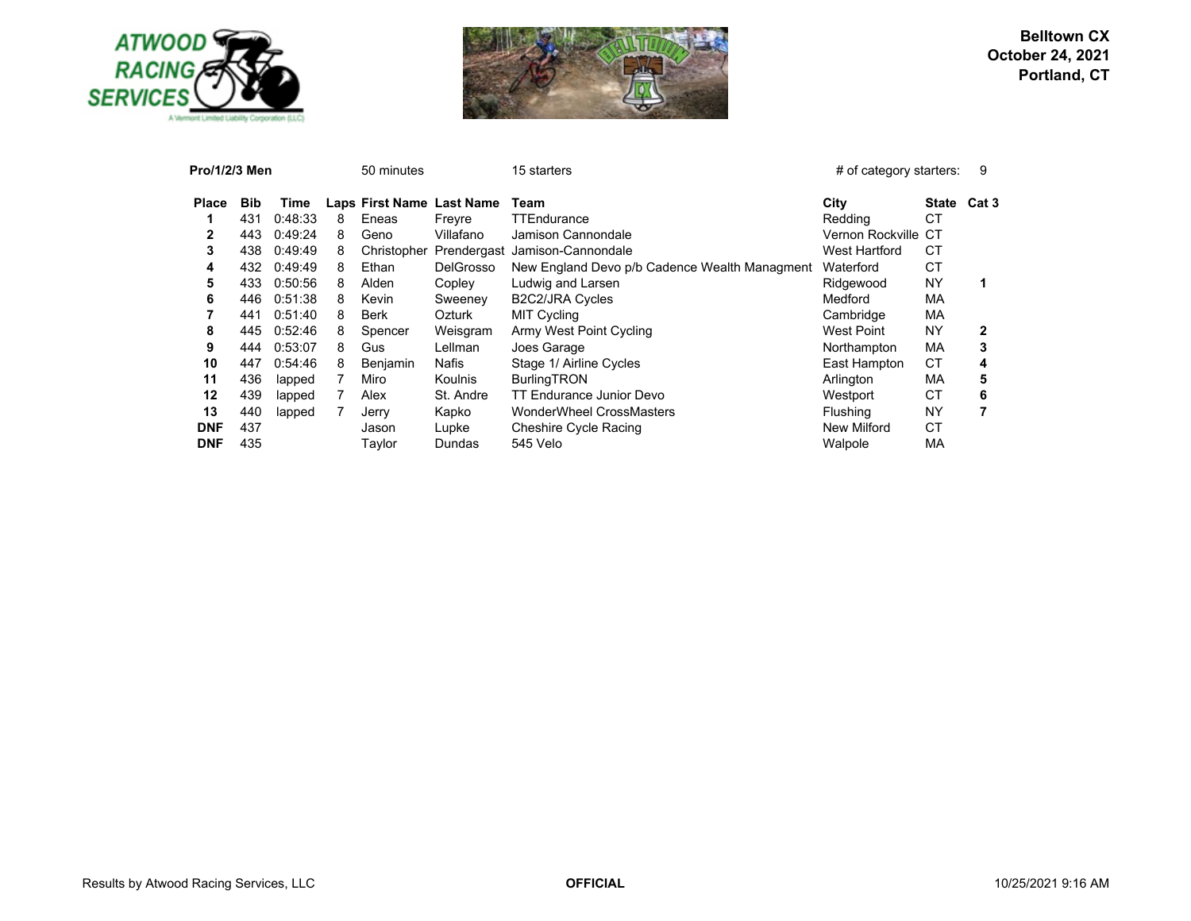**Belltown CX**
**October 24, 2021**
**Portland, CT**

**Pro/1/2/3 Men** 50 minutes 15 starters # of category starters: 9

| Place | Bib | Time | Laps | First Name | Last Name | Team | City | State | Cat 3 |
|---|---|---|---|---|---|---|---|---|---|
| **1** | 431 | 0:48:33 | 8 | Eneas | Freyre | TTEndurance | Redding | CT | |
| **2** | 443 | 0:49:24 | 8 | Geno | Villafano | Jamison Cannondale | Vernon Rockville | CT | |
| **3** | 438 | 0:49:49 | 8 | Christopher | Prendergast | Jamison-Cannondale | West Hartford | CT | |
| **4** | 432 | 0:49:49 | 8 | Ethan | DelGrosso | New England Devo p/b Cadence Wealth Managment | Waterford | CT | |
| **5** | 433 | 0:50:56 | 8 | Alden | Copley | Ludwig and Larsen | Ridgewood | NY | **1** |
| **6** | 446 | 0:51:38 | 8 | Kevin | Sweeney | B2C2/JRA Cycles | Medford | MA | |
| **7** | 441 | 0:51:40 | 8 | Berk | Ozturk | MIT Cycling | Cambridge | MA | |
| **8** | 445 | 0:52:46 | 8 | Spencer | Weisgram | Army West Point Cycling | West Point | NY | **2** |
| **9** | 444 | 0:53:07 | 8 | Gus | Lellman | Joes Garage | Northampton | MA | **3** |
| **10** | 447 | 0:54:46 | 8 | Benjamin | Nafis | Stage 1/ Airline Cycles | East Hampton | CT | **4** |
| **11** | 436 | lapped | 7 | Miro | Koulnis | BurlingTRON | Arlington | MA | **5** |
| **12** | 439 | lapped | 7 | Alex | St. Andre | TT Endurance Junior Devo | Westport | CT | **6** |
| **13** | 440 | lapped | 7 | Jerry | Kapko | WonderWheel CrossMasters | Flushing | NY | **7** |
| **DNF** | 437 | | | Jason | Lupke | Cheshire Cycle Racing | New Milford | CT | |
| **DNF** | 435 | | | Taylor | Dundas | 545 Velo | Walpole | MA | |

Results by Atwood Racing Services, LLC **OFFICIAL** 10/25/2021 9:16 AM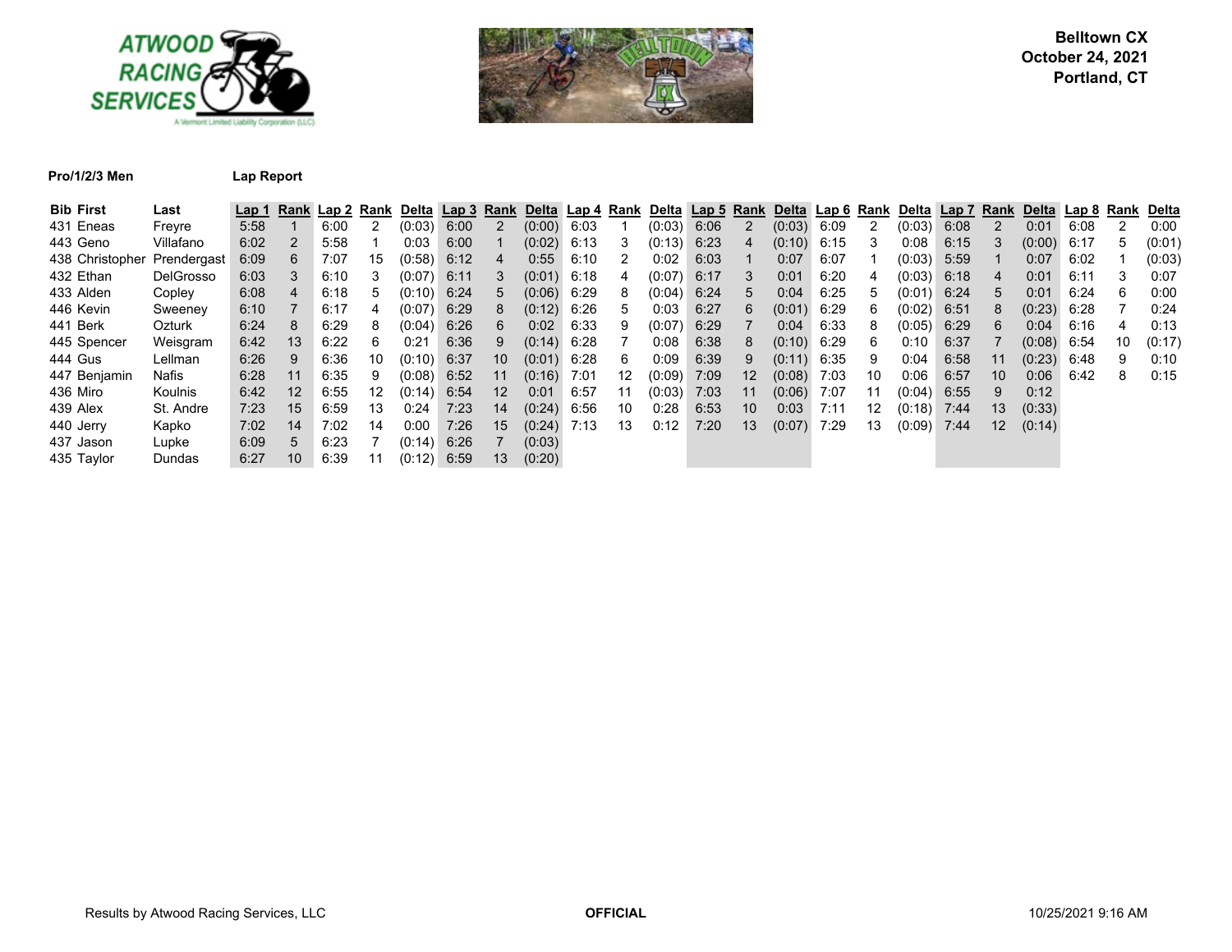**Belltown CX**
**October 24, 2021**
**Portland, CT**

**Pro/1/2/3 Men** **Lap Report**

| Bib | First | Last | Lap 1 | Rank | Lap 2 | Rank | Delta | Lap 3 | Rank | Delta | Lap 4 | Rank | Delta | Lap 5 | Rank | Delta | Lap 6 | Rank | Delta | Lap 7 | Rank | Delta | Lap 8 | Rank | Delta |
|---|---|---|---|---|---|---|---|---|---|---|---|---|---|---|---|---|---|---|---|---|---|---|---|---|---|
| 431 | Eneas | Freyre | 5:58 | 1 | 6:00 | 2 | (0:03) | 6:00 | 2 | (0:00) | 6:03 | 1 | (0:03) | 6:06 | 2 | (0:03) | 6:09 | 2 | (0:03) | 6:08 | 2 | 0:01 | 6:08 | 2 | 0:00 |
| 443 | Geno | Villafano | 6:02 | 2 | 5:58 | 1 | 0:03 | 6:00 | 1 | (0:02) | 6:13 | 3 | (0:13) | 6:23 | 4 | (0:10) | 6:15 | 3 | 0:08 | 6:15 | 3 | (0:00) | 6:17 | 5 | (0:01) |
| 438 | Christopher | Prendergast | 6:09 | 6 | 7:07 | 15 | (0:58) | 6:12 | 4 | 0:55 | 6:10 | 2 | 0:02 | 6:03 | 1 | 0:07 | 6:07 | 1 | (0:03) | 5:59 | 1 | 0:07 | 6:02 | 1 | (0:03) |
| 432 | Ethan | DelGrosso | 6:03 | 3 | 6:10 | 3 | (0:07) | 6:11 | 3 | (0:01) | 6:18 | 4 | (0:07) | 6:17 | 3 | 0:01 | 6:20 | 4 | (0:03) | 6:18 | 4 | 0:01 | 6:11 | 3 | 0:07 |
| 433 | Alden | Copley | 6:08 | 4 | 6:18 | 5 | (0:10) | 6:24 | 5 | (0:06) | 6:29 | 8 | (0:04) | 6:24 | 5 | 0:04 | 6:25 | 5 | (0:01) | 6:24 | 5 | 0:01 | 6:24 | 6 | 0:00 |
| 446 | Kevin | Sweeney | 6:10 | 7 | 6:17 | 4 | (0:07) | 6:29 | 8 | (0:12) | 6:26 | 5 | 0:03 | 6:27 | 6 | (0:01) | 6:29 | 6 | (0:02) | 6:51 | 8 | (0:23) | 6:28 | 7 | 0:24 |
| 441 | Berk | Ozturk | 6:24 | 8 | 6:29 | 8 | (0:04) | 6:26 | 6 | 0:02 | 6:33 | 9 | (0:07) | 6:29 | 7 | 0:04 | 6:33 | 8 | (0:05) | 6:29 | 6 | 0:04 | 6:16 | 4 | 0:13 |
| 445 | Spencer | Weisgram | 6:42 | 13 | 6:22 | 6 | 0:21 | 6:36 | 9 | (0:14) | 6:28 | 7 | 0:08 | 6:38 | 8 | (0:10) | 6:29 | 6 | 0:10 | 6:37 | 7 | (0:08) | 6:54 | 10 | (0:17) |
| 444 | Gus | Lellman | 6:26 | 9 | 6:36 | 10 | (0:10) | 6:37 | 10 | (0:01) | 6:28 | 6 | 0:09 | 6:39 | 9 | (0:11) | 6:35 | 9 | 0:04 | 6:58 | 11 | (0:23) | 6:48 | 9 | 0:10 |
| 447 | Benjamin | Nafis | 6:28 | 11 | 6:35 | 9 | (0:08) | 6:52 | 11 | (0:16) | 7:01 | 12 | (0:09) | 7:09 | 12 | (0:08) | 7:03 | 10 | 0:06 | 6:57 | 10 | 0:06 | 6:42 | 8 | 0:15 |
| 436 | Miro | Koulnis | 6:42 | 12 | 6:55 | 12 | (0:14) | 6:54 | 12 | 0:01 | 6:57 | 11 | (0:03) | 7:03 | 11 | (0:06) | 7:07 | 11 | (0:04) | 6:55 | 9 | 0:12 | | | |
| 439 | Alex | St. Andre | 7:23 | 15 | 6:59 | 13 | 0:24 | 7:23 | 14 | (0:24) | 6:56 | 10 | 0:28 | 6:53 | 10 | 0:03 | 7:11 | 12 | (0:18) | 7:44 | 13 | (0:33) | | | |
| 440 | Jerry | Kapko | 7:02 | 14 | 7:02 | 14 | 0:00 | 7:26 | 15 | (0:24) | 7:13 | 13 | 0:12 | 7:20 | 13 | (0:07) | 7:29 | 13 | (0:09) | 7:44 | 12 | (0:14) | | | |
| 437 | Jason | Lupke | 6:09 | 5 | 6:23 | 7 | (0:14) | 6:26 | 7 | (0:03) | | | | | | | | | | | | | | | |
| 435 | Taylor | Dundas | 6:27 | 10 | 6:39 | 11 | (0:12) | 6:59 | 13 | (0:20) | | | | | | | | | | | | | | | |

Results by Atwood Racing Services, LLC **OFFICIAL** 10/25/2021 9:16 AM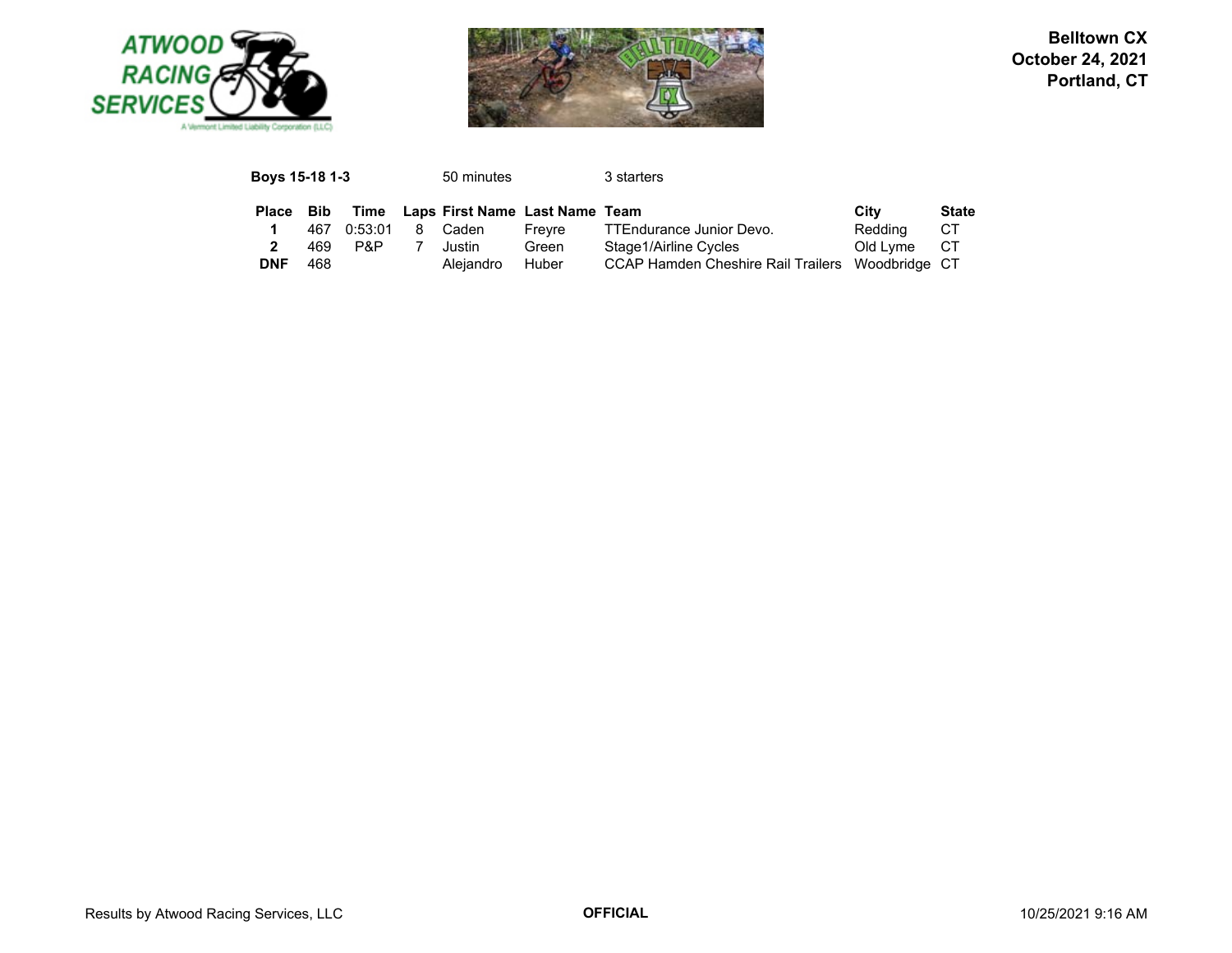**Belltown CX**
**October 24, 2021**
**Portland, CT**

**Boys 15-18 1-3** 50 minutes 3 starters

| Place | Bib | Time | Laps | First Name | Last Name | Team | City | State |
|---|---|---|---|---|---|---|---|---|
| **1** | 467 | 0:53:01 | 8 | Caden | Freyre | TTEndurance Junior Devo. | Redding | CT |
| **2** | 469 | P&P | 7 | Justin | Green | Stage1/Airline Cycles | Old Lyme | CT |
| **DNF** | 468 | | | Alejandro | Huber | CCAP Hamden Cheshire Rail Trailers | Woodbridge | CT |

Results by Atwood Racing Services, LLC **OFFICIAL** 10/25/2021 9:16 AM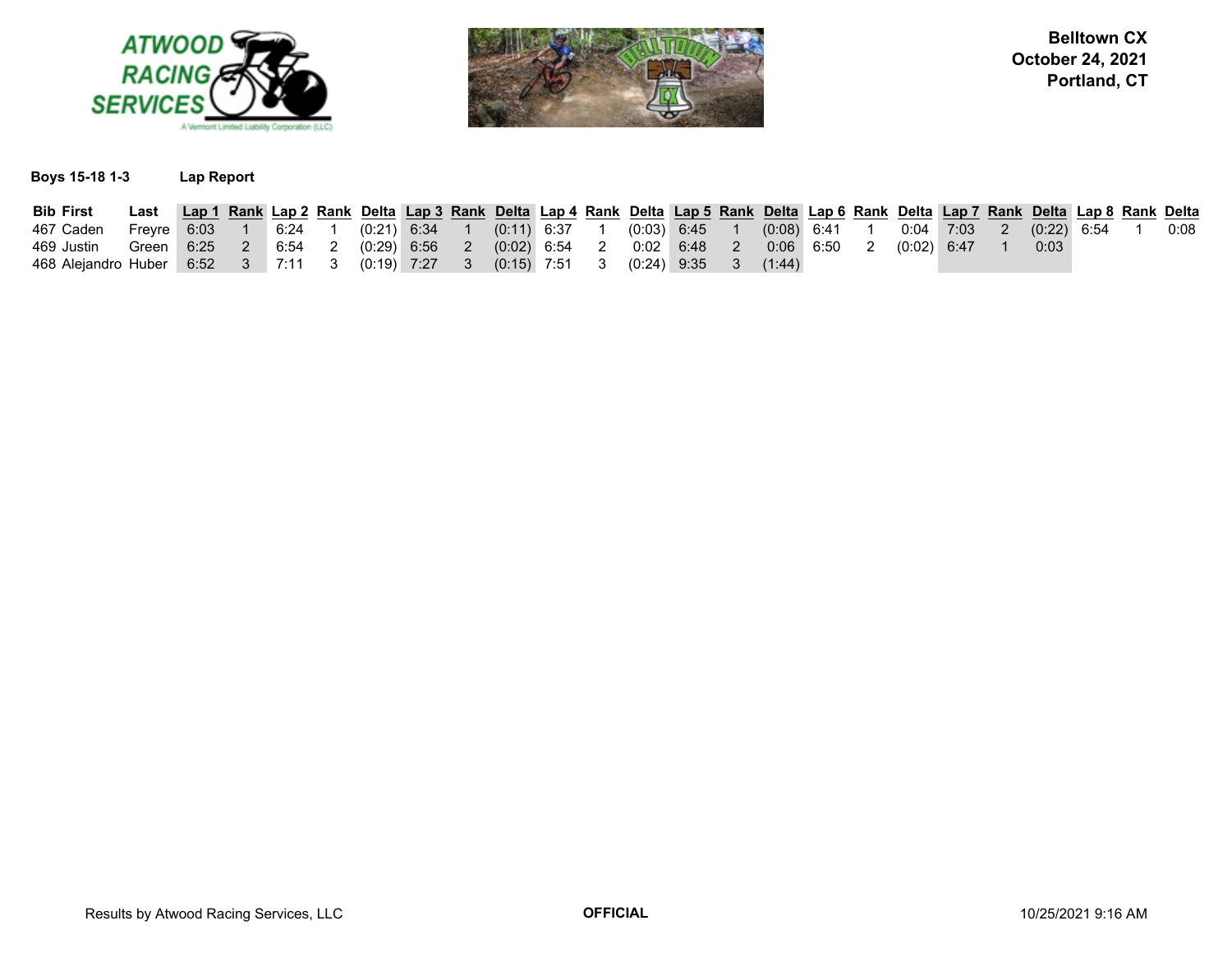**Belltown CX**
**October 24, 2021**
**Portland, CT**

**Boys 15-18 1-3** **Lap Report**

| Bib | First | Last | Lap 1 | Rank | Lap 2 | Rank | Delta | Lap 3 | Rank | Delta | Lap 4 | Rank | Delta | Lap 5 | Rank | Delta | Lap 6 | Rank | Delta | Lap 7 | Rank | Delta | Lap 8 | Rank | Delta |
|---|---|---|---|---|---|---|---|---|---|---|---|---|---|---|---|---|---|---|---|---|---|---|---|---|---|
| 467 | Caden | Freyre | 6:03 | 1 | 6:24 | 1 | (0:21) | 6:34 | 1 | (0:11) | 6:37 | 1 | (0:03) | 6:45 | 1 | (0:08) | 6:41 | 1 | 0:04 | 7:03 | 2 | (0:22) | 6:54 | 1 | 0:08 |
| 469 | Justin | Green | 6:25 | 2 | 6:54 | 2 | (0:29) | 6:56 | 2 | (0:02) | 6:54 | 2 | 0:02 | 6:48 | 2 | 0:06 | 6:50 | 2 | (0:02) | 6:47 | 1 | 0:03 | | | |
| 468 | Alejandro | Huber | 6:52 | 3 | 7:11 | 3 | (0:19) | 7:27 | 3 | (0:15) | 7:51 | 3 | (0:24) | 9:35 | 3 | (1:44) | | | | | | | | | |

Results by Atwood Racing Services, LLC **OFFICIAL** 10/25/2021 9:16 AM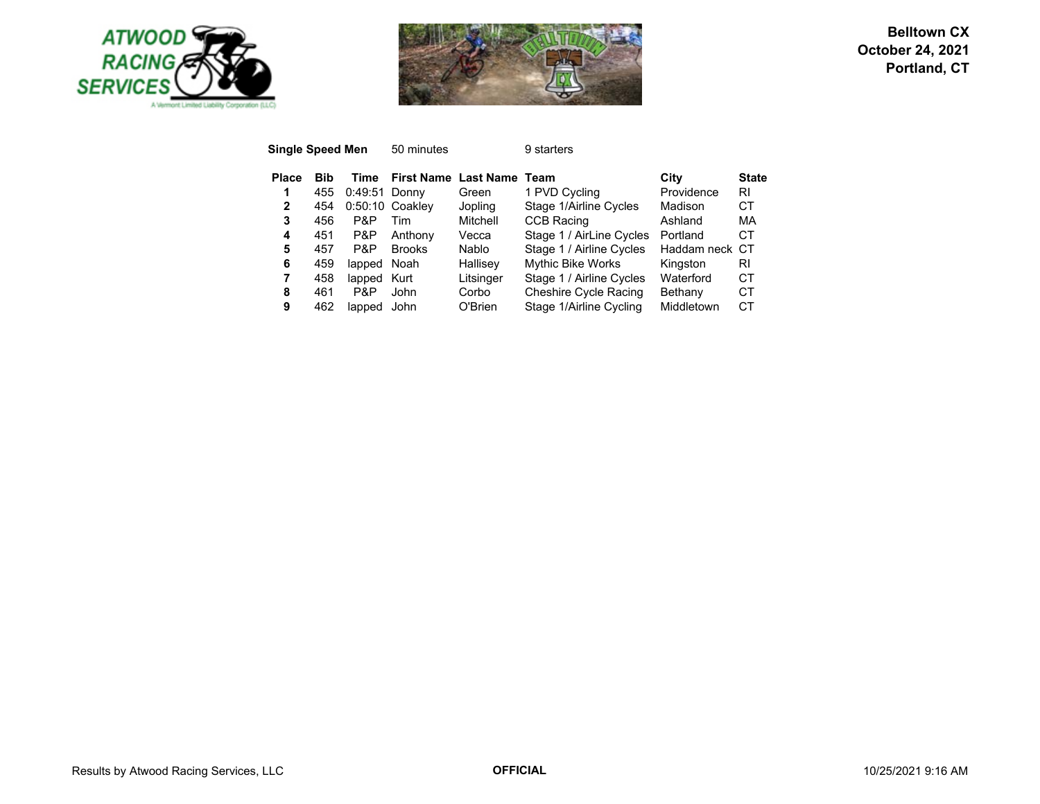**Belltown CX**
**October 24, 2021**
**Portland, CT**

**Single Speed Men** 50 minutes 9 starters

| Place | Bib | Time | First Name | Last Name | Team | City | State |
|---|---|---|---|---|---|---|---|
| 1 | 455 | 0:49:51 | Donny | Green | 1 PVD Cycling | Providence | RI |
| 2 | 454 | 0:50:10 | Coakley | Jopling | Stage 1/Airline Cycles | Madison | CT |
| 3 | 456 | P&P | Tim | Mitchell | CCB Racing | Ashland | MA |
| 4 | 451 | P&P | Anthony | Vecca | Stage 1 / AirLine Cycles | Portland | CT |
| 5 | 457 | P&P | Brooks | Nablo | Stage 1 / Airline Cycles | Haddam neck | CT |
| 6 | 459 | lapped | Noah | Hallisey | Mythic Bike Works | Kingston | RI |
| 7 | 458 | lapped | Kurt | Litsinger | Stage 1 / Airline Cycles | Waterford | CT |
| 8 | 461 | P&P | John | Corbo | Cheshire Cycle Racing | Bethany | CT |
| 9 | 462 | lapped | John | O'Brien | Stage 1/Airline Cycling | Middletown | CT |

Results by Atwood Racing Services, LLC **OFFICIAL** 10/25/2021 9:16 AM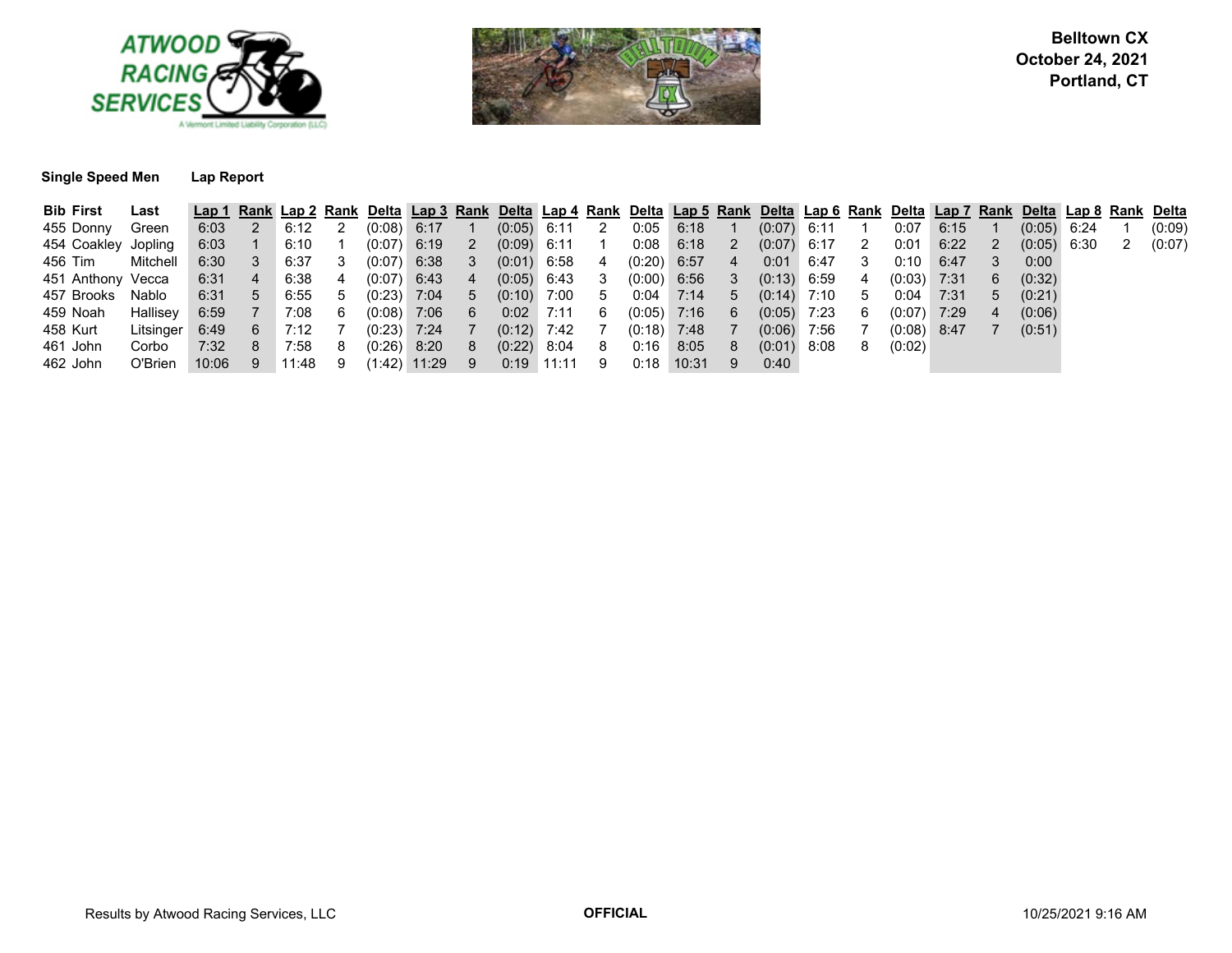Belltown CX
October 24, 2021
Portland, CT

**Single Speed Men** **Lap Report**

| Bib | First | Last | Lap 1 | Rank | Lap 2 | Rank | Delta | Lap 3 | Rank | Delta | Lap 4 | Rank | Delta | Lap 5 | Rank | Delta | Lap 6 | Rank | Delta | Lap 7 | Rank | Delta | Lap 8 | Rank | Delta |
|---|---|---|---|---|---|---|---|---|---|---|---|---|---|---|---|---|---|---|---|---|---|---|---|---|---|
| 455 | Donny | Green | 6:03 | 2 | 6:12 | 2 | (0:08) | 6:17 | 1 | (0:05) | 6:11 | 2 | 0:05 | 6:18 | 1 | (0:07) | 6:11 | 1 | 0:07 | 6:15 | 1 | (0:05) | 6:24 | 1 | (0:09) |
| 454 | Coakley | Jopling | 6:03 | 1 | 6:10 | 1 | (0:07) | 6:19 | 2 | (0:09) | 6:11 | 1 | 0:08 | 6:18 | 2 | (0:07) | 6:17 | 2 | 0:01 | 6:22 | 2 | (0:05) | 6:30 | 2 | (0:07) |
| 456 | Tim | Mitchell | 6:30 | 3 | 6:37 | 3 | (0:07) | 6:38 | 3 | (0:01) | 6:58 | 4 | (0:20) | 6:57 | 4 | 0:01 | 6:47 | 3 | 0:10 | 6:47 | 3 | 0:00 | | | |
| 451 | Anthony | Vecca | 6:31 | 4 | 6:38 | 4 | (0:07) | 6:43 | 4 | (0:05) | 6:43 | 3 | (0:00) | 6:56 | 3 | (0:13) | 6:59 | 4 | (0:03) | 7:31 | 6 | (0:32) | | | |
| 457 | Brooks | Nablo | 6:31 | 5 | 6:55 | 5 | (0:23) | 7:04 | 5 | (0:10) | 7:00 | 5 | 0:04 | 7:14 | 5 | (0:14) | 7:10 | 5 | 0:04 | 7:31 | 5 | (0:21) | | | |
| 459 | Noah | Hallisey | 6:59 | 7 | 7:08 | 6 | (0:08) | 7:06 | 6 | 0:02 | 7:11 | 6 | (0:05) | 7:16 | 6 | (0:05) | 7:23 | 6 | (0:07) | 7:29 | 4 | (0:06) | | | |
| 458 | Kurt | Litsinger | 6:49 | 6 | 7:12 | 7 | (0:23) | 7:24 | 7 | (0:12) | 7:42 | 7 | (0:18) | 7:48 | 7 | (0:06) | 7:56 | 7 | (0:08) | 8:47 | 7 | (0:51) | | | |
| 461 | John | Corbo | 7:32 | 8 | 7:58 | 8 | (0:26) | 8:20 | 8 | (0:22) | 8:04 | 8 | 0:16 | 8:05 | 8 | (0:01) | 8:08 | 8 | (0:02) | | | | | | |
| 462 | John | O'Brien | 10:06 | 9 | 11:48 | 9 | (1:42) | 11:29 | 9 | 0:19 | 11:11 | 9 | 0:18 | 10:31 | 9 | 0:40 | | | | | | | | | |

Results by Atwood Racing Services, LLC | **OFFICIAL** | 10/25/2021 9:16 AM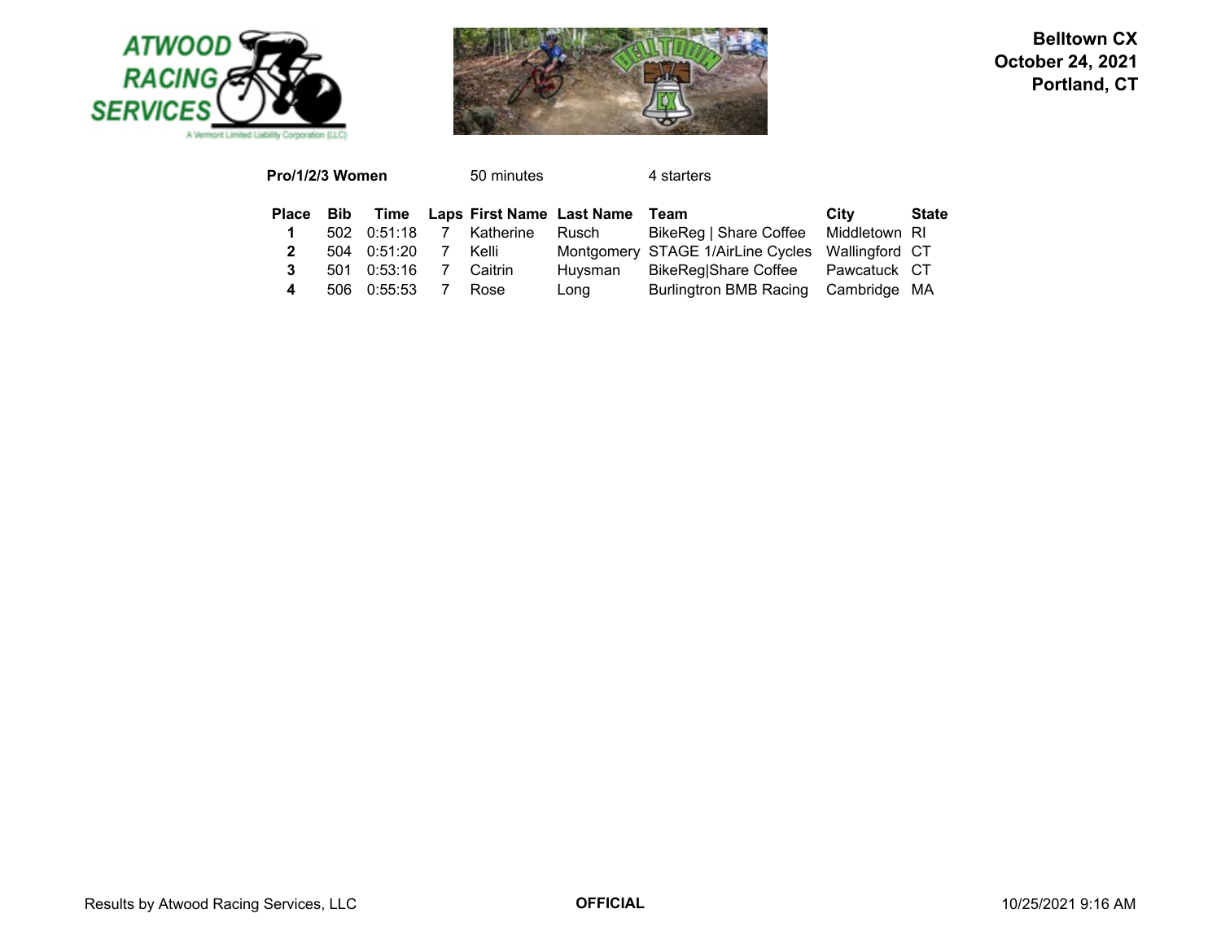**Belltown CX**
**October 24, 2021**
**Portland, CT**

**Pro/1/2/3 Women** 50 minutes 4 starters

| Place | Bib | Time | Laps | First Name | Last Name | Team | City | State |
|---|---|---|---|---|---|---|---|---|
| **1** | 502 | 0:51:18 | 7 | Katherine | Rusch | BikeReg \| Share Coffee | Middletown | RI |
| **2** | 504 | 0:51:20 | 7 | Kelli | Montgomery | STAGE 1/AirLine Cycles | Wallingford | CT |
| **3** | 501 | 0:53:16 | 7 | Caitrin | Huysman | BikeReg\|Share Coffee | Pawcatuck | CT |
| **4** | 506 | 0:55:53 | 7 | Rose | Long | Burlingtron BMB Racing | Cambridge | MA |

Results by Atwood Racing Services, LLC **OFFICIAL** 10/25/2021 9:16 AM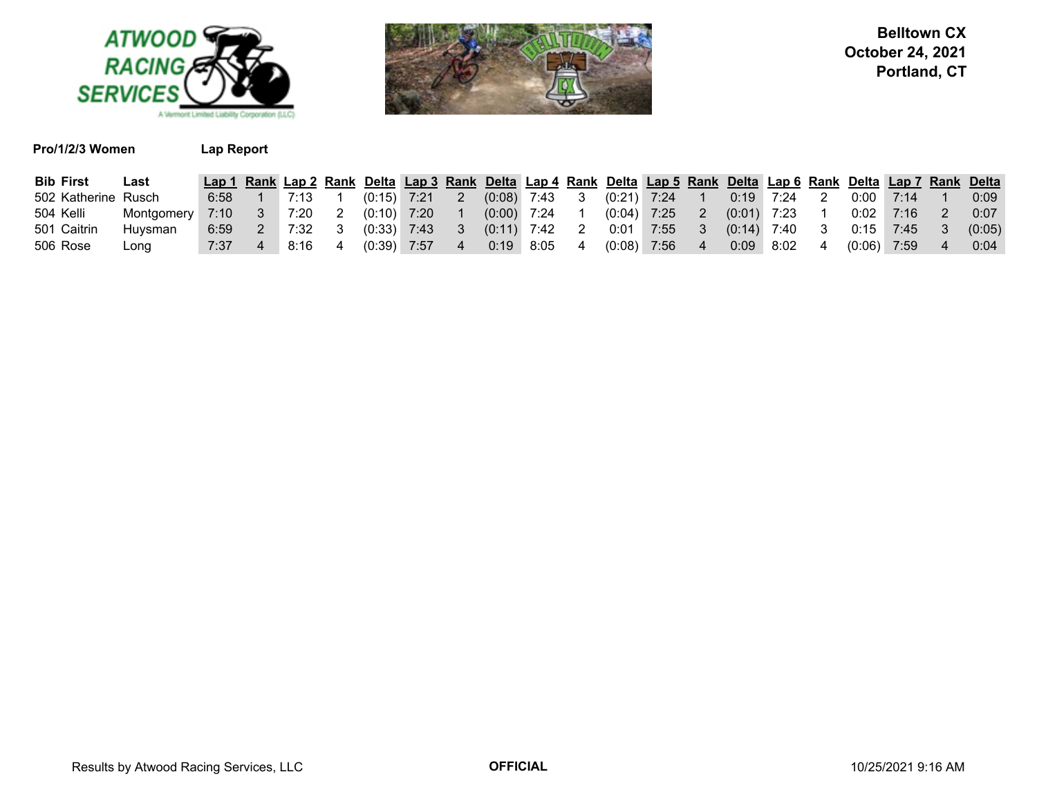**Belltown CX**
**October 24, 2021**
**Portland, CT**

**Pro/1/2/3 Women** **Lap Report**

| Bib | First | Last | Lap 1 | Rank | Lap 2 | Rank | Delta | Lap 3 | Rank | Delta | Lap 4 | Rank | Delta | Lap 5 | Rank | Delta | Lap 6 | Rank | Delta | Lap 7 | Rank | Delta |
|---|---|---|---|---|---|---|---|---|---|---|---|---|---|---|---|---|---|---|---|---|---|---|
| 502 | Katherine | Rusch | 6:58 | 1 | 7:13 | 1 | (0:15) | 7:21 | 2 | (0:08) | 7:43 | 3 | (0:21) | 7:24 | 1 | 0:19 | 7:24 | 2 | 0:00 | 7:14 | 1 | 0:09 |
| 504 | Kelli | Montgomery | 7:10 | 3 | 7:20 | 2 | (0:10) | 7:20 | 1 | (0:00) | 7:24 | 1 | (0:04) | 7:25 | 2 | (0:01) | 7:23 | 1 | 0:02 | 7:16 | 2 | 0:07 |
| 501 | Caitrin | Huysman | 6:59 | 2 | 7:32 | 3 | (0:33) | 7:43 | 3 | (0:11) | 7:42 | 2 | 0:01 | 7:55 | 3 | (0:14) | 7:40 | 3 | 0:15 | 7:45 | 3 | (0:05) |
| 506 | Rose | Long | 7:37 | 4 | 8:16 | 4 | (0:39) | 7:57 | 4 | 0:19 | 8:05 | 4 | (0:08) | 7:56 | 4 | 0:09 | 8:02 | 4 | (0:06) | 7:59 | 4 | 0:04 |

Results by Atwood Racing Services, LLC **OFFICIAL** 10/25/2021 9:16 AM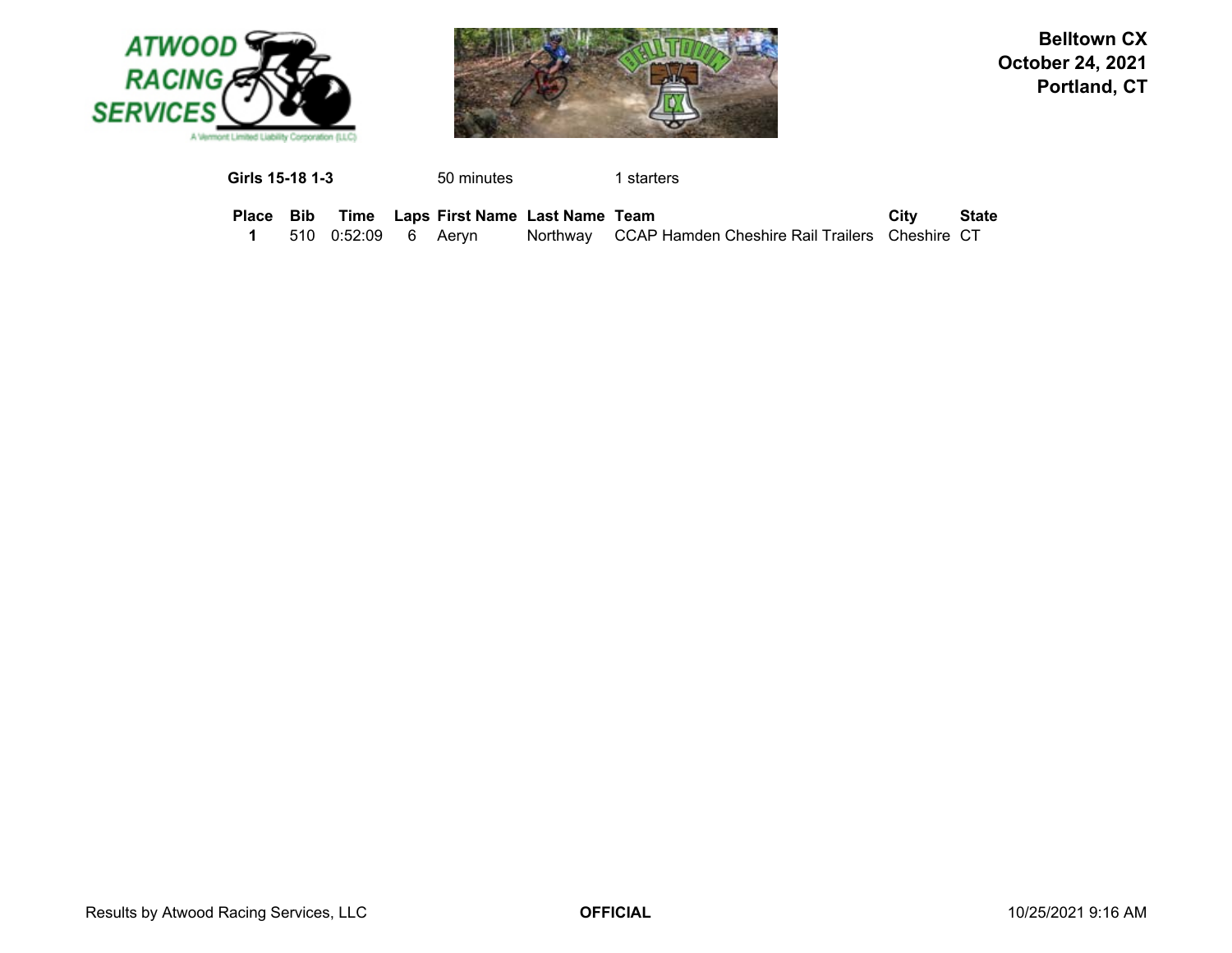**Belltown CX**
**October 24, 2021**
**Portland, CT**

**Girls 15-18 1-3** 50 minutes 1 starters

| Place | Bib | Time | Laps | First Name | Last Name | Team | City | State |
|---|---|---|---|---|---|---|---|---|
| **1** | 510 | 0:52:09 | 6 | Aeryn | Northway | CCAP Hamden Cheshire Rail Trailers | Cheshire | CT |

Results by Atwood Racing Services, LLC **OFFICIAL** 10/25/2021 9:16 AM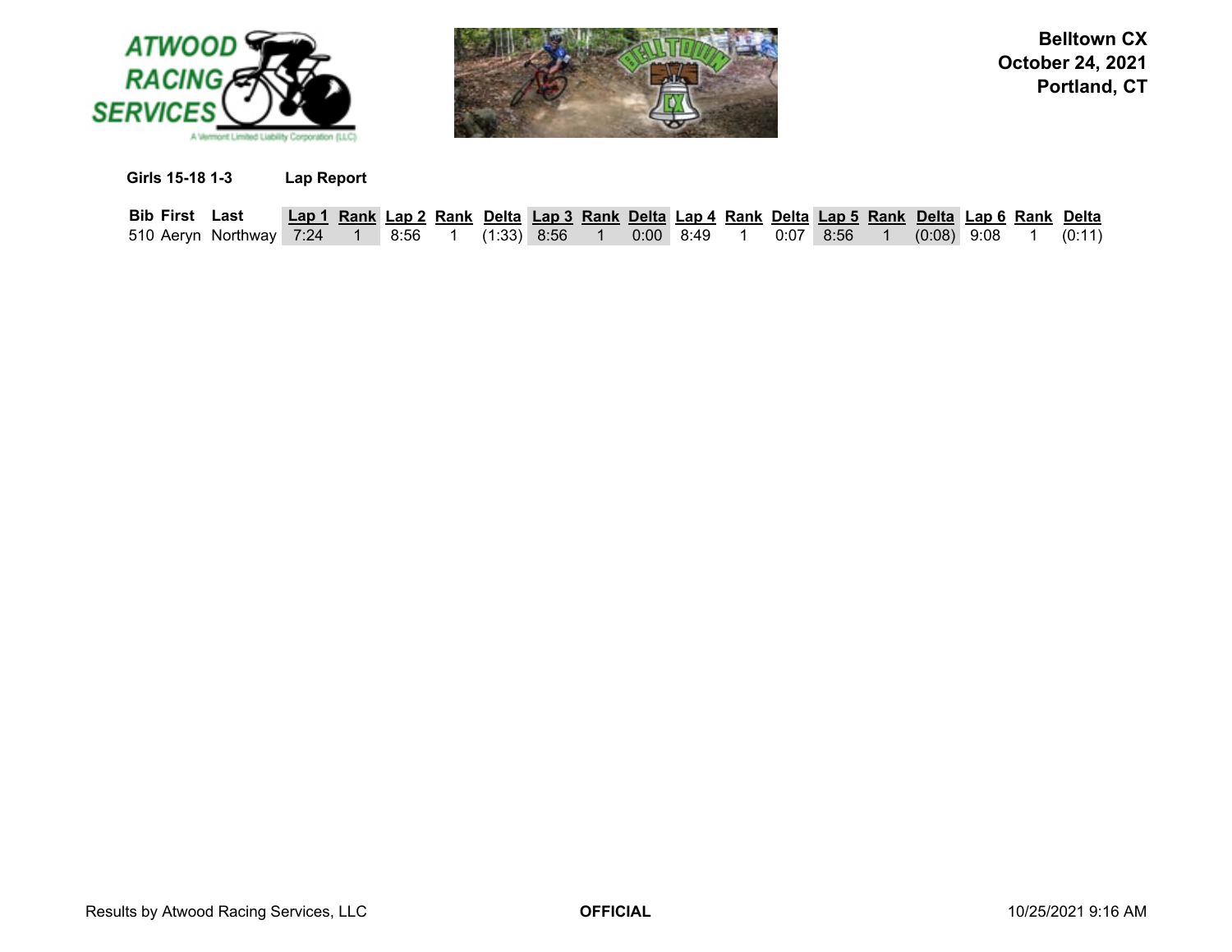**Belltown CX**
**October 24, 2021**
**Portland, CT**

**Girls 15-18 1-3** **Lap Report**

| Bib | First | Last | Lap 1 | Rank | Lap 2 | Rank | Delta | Lap 3 | Rank | Delta | Lap 4 | Rank | Delta | Lap 5 | Rank | Delta | Lap 6 | Rank | Delta |
|---|---|---|---|---|---|---|---|---|---|---|---|---|---|---|---|---|---|---|---|
| 510 | Aeryn | Northway | 7:24 | 1 | 8:56 | 1 | (1:33) | 8:56 | 1 | 0:00 | 8:49 | 1 | 0:07 | 8:56 | 1 | (0:08) | 9:08 | 1 | (0:11) |

Results by Atwood Racing Services, LLC **OFFICIAL** 10/25/2021 9:16 AM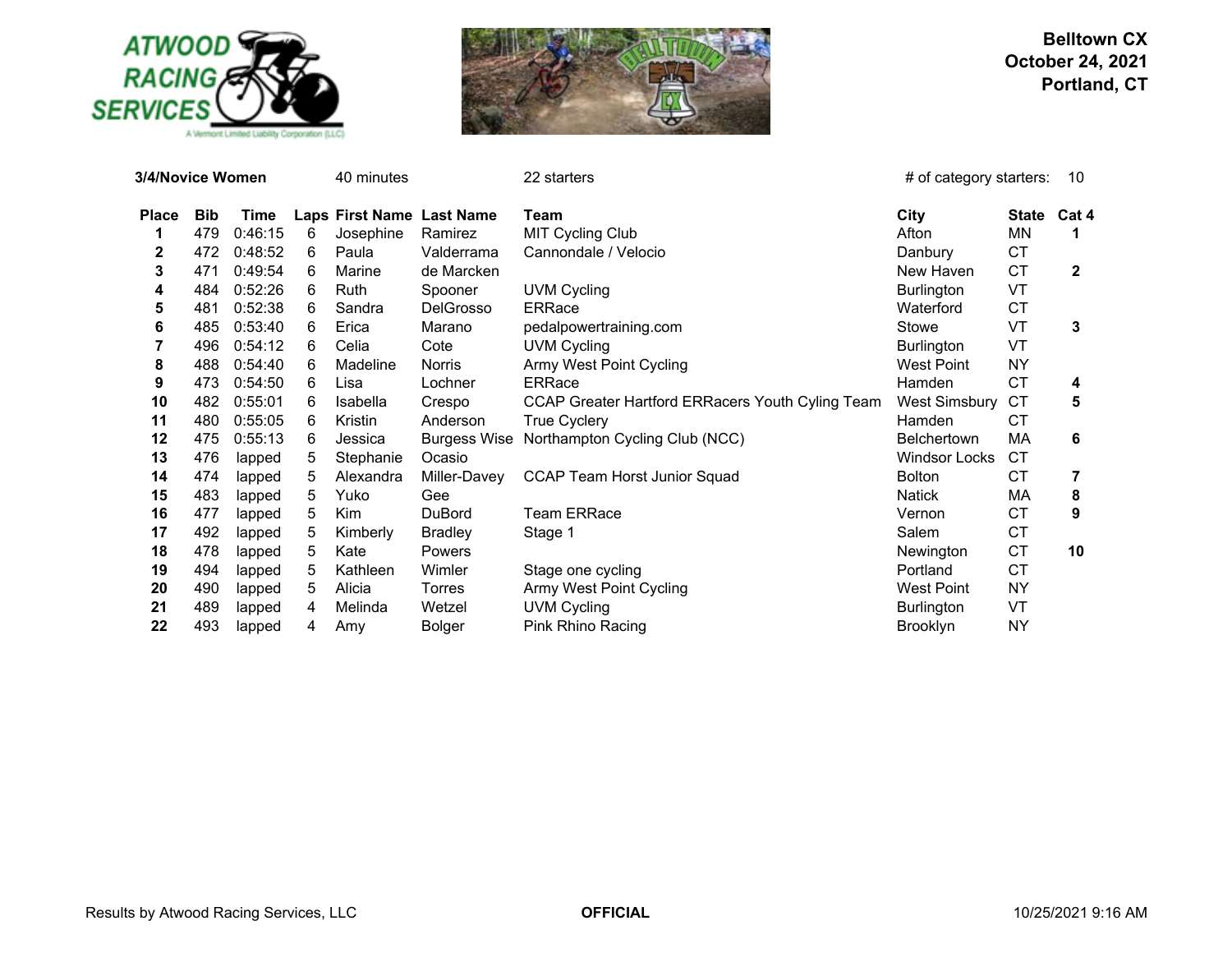**Belltown CX**
**October 24, 2021**
**Portland, CT**

**3/4/Novice Women** 40 minutes 22 starters # of category starters: 10

| Place | Bib | Time | Laps | First Name | Last Name | Team | City | State | Cat 4 |
|---|---|---|---|---|---|---|---|---|---|
| 1 | 479 | 0:46:15 | 6 | Josephine | Ramirez | MIT Cycling Club | Afton | MN | 1 |
| 2 | 472 | 0:48:52 | 6 | Paula | Valderrama | Cannondale / Velocio | Danbury | CT | |
| 3 | 471 | 0:49:54 | 6 | Marine | de Marcken | | New Haven | CT | 2 |
| 4 | 484 | 0:52:26 | 6 | Ruth | Spooner | UVM Cycling | Burlington | VT | |
| 5 | 481 | 0:52:38 | 6 | Sandra | DelGrosso | ERRace | Waterford | CT | |
| 6 | 485 | 0:53:40 | 6 | Erica | Marano | pedalpowertraining.com | Stowe | VT | 3 |
| 7 | 496 | 0:54:12 | 6 | Celia | Cote | UVM Cycling | Burlington | VT | |
| 8 | 488 | 0:54:40 | 6 | Madeline | Norris | Army West Point Cycling | West Point | NY | |
| 9 | 473 | 0:54:50 | 6 | Lisa | Lochner | ERRace | Hamden | CT | 4 |
| 10 | 482 | 0:55:01 | 6 | Isabella | Crespo | CCAP Greater Hartford ERRacers Youth Cyling Team | West Simsbury | CT | 5 |
| 11 | 480 | 0:55:05 | 6 | Kristin | Anderson | True Cyclery | Hamden | CT | |
| 12 | 475 | 0:55:13 | 6 | Jessica | Burgess Wise | Northampton Cycling Club (NCC) | Belchertown | MA | 6 |
| 13 | 476 | lapped | 5 | Stephanie | Ocasio | | Windsor Locks | CT | |
| 14 | 474 | lapped | 5 | Alexandra | Miller-Davey | CCAP Team Horst Junior Squad | Bolton | CT | 7 |
| 15 | 483 | lapped | 5 | Yuko | Gee | | Natick | MA | 8 |
| 16 | 477 | lapped | 5 | Kim | DuBord | Team ERRace | Vernon | CT | 9 |
| 17 | 492 | lapped | 5 | Kimberly | Bradley | Stage 1 | Salem | CT | |
| 18 | 478 | lapped | 5 | Kate | Powers | | Newington | CT | 10 |
| 19 | 494 | lapped | 5 | Kathleen | Wimler | Stage one cycling | Portland | CT | |
| 20 | 490 | lapped | 5 | Alicia | Torres | Army West Point Cycling | West Point | NY | |
| 21 | 489 | lapped | 4 | Melinda | Wetzel | UVM Cycling | Burlington | VT | |
| 22 | 493 | lapped | 4 | Amy | Bolger | Pink Rhino Racing | Brooklyn | NY | |

Results by Atwood Racing Services, LLC **OFFICIAL** 10/25/2021 9:16 AM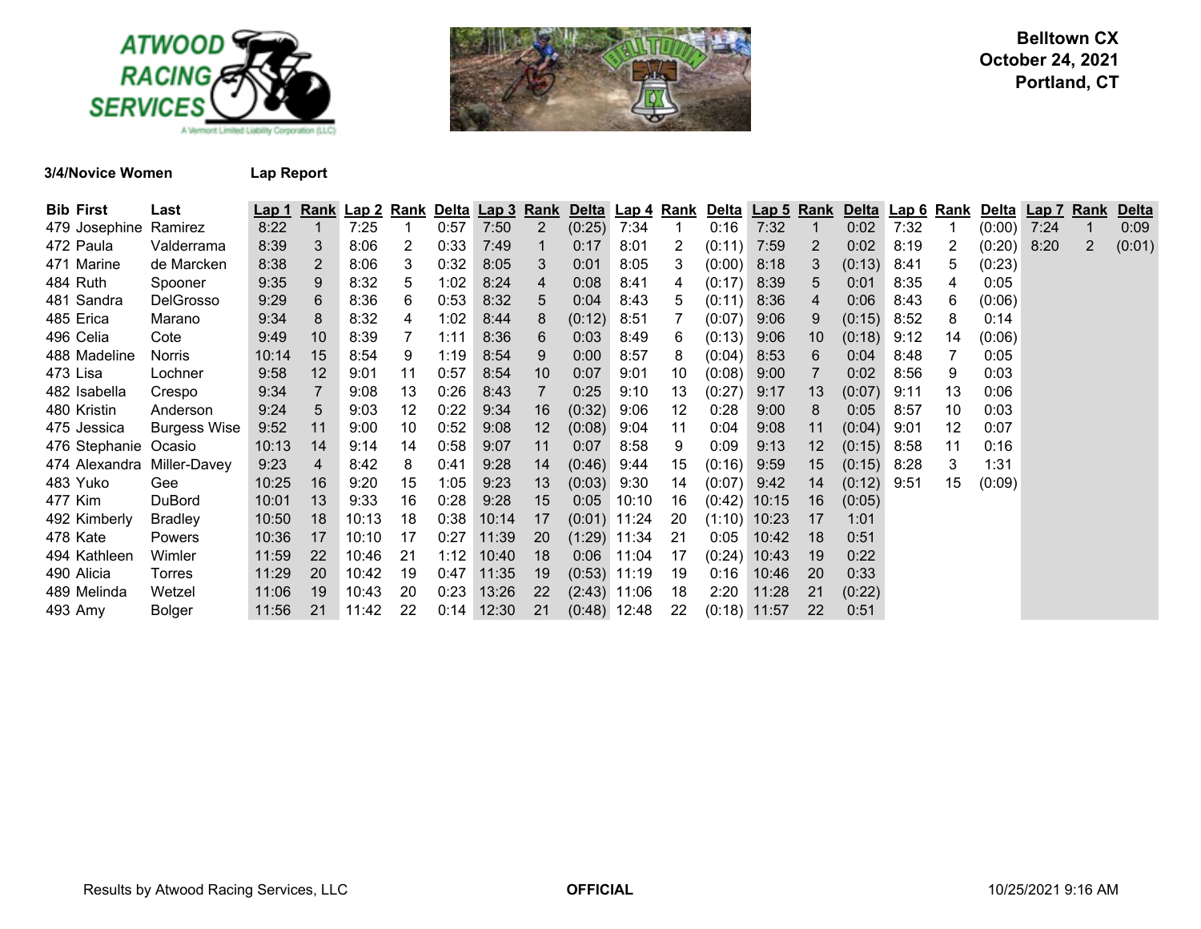**Belltown CX**
**October 24, 2021**
**Portland, CT**

**3/4/Novice Women** **Lap Report**

| Bib | First | Last | Lap 1 | Rank | Lap 2 | Rank | Delta | Lap 3 | Rank | Delta | Lap 4 | Rank | Delta | Lap 5 | Rank | Delta | Lap 6 | Rank | Delta | Lap 7 | Rank | Delta |
|---|---|---|---|---|---|---|---|---|---|---|---|---|---|---|---|---|---|---|---|---|---|---|
| 479 | Josephine | Ramirez | 8:22 | 1 | 7:25 | 1 | 0:57 | 7:50 | 2 | (0:25) | 7:34 | 1 | 0:16 | 7:32 | 1 | 0:02 | 7:32 | 1 | (0:00) | 7:24 | 1 | 0:09 |
| 472 | Paula | Valderrama | 8:39 | 3 | 8:06 | 2 | 0:33 | 7:49 | 1 | 0:17 | 8:01 | 2 | (0:11) | 7:59 | 2 | 0:02 | 8:19 | 2 | (0:20) | 8:20 | 2 | (0:01) |
| 471 | Marine | de Marcken | 8:38 | 2 | 8:06 | 3 | 0:32 | 8:05 | 3 | 0:01 | 8:05 | 3 | (0:00) | 8:18 | 3 | (0:13) | 8:41 | 5 | (0:23) | | | |
| 484 | Ruth | Spooner | 9:35 | 9 | 8:32 | 5 | 1:02 | 8:24 | 4 | 0:08 | 8:41 | 4 | (0:17) | 8:39 | 5 | 0:01 | 8:35 | 4 | 0:05 | | | |
| 481 | Sandra | DelGrosso | 9:29 | 6 | 8:36 | 6 | 0:53 | 8:32 | 5 | 0:04 | 8:43 | 5 | (0:11) | 8:36 | 4 | 0:06 | 8:43 | 6 | (0:06) | | | |
| 485 | Erica | Marano | 9:34 | 8 | 8:32 | 4 | 1:02 | 8:44 | 8 | (0:12) | 8:51 | 7 | (0:07) | 9:06 | 9 | (0:15) | 8:52 | 8 | 0:14 | | | |
| 496 | Celia | Cote | 9:49 | 10 | 8:39 | 7 | 1:11 | 8:36 | 6 | 0:03 | 8:49 | 6 | (0:13) | 9:06 | 10 | (0:18) | 9:12 | 14 | (0:06) | | | |
| 488 | Madeline | Norris | 10:14 | 15 | 8:54 | 9 | 1:19 | 8:54 | 9 | 0:00 | 8:57 | 8 | (0:04) | 8:53 | 6 | 0:04 | 8:48 | 7 | 0:05 | | | |
| 473 | Lisa | Lochner | 9:58 | 12 | 9:01 | 11 | 0:57 | 8:54 | 10 | 0:07 | 9:01 | 10 | (0:08) | 9:00 | 7 | 0:02 | 8:56 | 9 | 0:03 | | | |
| 482 | Isabella | Crespo | 9:34 | 7 | 9:08 | 13 | 0:26 | 8:43 | 7 | 0:25 | 9:10 | 13 | (0:27) | 9:17 | 13 | (0:07) | 9:11 | 13 | 0:06 | | | |
| 480 | Kristin | Anderson | 9:24 | 5 | 9:03 | 12 | 0:22 | 9:34 | 16 | (0:32) | 9:06 | 12 | 0:28 | 9:00 | 8 | 0:05 | 8:57 | 10 | 0:03 | | | |
| 475 | Jessica | Burgess Wise | 9:52 | 11 | 9:00 | 10 | 0:52 | 9:08 | 12 | (0:08) | 9:04 | 11 | 0:04 | 9:08 | 11 | (0:04) | 9:01 | 12 | 0:07 | | | |
| 476 | Stephanie | Ocasio | 10:13 | 14 | 9:14 | 14 | 0:58 | 9:07 | 11 | 0:07 | 8:58 | 9 | 0:09 | 9:13 | 12 | (0:15) | 8:58 | 11 | 0:16 | | | |
| 474 | Alexandra | Miller-Davey | 9:23 | 4 | 8:42 | 8 | 0:41 | 9:28 | 14 | (0:46) | 9:44 | 15 | (0:16) | 9:59 | 15 | (0:15) | 8:28 | 3 | 1:31 | | | |
| 483 | Yuko | Gee | 10:25 | 16 | 9:20 | 15 | 1:05 | 9:23 | 13 | (0:03) | 9:30 | 14 | (0:07) | 9:42 | 14 | (0:12) | 9:51 | 15 | (0:09) | | | |
| 477 | Kim | DuBord | 10:01 | 13 | 9:33 | 16 | 0:28 | 9:28 | 15 | 0:05 | 10:10 | 16 | (0:42) | 10:15 | 16 | (0:05) | | | | | | |
| 492 | Kimberly | Bradley | 10:50 | 18 | 10:13 | 18 | 0:38 | 10:14 | 17 | (0:01) | 11:24 | 20 | (1:10) | 10:23 | 17 | 1:01 | | | | | | |
| 478 | Kate | Powers | 10:36 | 17 | 10:10 | 17 | 0:27 | 11:39 | 20 | (1:29) | 11:34 | 21 | 0:05 | 10:42 | 18 | 0:51 | | | | | | |
| 494 | Kathleen | Wimler | 11:59 | 22 | 10:46 | 21 | 1:12 | 10:40 | 18 | 0:06 | 11:04 | 17 | (0:24) | 10:43 | 19 | 0:22 | | | | | | |
| 490 | Alicia | Torres | 11:29 | 20 | 10:42 | 19 | 0:47 | 11:35 | 19 | (0:53) | 11:19 | 19 | 0:16 | 10:46 | 20 | 0:33 | | | | | | |
| 489 | Melinda | Wetzel | 11:06 | 19 | 10:43 | 20 | 0:23 | 13:26 | 22 | (2:43) | 11:06 | 18 | 2:20 | 11:28 | 21 | (0:22) | | | | | | |
| 493 | Amy | Bolger | 11:56 | 21 | 11:42 | 22 | 0:14 | 12:30 | 21 | (0:48) | 12:48 | 22 | (0:18) | 11:57 | 22 | 0:51 | | | | | | |

Results by Atwood Racing Services, LLC **OFFICIAL** 10/25/2021 9:16 AM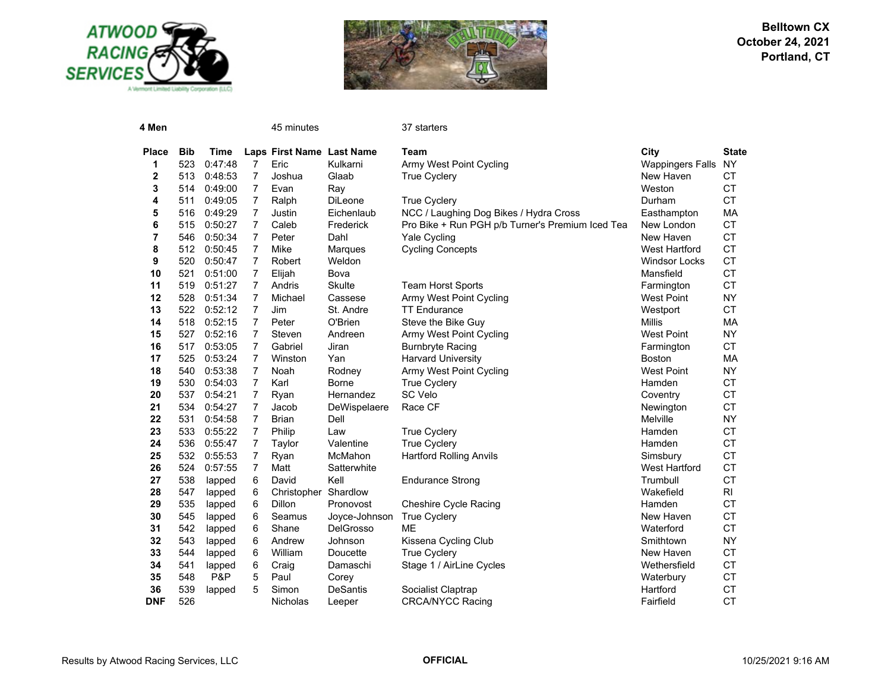**Belltown CX**
**October 24, 2021**
**Portland, CT**

**4 Men** 45 minutes 37 starters

| Place | Bib | Time | Laps | First Name | Last Name | Team | City | State |
|---|---|---|---|---|---|---|---|---|
| 1 | 523 | 0:47:48 | 7 | Eric | Kulkarni | Army West Point Cycling | Wappingers Falls | NY |
| 2 | 513 | 0:48:53 | 7 | Joshua | Glaab | True Cyclery | New Haven | CT |
| 3 | 514 | 0:49:00 | 7 | Evan | Ray | | Weston | CT |
| 4 | 511 | 0:49:05 | 7 | Ralph | DiLeone | True Cyclery | Durham | CT |
| 5 | 516 | 0:49:29 | 7 | Justin | Eichenlaub | NCC / Laughing Dog Bikes / Hydra Cross | Easthampton | MA |
| 6 | 515 | 0:50:27 | 7 | Caleb | Frederick | Pro Bike + Run PGH p/b Turner's Premium Iced Tea | New London | CT |
| 7 | 546 | 0:50:34 | 7 | Peter | Dahl | Yale Cycling | New Haven | CT |
| 8 | 512 | 0:50:45 | 7 | Mike | Marques | Cycling Concepts | West Hartford | CT |
| 9 | 520 | 0:50:47 | 7 | Robert | Weldon | | Windsor Locks | CT |
| 10 | 521 | 0:51:00 | 7 | Elijah | Bova | | Mansfield | CT |
| 11 | 519 | 0:51:27 | 7 | Andris | Skulte | Team Horst Sports | Farmington | CT |
| 12 | 528 | 0:51:34 | 7 | Michael | Cassese | Army West Point Cycling | West Point | NY |
| 13 | 522 | 0:52:12 | 7 | Jim | St. Andre | TT Endurance | Westport | CT |
| 14 | 518 | 0:52:15 | 7 | Peter | O'Brien | Steve the Bike Guy | Millis | MA |
| 15 | 527 | 0:52:16 | 7 | Steven | Andreen | Army West Point Cycling | West Point | NY |
| 16 | 517 | 0:53:05 | 7 | Gabriel | Jiran | Burnbryte Racing | Farmington | CT |
| 17 | 525 | 0:53:24 | 7 | Winston | Yan | Harvard University | Boston | MA |
| 18 | 540 | 0:53:38 | 7 | Noah | Rodney | Army West Point Cycling | West Point | NY |
| 19 | 530 | 0:54:03 | 7 | Karl | Borne | True Cyclery | Hamden | CT |
| 20 | 537 | 0:54:21 | 7 | Ryan | Hernandez | SC Velo | Coventry | CT |
| 21 | 534 | 0:54:27 | 7 | Jacob | DeWispelaere | Race CF | Newington | CT |
| 22 | 531 | 0:54:58 | 7 | Brian | Dell | | Melville | NY |
| 23 | 533 | 0:55:22 | 7 | Philip | Law | True Cyclery | Hamden | CT |
| 24 | 536 | 0:55:47 | 7 | Taylor | Valentine | True Cyclery | Hamden | CT |
| 25 | 532 | 0:55:53 | 7 | Ryan | McMahon | Hartford Rolling Anvils | Simsbury | CT |
| 26 | 524 | 0:57:55 | 7 | Matt | Satterwhite | | West Hartford | CT |
| 27 | 538 | lapped | 6 | David | Kell | Endurance Strong | Trumbull | CT |
| 28 | 547 | lapped | 6 | Christopher | Shardlow | | Wakefield | RI |
| 29 | 535 | lapped | 6 | Dillon | Pronovost | Cheshire Cycle Racing | Hamden | CT |
| 30 | 545 | lapped | 6 | Seamus | Joyce-Johnson | True Cyclery | New Haven | CT |
| 31 | 542 | lapped | 6 | Shane | DelGrosso | ME | Waterford | CT |
| 32 | 543 | lapped | 6 | Andrew | Johnson | Kissena Cycling Club | Smithtown | NY |
| 33 | 544 | lapped | 6 | William | Doucette | True Cyclery | New Haven | CT |
| 34 | 541 | lapped | 6 | Craig | Damaschi | Stage 1 / AirLine Cycles | Wethersfield | CT |
| 35 | 548 | P&P | 5 | Paul | Corey | | Waterbury | CT |
| 36 | 539 | lapped | 5 | Simon | DeSantis | Socialist Claptrap | Hartford | CT |
| DNF | 526 | | | Nicholas | Leeper | CRCA/NYCC Racing | Fairfield | CT |

Results by Atwood Racing Services, LLC **OFFICIAL** 10/25/2021 9:16 AM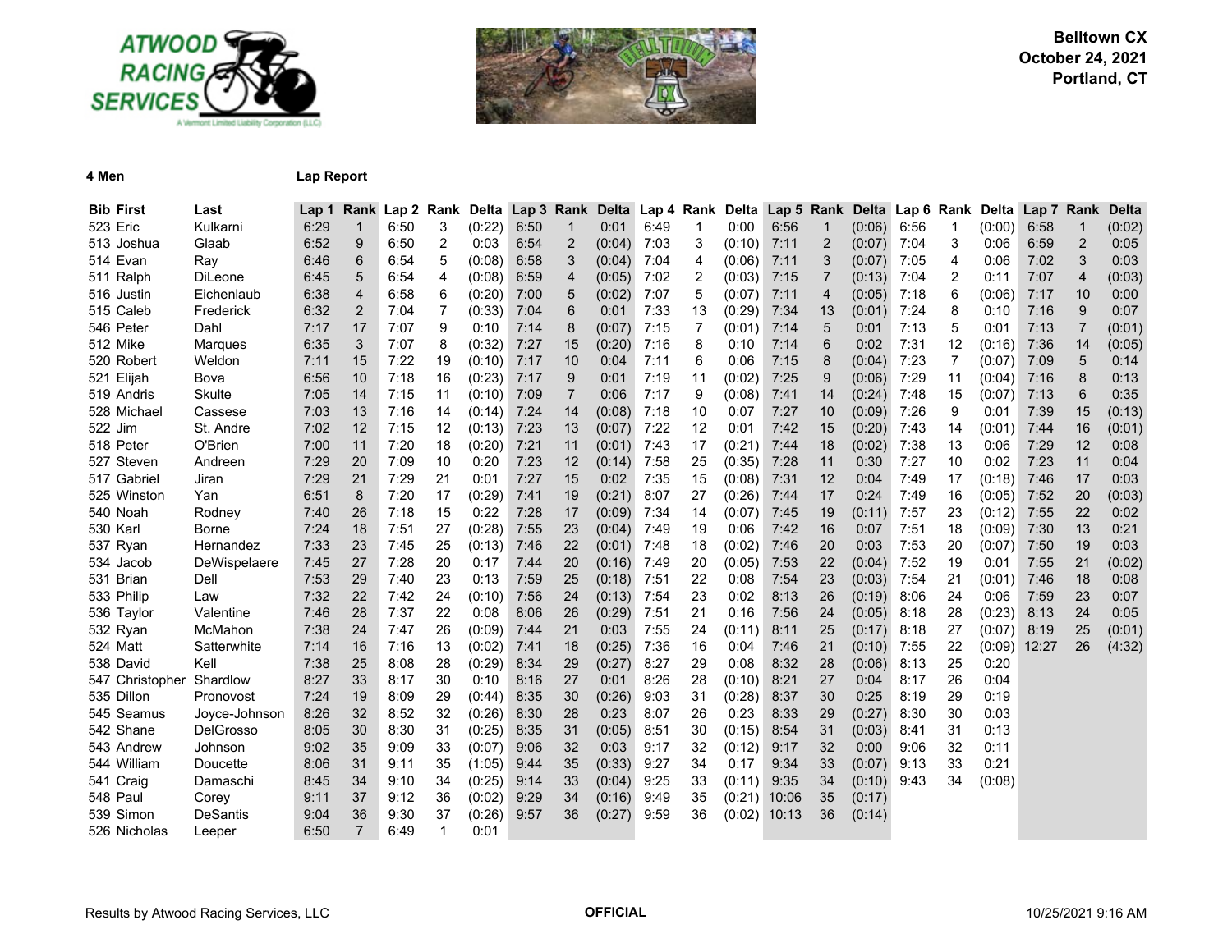**Belltown CX**
**October 24, 2021**
**Portland, CT**

**4 Men** **Lap Report**

| Bib | First | Last | Lap 1 | Rank | Lap 2 | Rank | Delta | Lap 3 | Rank | Delta | Lap 4 | Rank | Delta | Lap 5 | Rank | Delta | Lap 6 | Rank | Delta | Lap 7 | Rank | Delta |
|---|---|---|---|---|---|---|---|---|---|---|---|---|---|---|---|---|---|---|---|---|---|---|
| 523 | Eric | Kulkarni | 6:29 | 1 | 6:50 | 3 | (0:22) | 6:50 | 1 | 0:01 | 6:49 | 1 | 0:00 | 6:56 | 1 | (0:06) | 6:56 | 1 | (0:00) | 6:58 | 1 | (0:02) |
| 513 | Joshua | Glaab | 6:52 | 9 | 6:50 | 2 | 0:03 | 6:54 | 2 | (0:04) | 7:03 | 3 | (0:10) | 7:11 | 2 | (0:07) | 7:04 | 3 | 0:06 | 6:59 | 2 | 0:05 |
| 514 | Evan | Ray | 6:46 | 6 | 6:54 | 5 | (0:08) | 6:58 | 3 | (0:04) | 7:04 | 4 | (0:06) | 7:11 | 3 | (0:07) | 7:05 | 4 | 0:06 | 7:02 | 3 | 0:03 |
| 511 | Ralph | DiLeone | 6:45 | 5 | 6:54 | 4 | (0:08) | 6:59 | 4 | (0:05) | 7:02 | 2 | (0:03) | 7:15 | 7 | (0:13) | 7:04 | 2 | 0:11 | 7:07 | 4 | (0:03) |
| 516 | Justin | Eichenlaub | 6:38 | 4 | 6:58 | 6 | (0:20) | 7:00 | 5 | (0:02) | 7:07 | 5 | (0:07) | 7:11 | 4 | (0:05) | 7:18 | 6 | (0:06) | 7:17 | 10 | 0:00 |
| 515 | Caleb | Frederick | 6:32 | 2 | 7:04 | 7 | (0:33) | 7:04 | 6 | 0:01 | 7:33 | 13 | (0:29) | 7:34 | 13 | (0:01) | 7:24 | 8 | 0:10 | 7:16 | 9 | 0:07 |
| 546 | Peter | Dahl | 7:17 | 17 | 7:07 | 9 | 0:10 | 7:14 | 8 | (0:07) | 7:15 | 7 | (0:01) | 7:14 | 5 | 0:01 | 7:13 | 5 | 0:01 | 7:13 | 7 | (0:01) |
| 512 | Mike | Marques | 6:35 | 3 | 7:07 | 8 | (0:32) | 7:27 | 15 | (0:20) | 7:16 | 8 | 0:10 | 7:14 | 6 | 0:02 | 7:31 | 12 | (0:16) | 7:36 | 14 | (0:05) |
| 520 | Robert | Weldon | 7:11 | 15 | 7:22 | 19 | (0:10) | 7:17 | 10 | 0:04 | 7:11 | 6 | 0:06 | 7:15 | 8 | (0:04) | 7:23 | 7 | (0:07) | 7:09 | 5 | 0:14 |
| 521 | Elijah | Bova | 6:56 | 10 | 7:18 | 16 | (0:23) | 7:17 | 9 | 0:01 | 7:19 | 11 | (0:02) | 7:25 | 9 | (0:06) | 7:29 | 11 | (0:04) | 7:16 | 8 | 0:13 |
| 519 | Andris | Skulte | 7:05 | 14 | 7:15 | 11 | (0:10) | 7:09 | 7 | 0:06 | 7:17 | 9 | (0:08) | 7:41 | 14 | (0:24) | 7:48 | 15 | (0:07) | 7:13 | 6 | 0:35 |
| 528 | Michael | Cassese | 7:03 | 13 | 7:16 | 14 | (0:14) | 7:24 | 14 | (0:08) | 7:18 | 10 | 0:07 | 7:27 | 10 | (0:09) | 7:26 | 9 | 0:01 | 7:39 | 15 | (0:13) |
| 522 | Jim | St. Andre | 7:02 | 12 | 7:15 | 12 | (0:13) | 7:23 | 13 | (0:07) | 7:22 | 12 | 0:01 | 7:42 | 15 | (0:20) | 7:43 | 14 | (0:01) | 7:44 | 16 | (0:01) |
| 518 | Peter | O'Brien | 7:00 | 11 | 7:20 | 18 | (0:20) | 7:21 | 11 | (0:01) | 7:43 | 17 | (0:21) | 7:44 | 18 | (0:02) | 7:38 | 13 | 0:06 | 7:29 | 12 | 0:08 |
| 527 | Steven | Andreen | 7:29 | 20 | 7:09 | 10 | 0:20 | 7:23 | 12 | (0:14) | 7:58 | 25 | (0:35) | 7:28 | 11 | 0:30 | 7:27 | 10 | 0:02 | 7:23 | 11 | 0:04 |
| 517 | Gabriel | Jiran | 7:29 | 21 | 7:29 | 21 | 0:01 | 7:27 | 15 | 0:02 | 7:35 | 15 | (0:08) | 7:31 | 12 | 0:04 | 7:49 | 17 | (0:18) | 7:46 | 17 | 0:03 |
| 525 | Winston | Yan | 6:51 | 8 | 7:20 | 17 | (0:29) | 7:41 | 19 | (0:21) | 8:07 | 27 | (0:26) | 7:44 | 17 | 0:24 | 7:49 | 16 | (0:05) | 7:52 | 20 | (0:03) |
| 540 | Noah | Rodney | 7:40 | 26 | 7:18 | 15 | 0:22 | 7:28 | 17 | (0:09) | 7:34 | 14 | (0:07) | 7:45 | 19 | (0:11) | 7:57 | 23 | (0:12) | 7:55 | 22 | 0:02 |
| 530 | Karl | Borne | 7:24 | 18 | 7:51 | 27 | (0:28) | 7:55 | 23 | (0:04) | 7:49 | 19 | 0:06 | 7:42 | 16 | 0:07 | 7:51 | 18 | (0:09) | 7:30 | 13 | 0:21 |
| 537 | Ryan | Hernandez | 7:33 | 23 | 7:45 | 25 | (0:13) | 7:46 | 22 | (0:01) | 7:48 | 18 | (0:02) | 7:46 | 20 | 0:03 | 7:53 | 20 | (0:07) | 7:50 | 19 | 0:03 |
| 534 | Jacob | DeWispelaere | 7:45 | 27 | 7:28 | 20 | 0:17 | 7:44 | 20 | (0:16) | 7:49 | 20 | (0:05) | 7:53 | 22 | (0:04) | 7:52 | 19 | 0:01 | 7:55 | 21 | (0:02) |
| 531 | Brian | Dell | 7:53 | 29 | 7:40 | 23 | 0:13 | 7:59 | 25 | (0:18) | 7:51 | 22 | 0:08 | 7:54 | 23 | (0:03) | 7:54 | 21 | (0:01) | 7:46 | 18 | 0:08 |
| 533 | Philip | Law | 7:32 | 22 | 7:42 | 24 | (0:10) | 7:56 | 24 | (0:13) | 7:54 | 23 | 0:02 | 8:13 | 26 | (0:19) | 8:06 | 24 | 0:06 | 7:59 | 23 | 0:07 |
| 536 | Taylor | Valentine | 7:46 | 28 | 7:37 | 22 | 0:08 | 8:06 | 26 | (0:29) | 7:51 | 21 | 0:16 | 7:56 | 24 | (0:05) | 8:18 | 28 | (0:23) | 8:13 | 24 | 0:05 |
| 532 | Ryan | McMahon | 7:38 | 24 | 7:47 | 26 | (0:09) | 7:44 | 21 | 0:03 | 7:55 | 24 | (0:11) | 8:11 | 25 | (0:17) | 8:18 | 27 | (0:07) | 8:19 | 25 | (0:01) |
| 524 | Matt | Satterwhite | 7:14 | 16 | 7:16 | 13 | (0:02) | 7:41 | 18 | (0:25) | 7:36 | 16 | 0:04 | 7:46 | 21 | (0:10) | 7:55 | 22 | (0:09) | 12:27 | 26 | (4:32) |
| 538 | David | Kell | 7:38 | 25 | 8:08 | 28 | (0:29) | 8:34 | 29 | (0:27) | 8:27 | 29 | 0:08 | 8:32 | 28 | (0:06) | 8:13 | 25 | 0:20 | | | |
| 547 | Christopher | Shardlow | 8:27 | 33 | 8:17 | 30 | 0:10 | 8:16 | 27 | 0:01 | 8:26 | 28 | (0:10) | 8:21 | 27 | 0:04 | 8:17 | 26 | 0:04 | | | |
| 535 | Dillon | Pronovost | 7:24 | 19 | 8:09 | 29 | (0:44) | 8:35 | 30 | (0:26) | 9:03 | 31 | (0:28) | 8:37 | 30 | 0:25 | 8:19 | 29 | 0:19 | | | |
| 545 | Seamus | Joyce-Johnson | 8:26 | 32 | 8:52 | 32 | (0:26) | 8:30 | 28 | 0:23 | 8:07 | 26 | 0:23 | 8:33 | 29 | (0:27) | 8:30 | 30 | 0:03 | | | |
| 542 | Shane | DelGrosso | 8:05 | 30 | 8:30 | 31 | (0:25) | 8:35 | 31 | (0:05) | 8:51 | 30 | (0:15) | 8:54 | 31 | (0:03) | 8:41 | 31 | 0:13 | | | |
| 543 | Andrew | Johnson | 9:02 | 35 | 9:09 | 33 | (0:07) | 9:06 | 32 | 0:03 | 9:17 | 32 | (0:12) | 9:17 | 32 | 0:00 | 9:06 | 32 | 0:11 | | | |
| 544 | William | Doucette | 8:06 | 31 | 9:11 | 35 | (1:05) | 9:44 | 35 | (0:33) | 9:27 | 34 | 0:17 | 9:34 | 33 | (0:07) | 9:13 | 33 | 0:21 | | | |
| 541 | Craig | Damaschi | 8:45 | 34 | 9:10 | 34 | (0:25) | 9:14 | 33 | (0:04) | 9:25 | 33 | (0:11) | 9:35 | 34 | (0:10) | 9:43 | 34 | (0:08) | | | |
| 548 | Paul | Corey | 9:11 | 37 | 9:12 | 36 | (0:02) | 9:29 | 34 | (0:16) | 9:49 | 35 | (0:21) | 10:06 | 35 | (0:17) | | | | | | |
| 539 | Simon | DeSantis | 9:04 | 36 | 9:30 | 37 | (0:26) | 9:57 | 36 | (0:27) | 9:59 | 36 | (0:02) | 10:13 | 36 | (0:14) | | | | | | |
| 526 | Nicholas | Leeper | 6:50 | 7 | 6:49 | 1 | 0:01 | | | | | | | | | | | | | | | |

Results by Atwood Racing Services, LLC — **OFFICIAL** — 10/25/2021 9:16 AM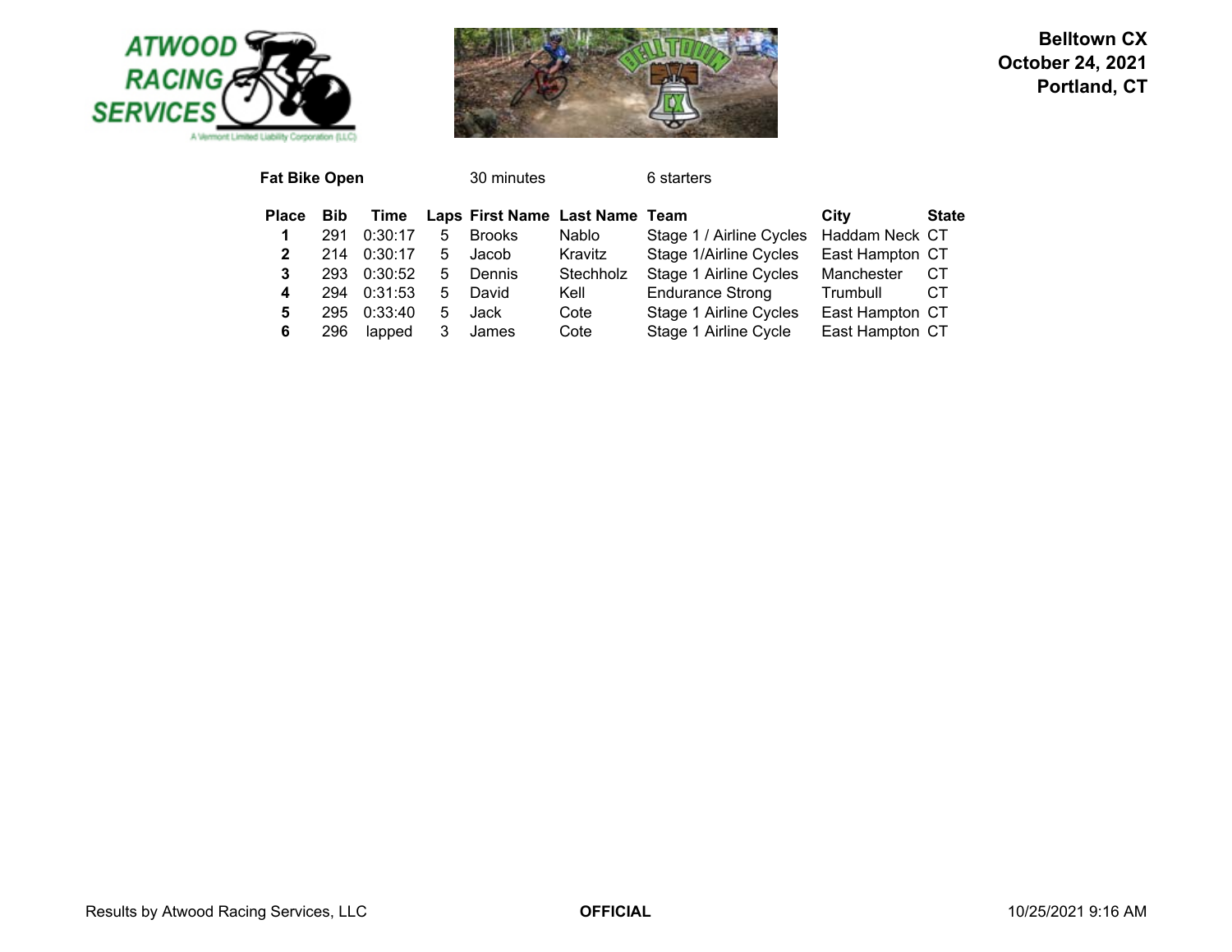**Belltown CX**
**October 24, 2021**
**Portland, CT**

**Fat Bike Open** 30 minutes 6 starters

| Place | Bib | Time | Laps | First Name | Last Name | Team | City | State |
|---|---|---|---|---|---|---|---|---|
| **1** | 291 | 0:30:17 | 5 | Brooks | Nablo | Stage 1 / Airline Cycles | Haddam Neck | CT |
| **2** | 214 | 0:30:17 | 5 | Jacob | Kravitz | Stage 1/Airline Cycles | East Hampton | CT |
| **3** | 293 | 0:30:52 | 5 | Dennis | Stechholz | Stage 1 Airline Cycles | Manchester | CT |
| **4** | 294 | 0:31:53 | 5 | David | Kell | Endurance Strong | Trumbull | CT |
| **5** | 295 | 0:33:40 | 5 | Jack | Cote | Stage 1 Airline Cycles | East Hampton | CT |
| **6** | 296 | lapped | 3 | James | Cote | Stage 1 Airline Cycle | East Hampton | CT |

Results by Atwood Racing Services, LLC **OFFICIAL** 10/25/2021 9:16 AM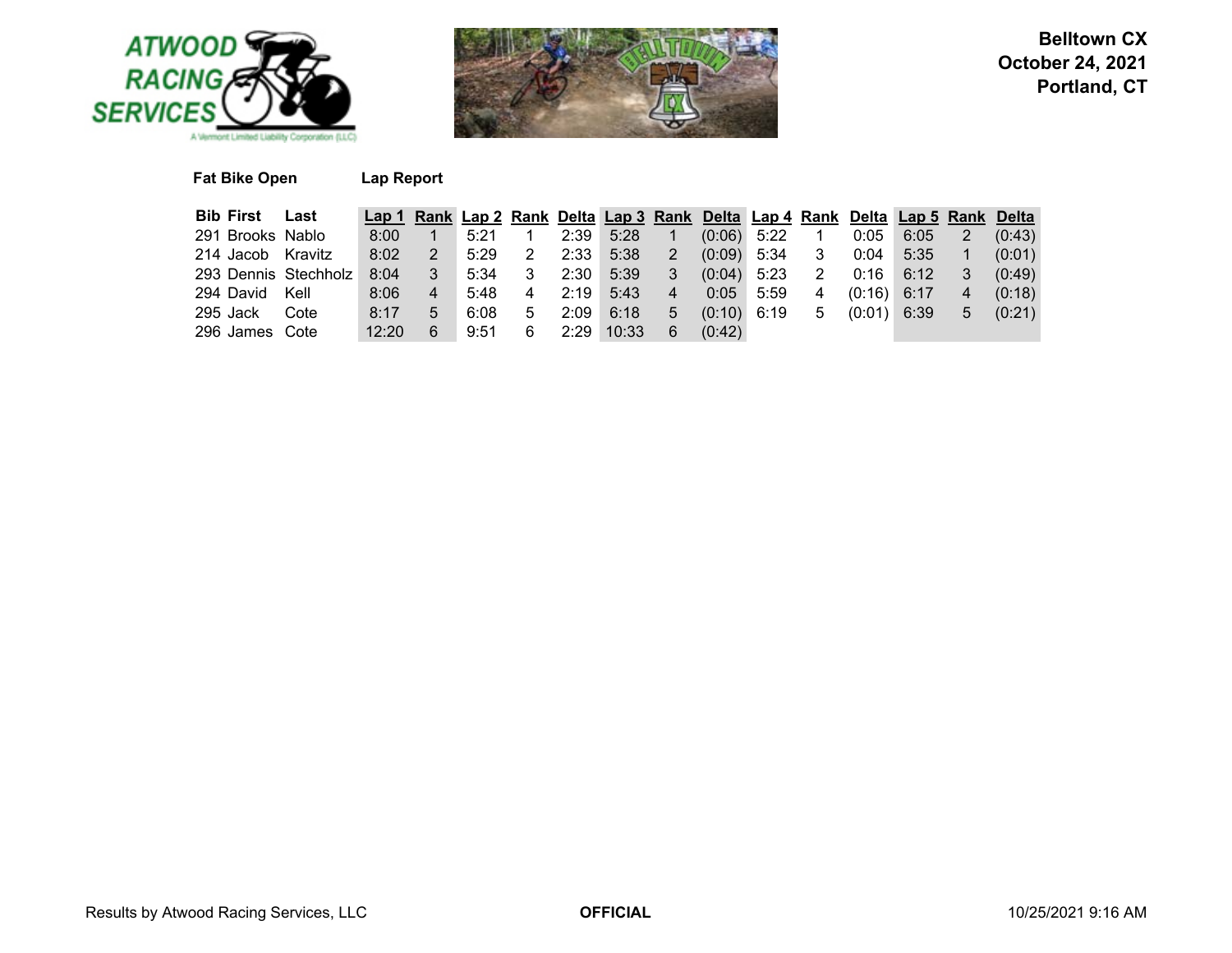**Belltown CX**
**October 24, 2021**
**Portland, CT**

**Fat Bike Open** **Lap Report**

| Bib | First | Last | Lap 1 | Rank | Lap 2 | Rank | Delta | Lap 3 | Rank | Delta | Lap 4 | Rank | Delta | Lap 5 | Rank | Delta |
|---|---|---|---|---|---|---|---|---|---|---|---|---|---|---|---|---|
| 291 | Brooks | Nablo | 8:00 | 1 | 5:21 | 1 | 2:39 | 5:28 | 1 | (0:06) | 5:22 | 1 | 0:05 | 6:05 | 2 | (0:43) |
| 214 | Jacob | Kravitz | 8:02 | 2 | 5:29 | 2 | 2:33 | 5:38 | 2 | (0:09) | 5:34 | 3 | 0:04 | 5:35 | 1 | (0:01) |
| 293 | Dennis | Stechholz | 8:04 | 3 | 5:34 | 3 | 2:30 | 5:39 | 3 | (0:04) | 5:23 | 2 | 0:16 | 6:12 | 3 | (0:49) |
| 294 | David | Kell | 8:06 | 4 | 5:48 | 4 | 2:19 | 5:43 | 4 | 0:05 | 5:59 | 4 | (0:16) | 6:17 | 4 | (0:18) |
| 295 | Jack | Cote | 8:17 | 5 | 6:08 | 5 | 2:09 | 6:18 | 5 | (0:10) | 6:19 | 5 | (0:01) | 6:39 | 5 | (0:21) |
| 296 | James | Cote | 12:20 | 6 | 9:51 | 6 | 2:29 | 10:33 | 6 | (0:42) | | | | | | |

Results by Atwood Racing Services, LLC **OFFICIAL** 10/25/2021 9:16 AM